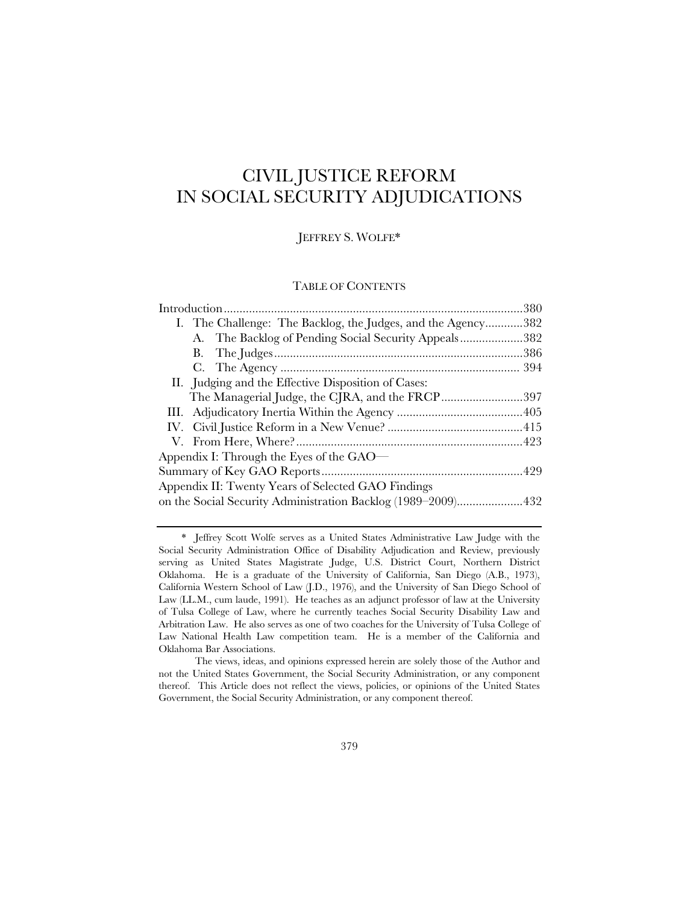# CIVIL JUSTICE REFORM IN SOCIAL SECURITY ADJUDICATIONS

JEFFREY S. WOLFE*

## TABLE OF CONTENTS

Introduction ............................................................................................380

I. The Challenge: The Backlog, the Judges, and the Agency............382

   A. The Backlog of Pending Social Security Appeals....................382

   B. The Judges..............................................................................386

   C. The Agency ........................................................................... 394

II. Judging and the Effective Disposition of Cases: The Managerial Judge, the CJRA, and the FRCP..........................397

III. Adjudicatory Inertia Within the Agency ........................................405

IV. Civil Justice Reform in a New Venue? ...........................................415

V. From Here, Where?........................................................................423

Appendix I: Through the Eyes of the GAO— Summary of Key GAO Reports................................................................429

Appendix II: Twenty Years of Selected GAO Findings on the Social Security Administration Backlog (1989–2009).....................432

---

\* Jeffrey Scott Wolfe serves as a United States Administrative Law Judge with the Social Security Administration Office of Disability Adjudication and Review, previously serving as United States Magistrate Judge, U.S. District Court, Northern District Oklahoma. He is a graduate of the University of California, San Diego (A.B., 1973), California Western School of Law (J.D., 1976), and the University of San Diego School of Law (LL.M., cum laude, 1991). He teaches as an adjunct professor of law at the University of Tulsa College of Law, where he currently teaches Social Security Disability Law and Arbitration Law. He also serves as one of two coaches for the University of Tulsa College of Law National Health Law competition team. He is a member of the California and Oklahoma Bar Associations.

The views, ideas, and opinions expressed herein are solely those of the Author and not the United States Government, the Social Security Administration, or any component thereof. This Article does not reflect the views, policies, or opinions of the United States Government, the Social Security Administration, or any component thereof.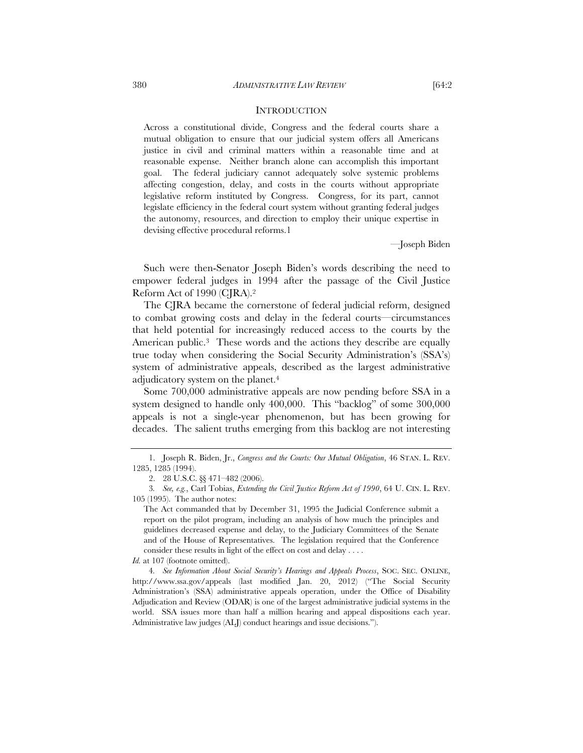## INTRODUCTION

> Across a constitutional divide, Congress and the federal courts share a mutual obligation to ensure that our judicial system offers all Americans justice in civil and criminal matters within a reasonable time and at reasonable expense. Neither branch alone can accomplish this important goal. The federal judiciary cannot adequately solve systemic problems affecting congestion, delay, and costs in the courts without appropriate legislative reform instituted by Congress. Congress, for its part, cannot legislate efficiency in the federal court system without granting federal judges the autonomy, resources, and direction to employ their unique expertise in devising effective procedural reforms.[1]
>
> —Joseph Biden

Such were then-Senator Joseph Biden's words describing the need to empower federal judges in 1994 after the passage of the Civil Justice Reform Act of 1990 (CJRA).[2]

The CJRA became the cornerstone of federal judicial reform, designed to combat growing costs and delay in the federal courts—circumstances that held potential for increasingly reduced access to the courts by the American public.[3] These words and the actions they describe are equally true today when considering the Social Security Administration's (SSA's) system of administrative appeals, described as the largest administrative adjudicatory system on the planet.[4]

Some 700,000 administrative appeals are now pending before SSA in a system designed to handle only 400,000. This "backlog" of some 300,000 appeals is not a single-year phenomenon, but has been growing for decades. The salient truths emerging from this backlog are not interesting

---

1. Joseph R. Biden, Jr., *Congress and the Courts: Our Mutual Obligation*, 46 STAN. L. REV. 1285, 1285 (1994).

2. 28 U.S.C. §§ 471–482 (2006).

3. *See, e.g.*, Carl Tobias, *Extending the Civil Justice Reform Act of 1990*, 64 U. CIN. L. REV. 105 (1995). The author notes:

> The Act commanded that by December 31, 1995 the Judicial Conference submit a report on the pilot program, including an analysis of how much the principles and guidelines decreased expense and delay, to the Judiciary Committees of the Senate and of the House of Representatives. The legislation required that the Conference consider these results in light of the effect on cost and delay . . . .

*Id.* at 107 (footnote omitted).

4. *See Information About Social Security's Hearings and Appeals Process*, SOC. SEC. ONLINE, http://www.ssa.gov/appeals (last modified Jan. 20, 2012) ("The Social Security Administration's (SSA) administrative appeals operation, under the Office of Disability Adjudication and Review (ODAR) is one of the largest administrative judicial systems in the world. SSA issues more than half a million hearing and appeal dispositions each year. Administrative law judges (ALJ) conduct hearings and issue decisions.").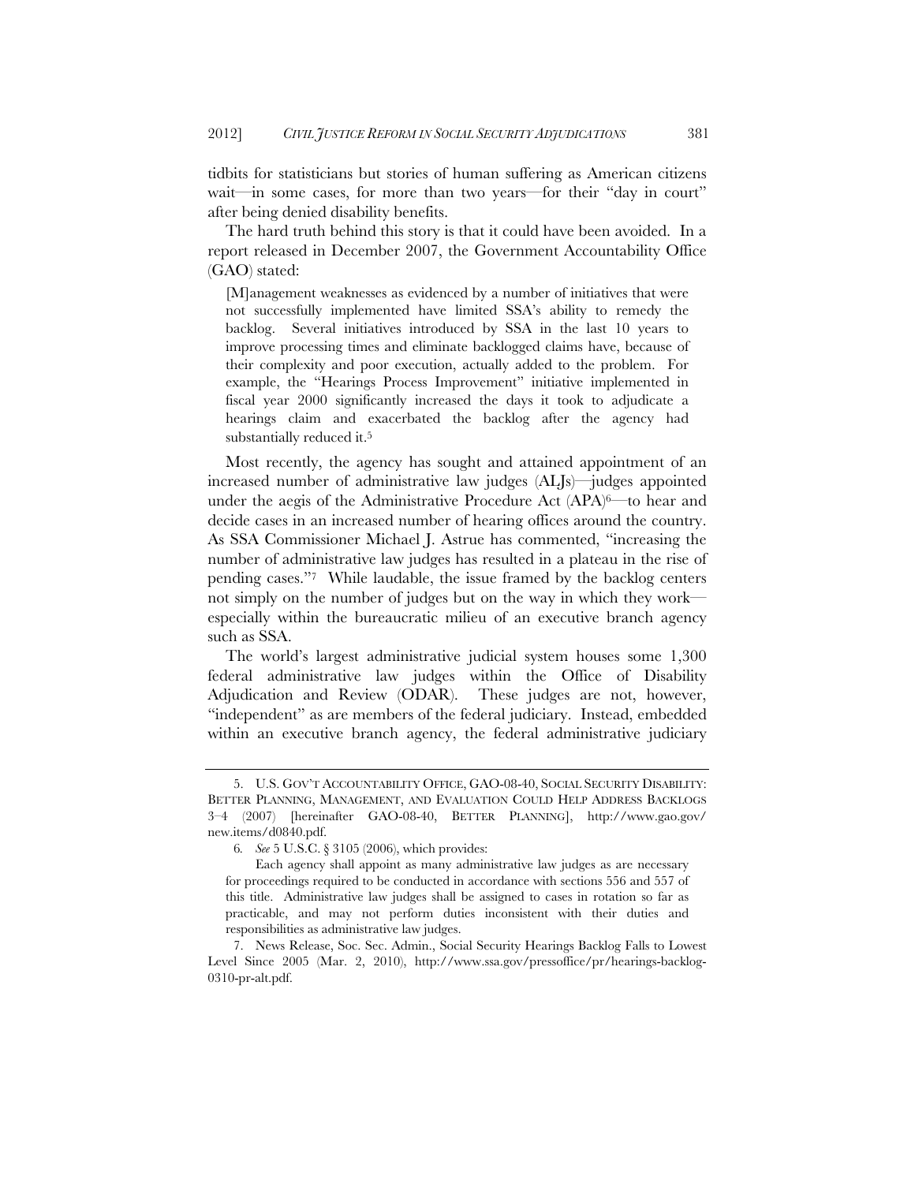tidbits for statisticians but stories of human suffering as American citizens wait—in some cases, for more than two years—for their "day in court" after being denied disability benefits.

The hard truth behind this story is that it could have been avoided. In a report released in December 2007, the Government Accountability Office (GAO) stated:

> [M]anagement weaknesses as evidenced by a number of initiatives that were not successfully implemented have limited SSA's ability to remedy the backlog. Several initiatives introduced by SSA in the last 10 years to improve processing times and eliminate backlogged claims have, because of their complexity and poor execution, actually added to the problem. For example, the "Hearings Process Improvement" initiative implemented in fiscal year 2000 significantly increased the days it took to adjudicate a hearings claim and exacerbated the backlog after the agency had substantially reduced it.[5]

Most recently, the agency has sought and attained appointment of an increased number of administrative law judges (ALJs)—judges appointed under the aegis of the Administrative Procedure Act (APA)[6]—to hear and decide cases in an increased number of hearing offices around the country. As SSA Commissioner Michael J. Astrue has commented, "increasing the number of administrative law judges has resulted in a plateau in the rise of pending cases."[7] While laudable, the issue framed by the backlog centers not simply on the number of judges but on the way in which they work—especially within the bureaucratic milieu of an executive branch agency such as SSA.

The world's largest administrative judicial system houses some 1,300 federal administrative law judges within the Office of Disability Adjudication and Review (ODAR). These judges are not, however, "independent" as are members of the federal judiciary. Instead, embedded within an executive branch agency, the federal administrative judiciary

---

5. U.S. GOV'T ACCOUNTABILITY OFFICE, GAO-08-40, SOCIAL SECURITY DISABILITY: BETTER PLANNING, MANAGEMENT, AND EVALUATION COULD HELP ADDRESS BACKLOGS 3–4 (2007) [hereinafter GAO-08-40, BETTER PLANNING], http://www.gao.gov/new.items/d0840.pdf.

6. *See* 5 U.S.C. § 3105 (2006), which provides:

> Each agency shall appoint as many administrative law judges as are necessary for proceedings required to be conducted in accordance with sections 556 and 557 of this title. Administrative law judges shall be assigned to cases in rotation so far as practicable, and may not perform duties inconsistent with their duties and responsibilities as administrative law judges.

7. News Release, Soc. Sec. Admin., Social Security Hearings Backlog Falls to Lowest Level Since 2005 (Mar. 2, 2010), http://www.ssa.gov/pressoffice/pr/hearings-backlog-0310-pr-alt.pdf.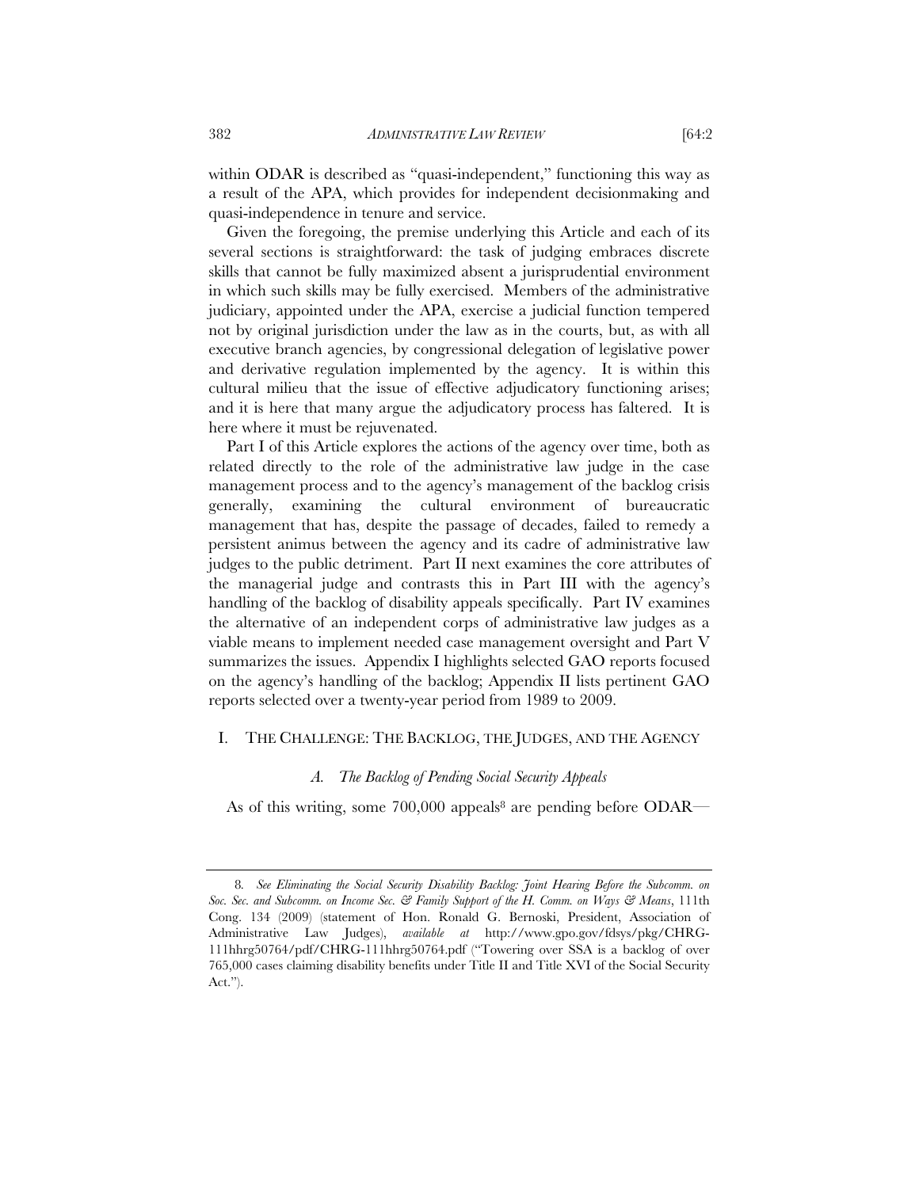within ODAR is described as "quasi-independent," functioning this way as a result of the APA, which provides for independent decisionmaking and quasi-independence in tenure and service.

Given the foregoing, the premise underlying this Article and each of its several sections is straightforward: the task of judging embraces discrete skills that cannot be fully maximized absent a jurisprudential environment in which such skills may be fully exercised. Members of the administrative judiciary, appointed under the APA, exercise a judicial function tempered not by original jurisdiction under the law as in the courts, but, as with all executive branch agencies, by congressional delegation of legislative power and derivative regulation implemented by the agency. It is within this cultural milieu that the issue of effective adjudicatory functioning arises; and it is here that many argue the adjudicatory process has faltered. It is here where it must be rejuvenated.

Part I of this Article explores the actions of the agency over time, both as related directly to the role of the administrative law judge in the case management process and to the agency's management of the backlog crisis generally, examining the cultural environment of bureaucratic management that has, despite the passage of decades, failed to remedy a persistent animus between the agency and its cadre of administrative law judges to the public detriment. Part II next examines the core attributes of the managerial judge and contrasts this in Part III with the agency's handling of the backlog of disability appeals specifically. Part IV examines the alternative of an independent corps of administrative law judges as a viable means to implement needed case management oversight and Part V summarizes the issues. Appendix I highlights selected GAO reports focused on the agency's handling of the backlog; Appendix II lists pertinent GAO reports selected over a twenty-year period from 1989 to 2009.

## I. THE CHALLENGE: THE BACKLOG, THE JUDGES, AND THE AGENCY

### *A. The Backlog of Pending Social Security Appeals*

As of this writing, some 700,000 appeals[8] are pending before ODAR—

---

8. *See Eliminating the Social Security Disability Backlog: Joint Hearing Before the Subcomm. on Soc. Sec. and Subcomm. on Income Sec. & Family Support of the H. Comm. on Ways & Means*, 111th Cong. 134 (2009) (statement of Hon. Ronald G. Bernoski, President, Association of Administrative Law Judges), *available at* http://www.gpo.gov/fdsys/pkg/CHRG-111hhrg50764/pdf/CHRG-111hhrg50764.pdf ("Towering over SSA is a backlog of over 765,000 cases claiming disability benefits under Title II and Title XVI of the Social Security Act.").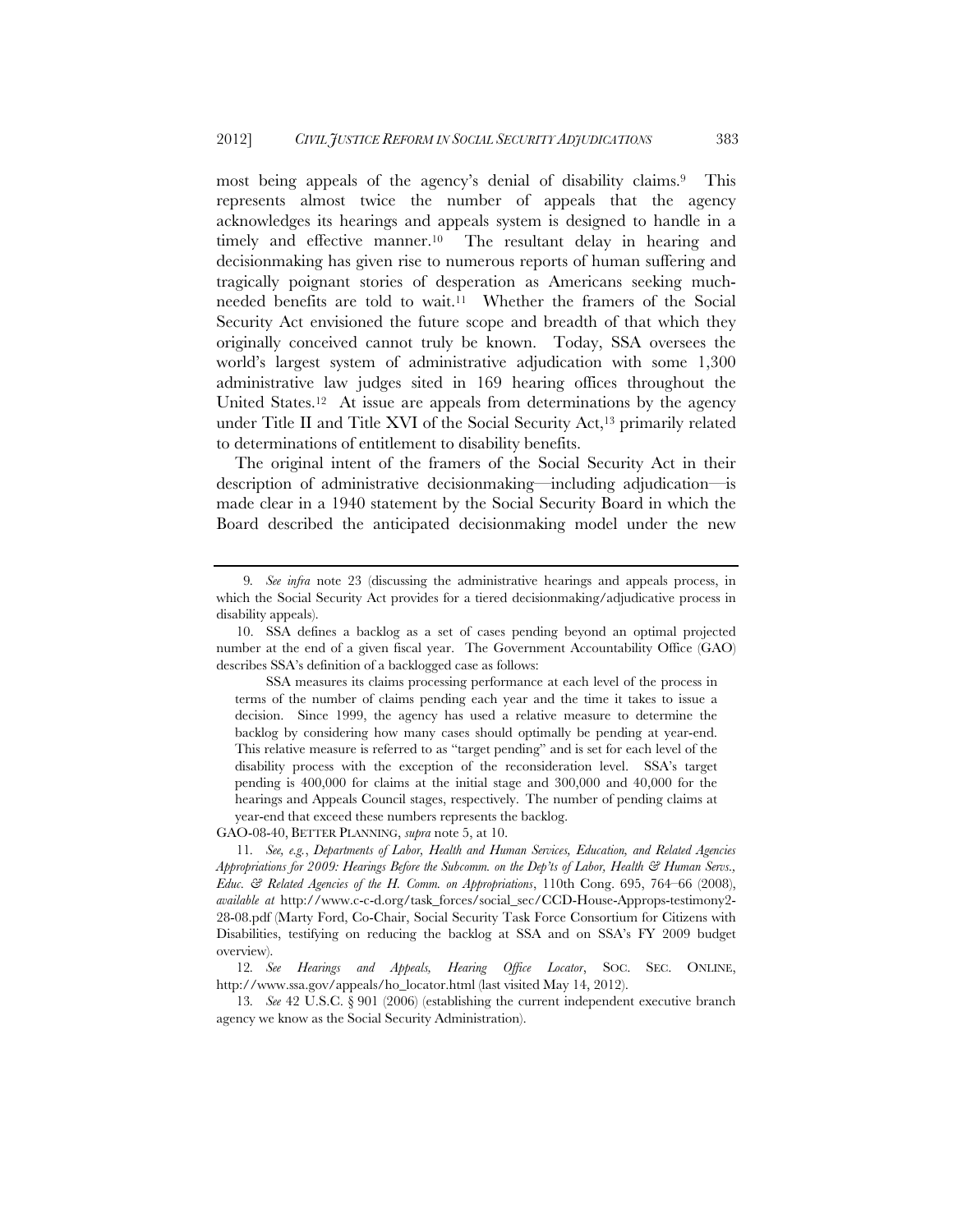most being appeals of the agency's denial of disability claims.[9] This represents almost twice the number of appeals that the agency acknowledges its hearings and appeals system is designed to handle in a timely and effective manner.[10] The resultant delay in hearing and decisionmaking has given rise to numerous reports of human suffering and tragically poignant stories of desperation as Americans seeking much-needed benefits are told to wait.[11] Whether the framers of the Social Security Act envisioned the future scope and breadth of that which they originally conceived cannot truly be known. Today, SSA oversees the world's largest system of administrative adjudication with some 1,300 administrative law judges sited in 169 hearing offices throughout the United States.[12] At issue are appeals from determinations by the agency under Title II and Title XVI of the Social Security Act,[13] primarily related to determinations of entitlement to disability benefits.

The original intent of the framers of the Social Security Act in their description of administrative decisionmaking—including adjudication—is made clear in a 1940 statement by the Social Security Board in which the Board described the anticipated decisionmaking model under the new

---

9. *See infra* note 23 (discussing the administrative hearings and appeals process, in which the Social Security Act provides for a tiered decisionmaking/adjudicative process in disability appeals).

10. SSA defines a backlog as a set of cases pending beyond an optimal projected number at the end of a given fiscal year. The Government Accountability Office (GAO) describes SSA's definition of a backlogged case as follows:

> SSA measures its claims processing performance at each level of the process in terms of the number of claims pending each year and the time it takes to issue a decision. Since 1999, the agency has used a relative measure to determine the backlog by considering how many cases should optimally be pending at year-end. This relative measure is referred to as "target pending" and is set for each level of the disability process with the exception of the reconsideration level. SSA's target pending is 400,000 for claims at the initial stage and 300,000 and 40,000 for the hearings and Appeals Council stages, respectively. The number of pending claims at year-end that exceed these numbers represents the backlog.

GAO-08-40, BETTER PLANNING, *supra* note 5, at 10.

11. *See, e.g.*, *Departments of Labor, Health and Human Services, Education, and Related Agencies Appropriations for 2009: Hearings Before the Subcomm. on the Dep'ts of Labor, Health & Human Servs., Educ. & Related Agencies of the H. Comm. on Appropriations*, 110th Cong. 695, 764–66 (2008), *available at* http://www.c-c-d.org/task_forces/social_sec/CCD-House-Approps-testimony2-28-08.pdf (Marty Ford, Co-Chair, Social Security Task Force Consortium for Citizens with Disabilities, testifying on reducing the backlog at SSA and on SSA's FY 2009 budget overview).

12. *See Hearings and Appeals, Hearing Office Locator*, SOC. SEC. ONLINE, http://www.ssa.gov/appeals/ho_locator.html (last visited May 14, 2012).

13. *See* 42 U.S.C. § 901 (2006) (establishing the current independent executive branch agency we know as the Social Security Administration).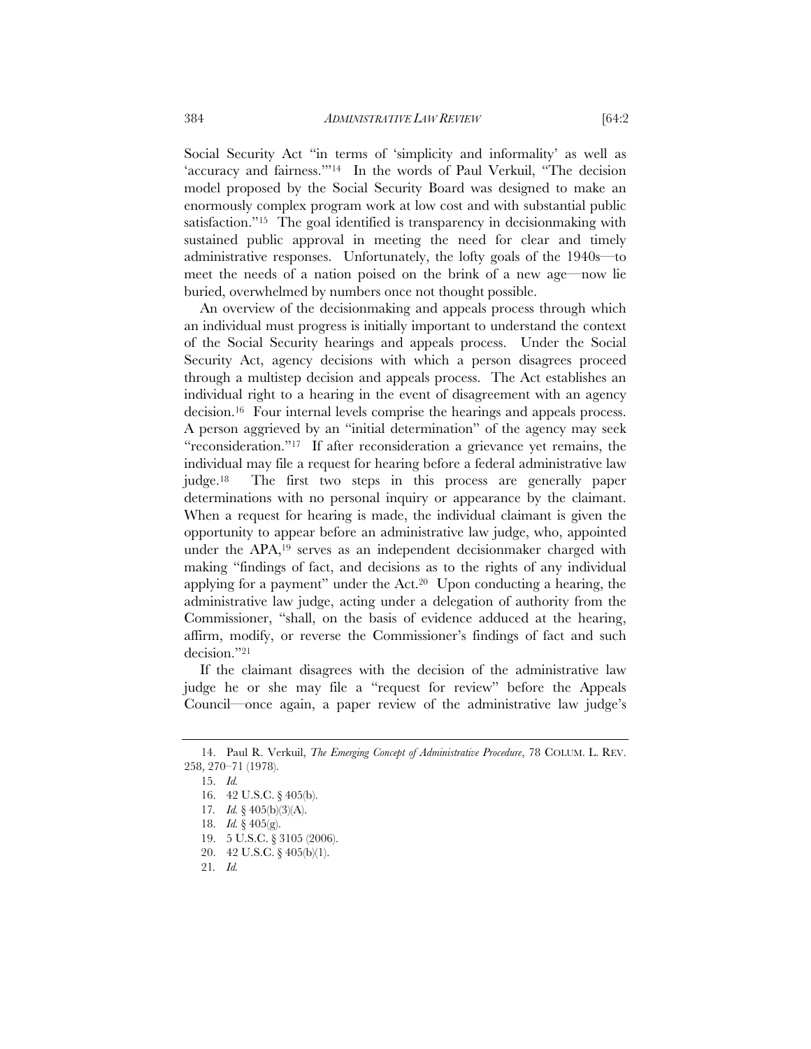Social Security Act "in terms of 'simplicity and informality' as well as 'accuracy and fairness.'"[14] In the words of Paul Verkuil, "The decision model proposed by the Social Security Board was designed to make an enormously complex program work at low cost and with substantial public satisfaction."[15] The goal identified is transparency in decisionmaking with sustained public approval in meeting the need for clear and timely administrative responses. Unfortunately, the lofty goals of the 1940s—to meet the needs of a nation poised on the brink of a new age—now lie buried, overwhelmed by numbers once not thought possible.

An overview of the decisionmaking and appeals process through which an individual must progress is initially important to understand the context of the Social Security hearings and appeals process. Under the Social Security Act, agency decisions with which a person disagrees proceed through a multistep decision and appeals process. The Act establishes an individual right to a hearing in the event of disagreement with an agency decision.[16] Four internal levels comprise the hearings and appeals process. A person aggrieved by an "initial determination" of the agency may seek "reconsideration."[17] If after reconsideration a grievance yet remains, the individual may file a request for hearing before a federal administrative law judge.[18] The first two steps in this process are generally paper determinations with no personal inquiry or appearance by the claimant. When a request for hearing is made, the individual claimant is given the opportunity to appear before an administrative law judge, who, appointed under the APA,[19] serves as an independent decisionmaker charged with making "findings of fact, and decisions as to the rights of any individual applying for a payment" under the Act.[20] Upon conducting a hearing, the administrative law judge, acting under a delegation of authority from the Commissioner, "shall, on the basis of evidence adduced at the hearing, affirm, modify, or reverse the Commissioner's findings of fact and such decision."[21]

If the claimant disagrees with the decision of the administrative law judge he or she may file a "request for review" before the Appeals Council—once again, a paper review of the administrative law judge's

---

14. Paul R. Verkuil, *The Emerging Concept of Administrative Procedure*, 78 COLUM. L. REV. 258, 270–71 (1978).

15. *Id.*

16. 42 U.S.C. § 405(b).

17. *Id.* § 405(b)(3)(A).

18. *Id.* § 405(g).

19. 5 U.S.C. § 3105 (2006).

20. 42 U.S.C. § 405(b)(1).

21. *Id.*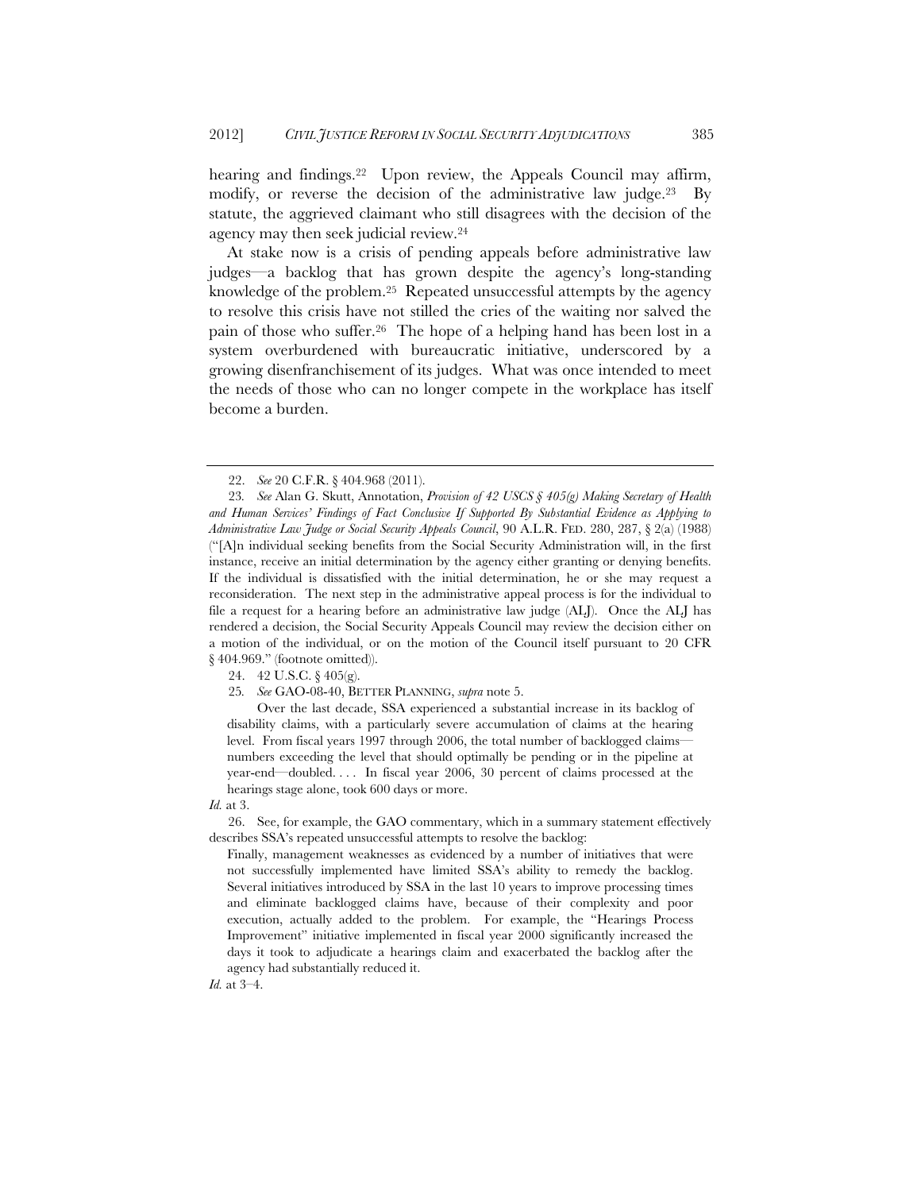hearing and findings.[22] Upon review, the Appeals Council may affirm, modify, or reverse the decision of the administrative law judge.[23] By statute, the aggrieved claimant who still disagrees with the decision of the agency may then seek judicial review.[24]

At stake now is a crisis of pending appeals before administrative law judges—a backlog that has grown despite the agency's long-standing knowledge of the problem.[25] Repeated unsuccessful attempts by the agency to resolve this crisis have not stilled the cries of the waiting nor salved the pain of those who suffer.[26] The hope of a helping hand has been lost in a system overburdened with bureaucratic initiative, underscored by a growing disenfranchisement of its judges. What was once intended to meet the needs of those who can no longer compete in the workplace has itself become a burden.

---

22. *See* 20 C.F.R. § 404.968 (2011).

23. *See* Alan G. Skutt, Annotation, *Provision of 42 USCS § 405(g) Making Secretary of Health and Human Services' Findings of Fact Conclusive If Supported By Substantial Evidence as Applying to Administrative Law Judge or Social Security Appeals Council*, 90 A.L.R. FED. 280, 287, § 2(a) (1988) ("[A]n individual seeking benefits from the Social Security Administration will, in the first instance, receive an initial determination by the agency either granting or denying benefits. If the individual is dissatisfied with the initial determination, he or she may request a reconsideration. The next step in the administrative appeal process is for the individual to file a request for a hearing before an administrative law judge (ALJ). Once the ALJ has rendered a decision, the Social Security Appeals Council may review the decision either on a motion of the individual, or on the motion of the Council itself pursuant to 20 CFR § 404.969." (footnote omitted)).

24. 42 U.S.C. § 405(g).

25. *See* GAO-08-40, BETTER PLANNING, *supra* note 5.

> Over the last decade, SSA experienced a substantial increase in its backlog of disability claims, with a particularly severe accumulation of claims at the hearing level. From fiscal years 1997 through 2006, the total number of backlogged claims—numbers exceeding the level that should optimally be pending or in the pipeline at year-end—doubled. . . . In fiscal year 2006, 30 percent of claims processed at the hearings stage alone, took 600 days or more.

*Id.* at 3.

26. See, for example, the GAO commentary, which in a summary statement effectively describes SSA's repeated unsuccessful attempts to resolve the backlog:

> Finally, management weaknesses as evidenced by a number of initiatives that were not successfully implemented have limited SSA's ability to remedy the backlog. Several initiatives introduced by SSA in the last 10 years to improve processing times and eliminate backlogged claims have, because of their complexity and poor execution, actually added to the problem. For example, the "Hearings Process Improvement" initiative implemented in fiscal year 2000 significantly increased the days it took to adjudicate a hearings claim and exacerbated the backlog after the agency had substantially reduced it.

*Id.* at 3–4.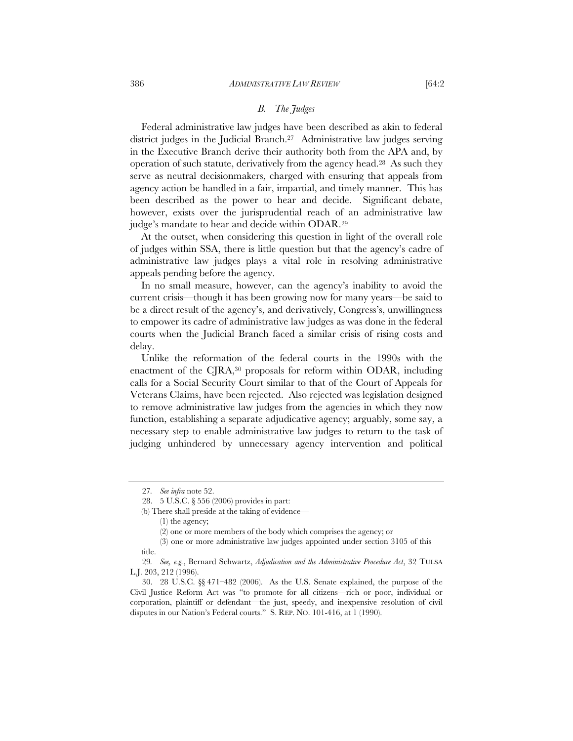### *B. The Judges*

Federal administrative law judges have been described as akin to federal district judges in the Judicial Branch.[27] Administrative law judges serving in the Executive Branch derive their authority both from the APA and, by operation of such statute, derivatively from the agency head.[28] As such they serve as neutral decisionmakers, charged with ensuring that appeals from agency action be handled in a fair, impartial, and timely manner. This has been described as the power to hear and decide. Significant debate, however, exists over the jurisprudential reach of an administrative law judge's mandate to hear and decide within ODAR.[29]

At the outset, when considering this question in light of the overall role of judges within SSA, there is little question but that the agency's cadre of administrative law judges plays a vital role in resolving administrative appeals pending before the agency.

In no small measure, however, can the agency's inability to avoid the current crisis—though it has been growing now for many years—be said to be a direct result of the agency's, and derivatively, Congress's, unwillingness to empower its cadre of administrative law judges as was done in the federal courts when the Judicial Branch faced a similar crisis of rising costs and delay.

Unlike the reformation of the federal courts in the 1990s with the enactment of the CJRA,[30] proposals for reform within ODAR, including calls for a Social Security Court similar to that of the Court of Appeals for Veterans Claims, have been rejected. Also rejected was legislation designed to remove administrative law judges from the agencies in which they now function, establishing a separate adjudicative agency; arguably, some say, a necessary step to enable administrative law judges to return to the task of judging unhindered by unnecessary agency intervention and political

---

27. *See infra* note 52.

28. 5 U.S.C. § 556 (2006) provides in part:

(b) There shall preside at the taking of evidence—

(1) the agency;

(2) one or more members of the body which comprises the agency; or

(3) one or more administrative law judges appointed under section 3105 of this title.

29. *See, e.g.*, Bernard Schwartz, *Adjudication and the Administrative Procedure Act*, 32 TULSA L.J. 203, 212 (1996).

30. 28 U.S.C. §§ 471–482 (2006). As the U.S. Senate explained, the purpose of the Civil Justice Reform Act was "to promote for all citizens—rich or poor, individual or corporation, plaintiff or defendant—the just, speedy, and inexpensive resolution of civil disputes in our Nation's Federal courts." S. REP. NO. 101-416, at 1 (1990).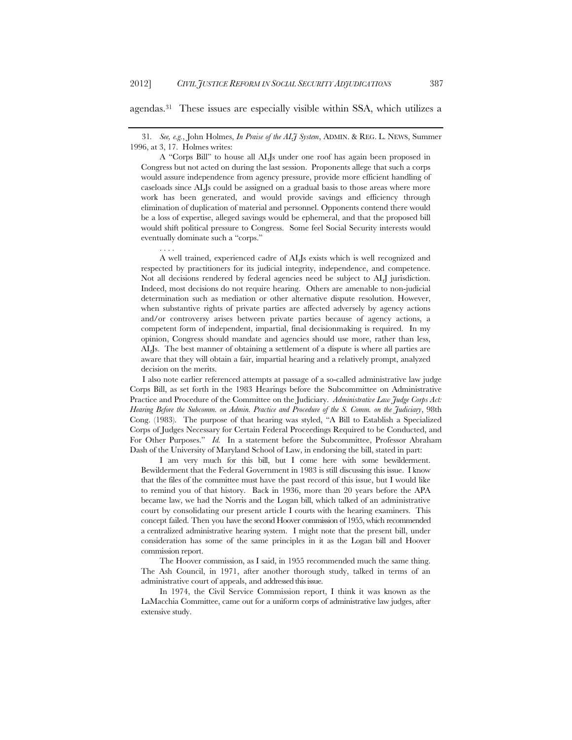agendas.[31] These issues are especially visible within SSA, which utilizes a

---

31. *See, e.g.*, John Holmes, *In Praise of the ALJ System*, ADMIN. & REG. L. NEWS, Summer 1996, at 3, 17. Holmes writes:

> A "Corps Bill" to house all ALJs under one roof has again been proposed in Congress but not acted on during the last session. Proponents allege that such a corps would assure independence from agency pressure, provide more efficient handling of caseloads since ALJs could be assigned on a gradual basis to those areas where more work has been generated, and would provide savings and efficiency through elimination of duplication of material and personnel. Opponents contend there would be a loss of expertise, alleged savings would be ephemeral, and that the proposed bill would shift political pressure to Congress. Some feel Social Security interests would eventually dominate such a "corps."
>
> . . . .
>
> A well trained, experienced cadre of ALJs exists which is well recognized and respected by practitioners for its judicial integrity, independence, and competence. Not all decisions rendered by federal agencies need be subject to ALJ jurisdiction. Indeed, most decisions do not require hearing. Others are amenable to non-judicial determination such as mediation or other alternative dispute resolution. However, when substantive rights of private parties are affected adversely by agency actions and/or controversy arises between private parties because of agency actions, a competent form of independent, impartial, final decisionmaking is required. In my opinion, Congress should mandate and agencies should use more, rather than less, ALJs. The best manner of obtaining a settlement of a dispute is where all parties are aware that they will obtain a fair, impartial hearing and a relatively prompt, analyzed decision on the merits.

I also note earlier referenced attempts at passage of a so-called administrative law judge Corps Bill, as set forth in the 1983 Hearings before the Subcommittee on Administrative Practice and Procedure of the Committee on the Judiciary. *Administrative Law Judge Corps Act: Hearing Before the Subcomm. on Admin. Practice and Procedure of the S. Comm. on the Judiciary*, 98th Cong. (1983). The purpose of that hearing was styled, "A Bill to Establish a Specialized Corps of Judges Necessary for Certain Federal Proceedings Required to be Conducted, and For Other Purposes." *Id.* In a statement before the Subcommittee, Professor Abraham Dash of the University of Maryland School of Law, in endorsing the bill, stated in part:

> I am very much for this bill, but I come here with some bewilderment. Bewilderment that the Federal Government in 1983 is still discussing this issue. I know that the files of the committee must have the past record of this issue, but I would like to remind you of that history. Back in 1936, more than 20 years before the APA became law, we had the Norris and the Logan bill, which talked of an administrative court by consolidating our present article I courts with the hearing examiners. This concept failed. Then you have the second Hoover commission of 1955, which recommended a centralized administrative hearing system. I might note that the present bill, under consideration has some of the same principles in it as the Logan bill and Hoover commission report.
>
> The Hoover commission, as I said, in 1955 recommended much the same thing. The Ash Council, in 1971, after another thorough study, talked in terms of an administrative court of appeals, and addressed this issue.
>
> In 1974, the Civil Service Commission report, I think it was known as the LaMacchia Committee, came out for a uniform corps of administrative law judges, after extensive study.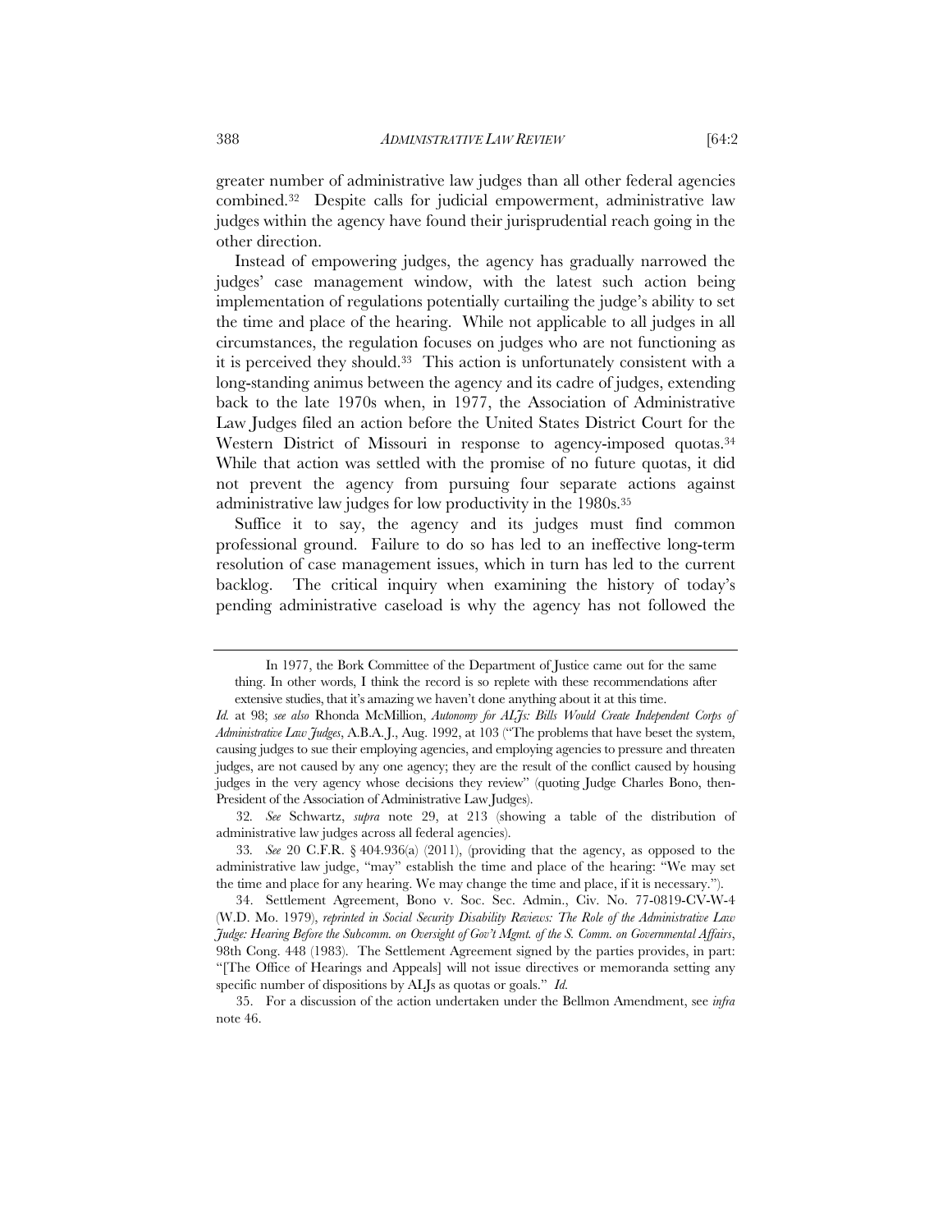greater number of administrative law judges than all other federal agencies combined.[32] Despite calls for judicial empowerment, administrative law judges within the agency have found their jurisprudential reach going in the other direction.

Instead of empowering judges, the agency has gradually narrowed the judges' case management window, with the latest such action being implementation of regulations potentially curtailing the judge's ability to set the time and place of the hearing. While not applicable to all judges in all circumstances, the regulation focuses on judges who are not functioning as it is perceived they should.[33] This action is unfortunately consistent with a long-standing animus between the agency and its cadre of judges, extending back to the late 1970s when, in 1977, the Association of Administrative Law Judges filed an action before the United States District Court for the Western District of Missouri in response to agency-imposed quotas.[34] While that action was settled with the promise of no future quotas, it did not prevent the agency from pursuing four separate actions against administrative law judges for low productivity in the 1980s.[35]

Suffice it to say, the agency and its judges must find common professional ground. Failure to do so has led to an ineffective long-term resolution of case management issues, which in turn has led to the current backlog. The critical inquiry when examining the history of today's pending administrative caseload is why the agency has not followed the

---

> In 1977, the Bork Committee of the Department of Justice came out for the same thing. In other words, I think the record is so replete with these recommendations after extensive studies, that it's amazing we haven't done anything about it at this time.

*Id.* at 98; *see also* Rhonda McMillion, *Autonomy for ALJs: Bills Would Create Independent Corps of Administrative Law Judges*, A.B.A. J., Aug. 1992, at 103 ("The problems that have beset the system, causing judges to sue their employing agencies, and employing agencies to pressure and threaten judges, are not caused by any one agency; they are the result of the conflict caused by housing judges in the very agency whose decisions they review" (quoting Judge Charles Bono, then-President of the Association of Administrative Law Judges).

32. *See* Schwartz, *supra* note 29, at 213 (showing a table of the distribution of administrative law judges across all federal agencies).

33. *See* 20 C.F.R. § 404.936(a) (2011), (providing that the agency, as opposed to the administrative law judge, "may" establish the time and place of the hearing: "We may set the time and place for any hearing. We may change the time and place, if it is necessary.").

34. Settlement Agreement, Bono v. Soc. Sec. Admin., Civ. No. 77-0819-CV-W-4 (W.D. Mo. 1979), *reprinted in Social Security Disability Reviews: The Role of the Administrative Law Judge: Hearing Before the Subcomm. on Oversight of Gov't Mgmt. of the S. Comm. on Governmental Affairs*, 98th Cong. 448 (1983). The Settlement Agreement signed by the parties provides, in part: "[The Office of Hearings and Appeals] will not issue directives or memoranda setting any specific number of dispositions by ALJs as quotas or goals." *Id.*

35. For a discussion of the action undertaken under the Bellmon Amendment, see *infra* note 46.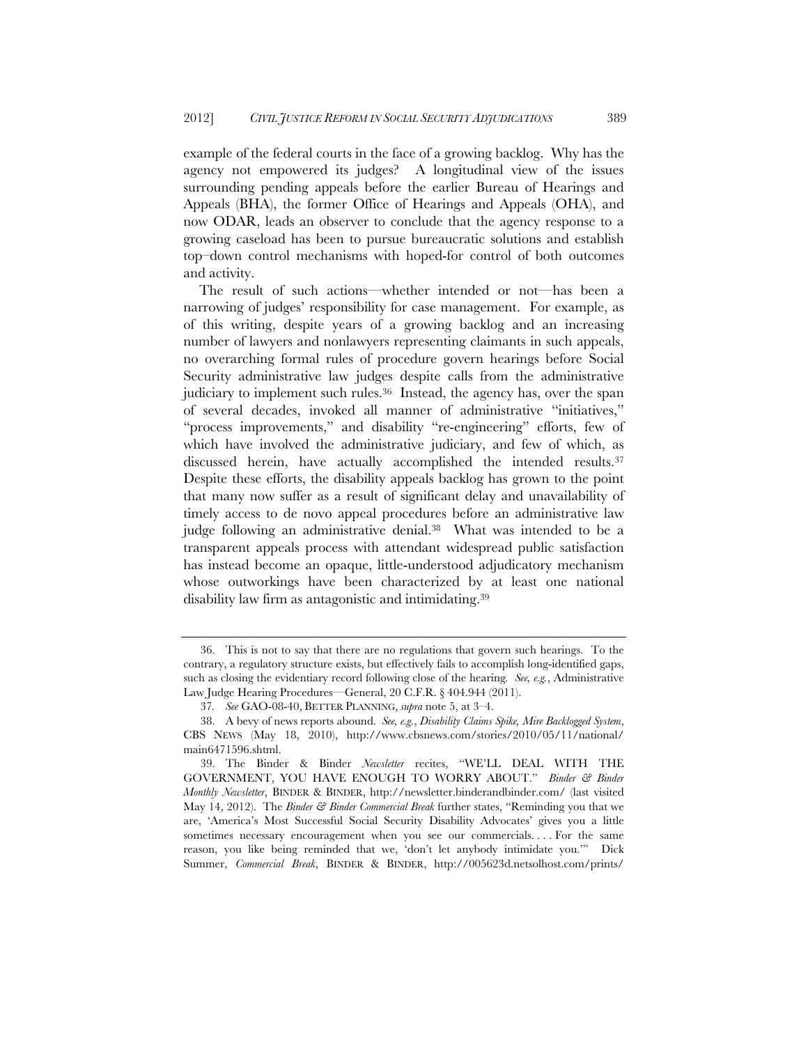example of the federal courts in the face of a growing backlog. Why has the agency not empowered its judges? A longitudinal view of the issues surrounding pending appeals before the earlier Bureau of Hearings and Appeals (BHA), the former Office of Hearings and Appeals (OHA), and now ODAR, leads an observer to conclude that the agency response to a growing caseload has been to pursue bureaucratic solutions and establish top–down control mechanisms with hoped-for control of both outcomes and activity.

The result of such actions—whether intended or not—has been a narrowing of judges' responsibility for case management. For example, as of this writing, despite years of a growing backlog and an increasing number of lawyers and nonlawyers representing claimants in such appeals, no overarching formal rules of procedure govern hearings before Social Security administrative law judges despite calls from the administrative judiciary to implement such rules.[36] Instead, the agency has, over the span of several decades, invoked all manner of administrative "initiatives," "process improvements," and disability "re-engineering" efforts, few of which have involved the administrative judiciary, and few of which, as discussed herein, have actually accomplished the intended results.[37] Despite these efforts, the disability appeals backlog has grown to the point that many now suffer as a result of significant delay and unavailability of timely access to de novo appeal procedures before an administrative law judge following an administrative denial.[38] What was intended to be a transparent appeals process with attendant widespread public satisfaction has instead become an opaque, little-understood adjudicatory mechanism whose outworkings have been characterized by at least one national disability law firm as antagonistic and intimidating.[39]

---

36. This is not to say that there are no regulations that govern such hearings. To the contrary, a regulatory structure exists, but effectively fails to accomplish long-identified gaps, such as closing the evidentiary record following close of the hearing. *See, e.g.*, Administrative Law Judge Hearing Procedures—General, 20 C.F.R. § 404.944 (2011).

37. *See* GAO-08-40, BETTER PLANNING, *supra* note 5, at 3–4.

38. A bevy of news reports abound. *See, e.g.*, *Disability Claims Spike, Mire Backlogged System*, CBS NEWS (May 18, 2010), http://www.cbsnews.com/stories/2010/05/11/national/main6471596.shtml.

39. The Binder & Binder *Newsletter* recites, "WE'LL DEAL WITH THE GOVERNMENT, YOU HAVE ENOUGH TO WORRY ABOUT." *Binder & Binder Monthly Newsletter*, BINDER & BINDER, http://newsletter.binderandbinder.com/ (last visited May 14, 2012). The *Binder & Binder Commercial Break* further states, "Reminding you that we are, 'America's Most Successful Social Security Disability Advocates' gives you a little sometimes necessary encouragement when you see our commercials. . . . For the same reason, you like being reminded that we, 'don't let anybody intimidate you.'" Dick Summer, *Commercial Break*, BINDER & BINDER, http://005623d.netsolhost.com/prints/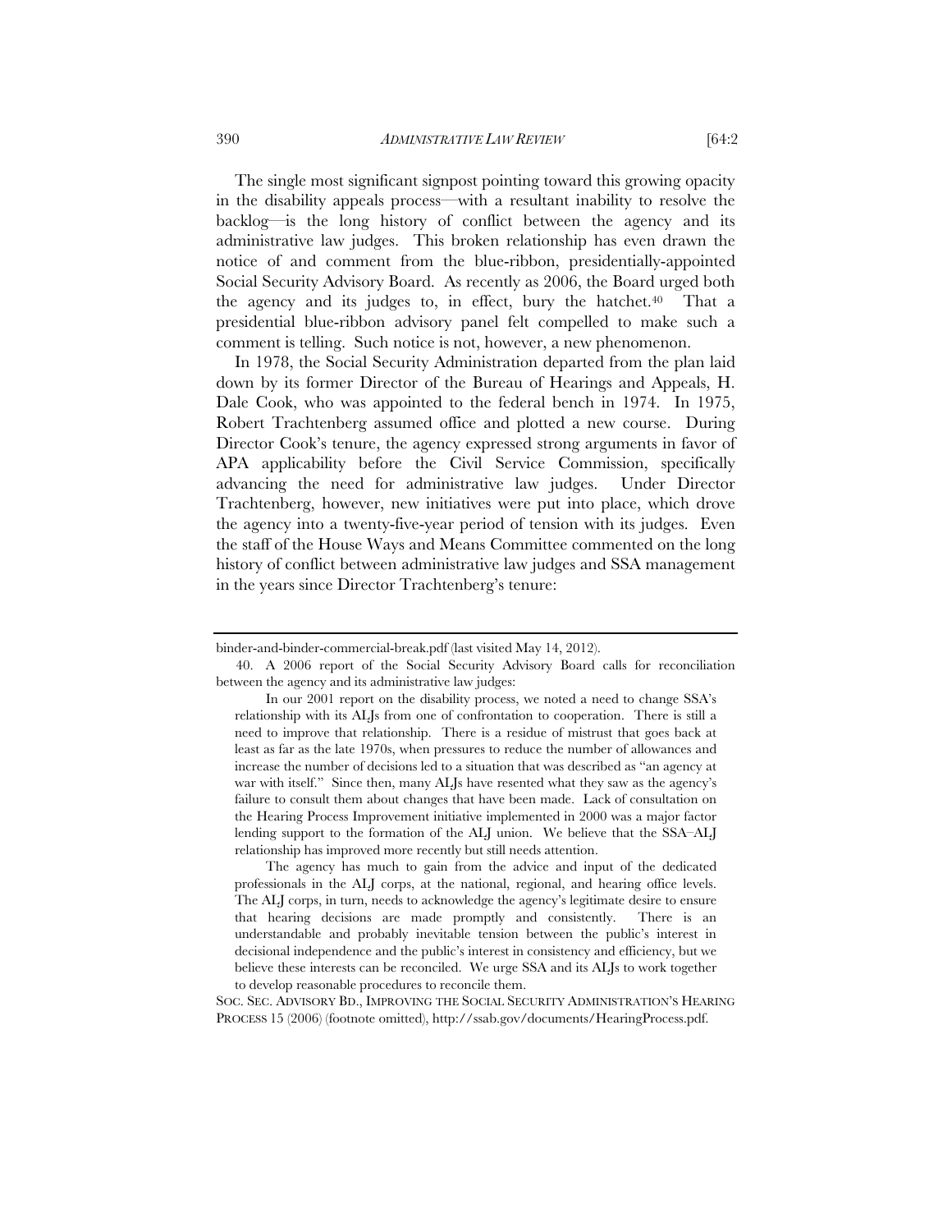The single most significant signpost pointing toward this growing opacity in the disability appeals process—with a resultant inability to resolve the backlog—is the long history of conflict between the agency and its administrative law judges. This broken relationship has even drawn the notice of and comment from the blue-ribbon, presidentially-appointed Social Security Advisory Board. As recently as 2006, the Board urged both the agency and its judges to, in effect, bury the hatchet.[40] That a presidential blue-ribbon advisory panel felt compelled to make such a comment is telling. Such notice is not, however, a new phenomenon.

In 1978, the Social Security Administration departed from the plan laid down by its former Director of the Bureau of Hearings and Appeals, H. Dale Cook, who was appointed to the federal bench in 1974. In 1975, Robert Trachtenberg assumed office and plotted a new course. During Director Cook's tenure, the agency expressed strong arguments in favor of APA applicability before the Civil Service Commission, specifically advancing the need for administrative law judges. Under Director Trachtenberg, however, new initiatives were put into place, which drove the agency into a twenty-five-year period of tension with its judges. Even the staff of the House Ways and Means Committee commented on the long history of conflict between administrative law judges and SSA management in the years since Director Trachtenberg's tenure:

---

binder-and-binder-commercial-break.pdf (last visited May 14, 2012).

40. A 2006 report of the Social Security Advisory Board calls for reconciliation between the agency and its administrative law judges:

> In our 2001 report on the disability process, we noted a need to change SSA's relationship with its ALJs from one of confrontation to cooperation. There is still a need to improve that relationship. There is a residue of mistrust that goes back at least as far as the late 1970s, when pressures to reduce the number of allowances and increase the number of decisions led to a situation that was described as "an agency at war with itself." Since then, many ALJs have resented what they saw as the agency's failure to consult them about changes that have been made. Lack of consultation on the Hearing Process Improvement initiative implemented in 2000 was a major factor lending support to the formation of the ALJ union. We believe that the SSA–ALJ relationship has improved more recently but still needs attention.
>
> The agency has much to gain from the advice and input of the dedicated professionals in the ALJ corps, at the national, regional, and hearing office levels. The ALJ corps, in turn, needs to acknowledge the agency's legitimate desire to ensure that hearing decisions are made promptly and consistently. There is an understandable and probably inevitable tension between the public's interest in decisional independence and the public's interest in consistency and efficiency, but we believe these interests can be reconciled. We urge SSA and its ALJs to work together to develop reasonable procedures to reconcile them.

SOC. SEC. ADVISORY BD., IMPROVING THE SOCIAL SECURITY ADMINISTRATION'S HEARING PROCESS 15 (2006) (footnote omitted), http://ssab.gov/documents/HearingProcess.pdf.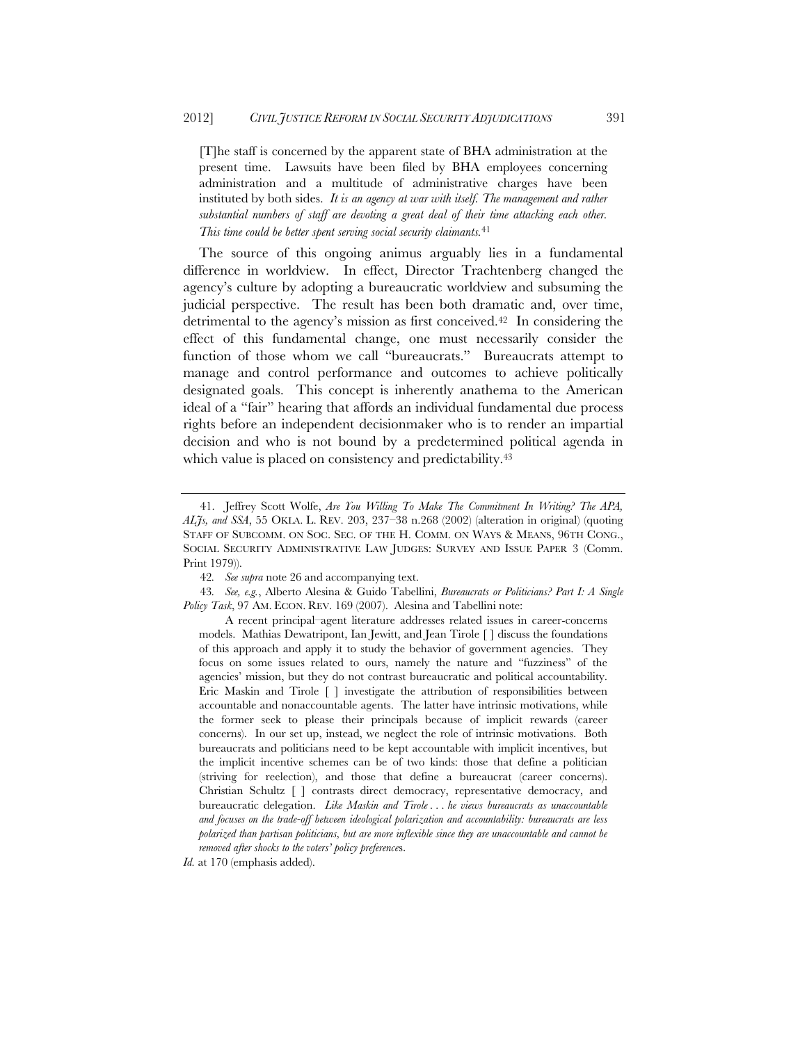> [T]he staff is concerned by the apparent state of BHA administration at the present time. Lawsuits have been filed by BHA employees concerning administration and a multitude of administrative charges have been instituted by both sides. *It is an agency at war with itself. The management and rather substantial numbers of staff are devoting a great deal of their time attacking each other. This time could be better spent serving social security claimants.*[41]

The source of this ongoing animus arguably lies in a fundamental difference in worldview. In effect, Director Trachtenberg changed the agency's culture by adopting a bureaucratic worldview and subsuming the judicial perspective. The result has been both dramatic and, over time, detrimental to the agency's mission as first conceived.[42] In considering the effect of this fundamental change, one must necessarily consider the function of those whom we call "bureaucrats." Bureaucrats attempt to manage and control performance and outcomes to achieve politically designated goals. This concept is inherently anathema to the American ideal of a "fair" hearing that affords an individual fundamental due process rights before an independent decisionmaker who is to render an impartial decision and who is not bound by a predetermined political agenda in which value is placed on consistency and predictability.[43]

---

41. Jeffrey Scott Wolfe, *Are You Willing To Make The Commitment In Writing? The APA, ALJs, and SSA*, 55 OKLA. L. REV. 203, 237–38 n.268 (2002) (alteration in original) (quoting STAFF OF SUBCOMM. ON SOC. SEC. OF THE H. COMM. ON WAYS & MEANS, 96TH CONG., SOCIAL SECURITY ADMINISTRATIVE LAW JUDGES: SURVEY AND ISSUE PAPER 3 (Comm. Print 1979)).

42. *See supra* note 26 and accompanying text.

43. *See, e.g.*, Alberto Alesina & Guido Tabellini, *Bureaucrats or Politicians? Part I: A Single Policy Task*, 97 AM. ECON. REV. 169 (2007). Alesina and Tabellini note:

> A recent principal–agent literature addresses related issues in career-concerns models. Mathias Dewatripont, Ian Jewitt, and Jean Tirole [ ] discuss the foundations of this approach and apply it to study the behavior of government agencies. They focus on some issues related to ours, namely the nature and "fuzziness" of the agencies' mission, but they do not contrast bureaucratic and political accountability. Eric Maskin and Tirole [ ] investigate the attribution of responsibilities between accountable and nonaccountable agents. The latter have intrinsic motivations, while the former seek to please their principals because of implicit rewards (career concerns). In our set up, instead, we neglect the role of intrinsic motivations. Both bureaucrats and politicians need to be kept accountable with implicit incentives, but the implicit incentive schemes can be of two kinds: those that define a politician (striving for reelection), and those that define a bureaucrat (career concerns). Christian Schultz [ ] contrasts direct democracy, representative democracy, and bureaucratic delegation. *Like Maskin and Tirole . . . he views bureaucrats as unaccountable and focuses on the trade-off between ideological polarization and accountability: bureaucrats are less polarized than partisan politicians, but are more inflexible since they are unaccountable and cannot be removed after shocks to the voters' policy preferences*.

*Id.* at 170 (emphasis added).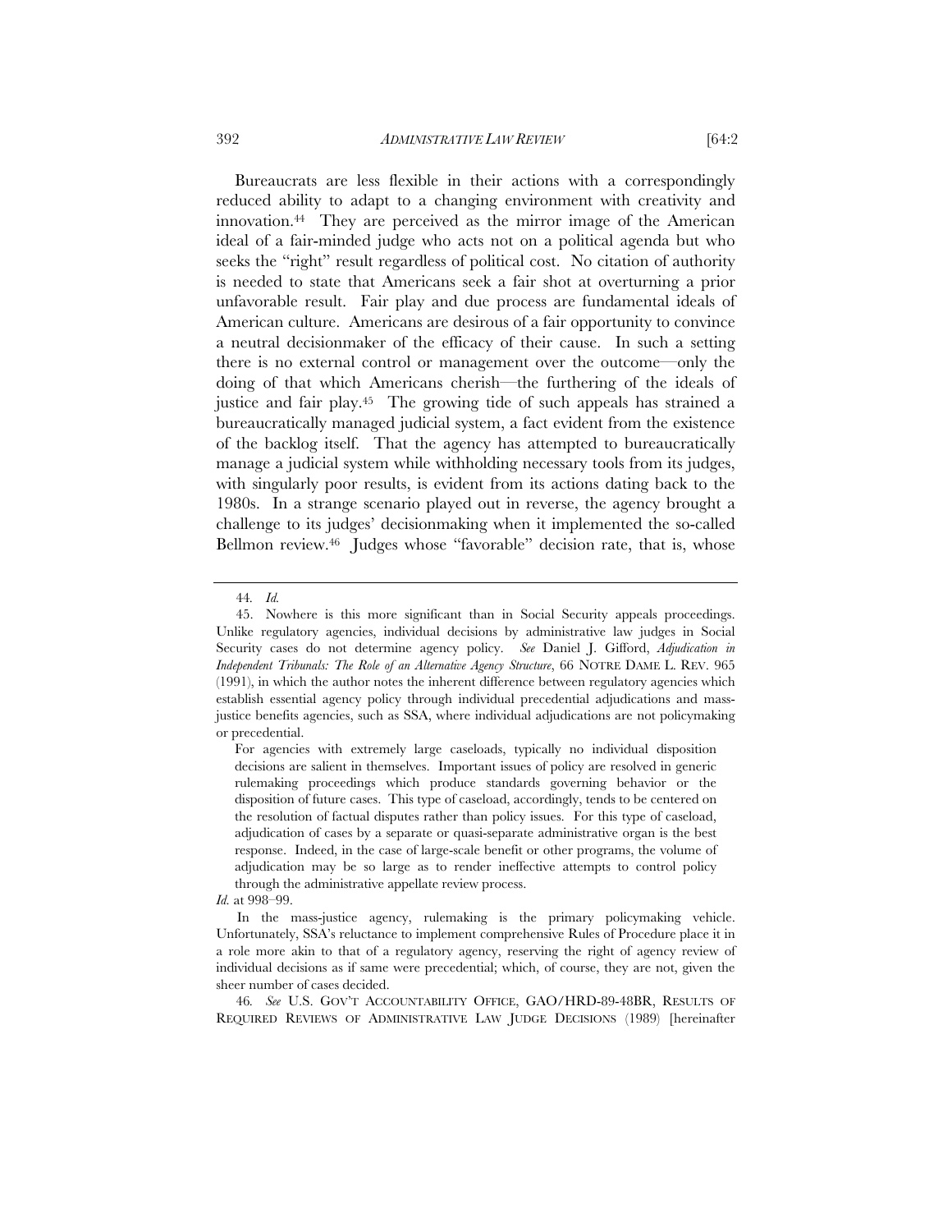Bureaucrats are less flexible in their actions with a correspondingly reduced ability to adapt to a changing environment with creativity and innovation.[44] They are perceived as the mirror image of the American ideal of a fair-minded judge who acts not on a political agenda but who seeks the "right" result regardless of political cost. No citation of authority is needed to state that Americans seek a fair shot at overturning a prior unfavorable result. Fair play and due process are fundamental ideals of American culture. Americans are desirous of a fair opportunity to convince a neutral decisionmaker of the efficacy of their cause. In such a setting there is no external control or management over the outcome—only the doing of that which Americans cherish—the furthering of the ideals of justice and fair play.[45] The growing tide of such appeals has strained a bureaucratically managed judicial system, a fact evident from the existence of the backlog itself. That the agency has attempted to bureaucratically manage a judicial system while withholding necessary tools from its judges, with singularly poor results, is evident from its actions dating back to the 1980s. In a strange scenario played out in reverse, the agency brought a challenge to its judges' decisionmaking when it implemented the so-called Bellmon review.[46] Judges whose "favorable" decision rate, that is, whose

---

44. *Id.*

45. Nowhere is this more significant than in Social Security appeals proceedings. Unlike regulatory agencies, individual decisions by administrative law judges in Social Security cases do not determine agency policy. *See* Daniel J. Gifford, *Adjudication in Independent Tribunals: The Role of an Alternative Agency Structure*, 66 NOTRE DAME L. REV. 965 (1991), in which the author notes the inherent difference between regulatory agencies which establish essential agency policy through individual precedential adjudications and mass-justice benefits agencies, such as SSA, where individual adjudications are not policymaking or precedential.

> For agencies with extremely large caseloads, typically no individual disposition decisions are salient in themselves. Important issues of policy are resolved in generic rulemaking proceedings which produce standards governing behavior or the disposition of future cases. This type of caseload, accordingly, tends to be centered on the resolution of factual disputes rather than policy issues. For this type of caseload, adjudication of cases by a separate or quasi-separate administrative organ is the best response. Indeed, in the case of large-scale benefit or other programs, the volume of adjudication may be so large as to render ineffective attempts to control policy through the administrative appellate review process.

*Id.* at 998–99.

In the mass-justice agency, rulemaking is the primary policymaking vehicle. Unfortunately, SSA's reluctance to implement comprehensive Rules of Procedure place it in a role more akin to that of a regulatory agency, reserving the right of agency review of individual decisions as if same were precedential; which, of course, they are not, given the sheer number of cases decided.

46. *See* U.S. GOV'T ACCOUNTABILITY OFFICE, GAO/HRD-89-48BR, RESULTS OF REQUIRED REVIEWS OF ADMINISTRATIVE LAW JUDGE DECISIONS (1989) [hereinafter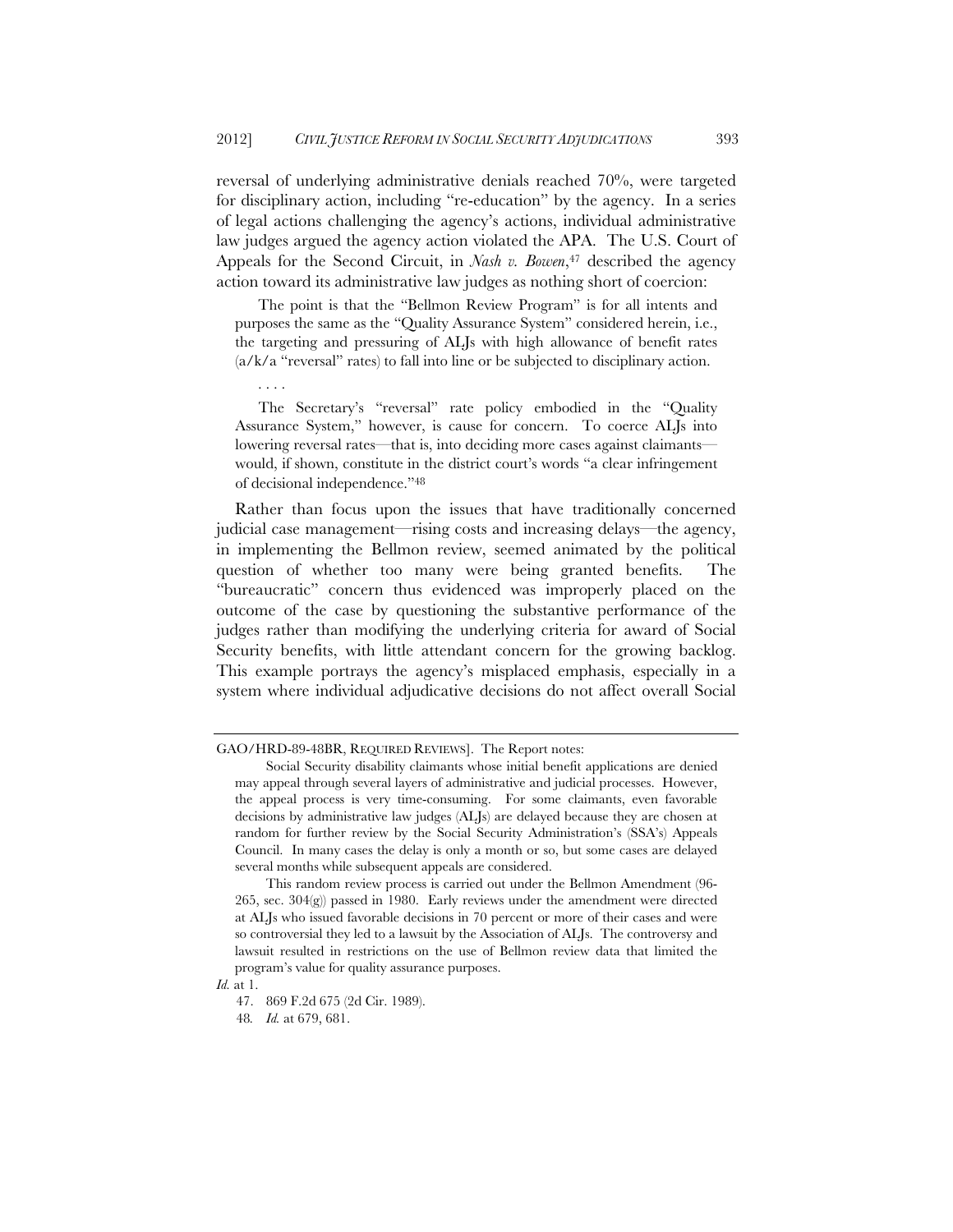reversal of underlying administrative denials reached 70%, were targeted for disciplinary action, including "re-education" by the agency. In a series of legal actions challenging the agency's actions, individual administrative law judges argued the agency action violated the APA. The U.S. Court of Appeals for the Second Circuit, in *Nash v. Bowen*,[47] described the agency action toward its administrative law judges as nothing short of coercion:

> The point is that the "Bellmon Review Program" is for all intents and purposes the same as the "Quality Assurance System" considered herein, i.e., the targeting and pressuring of ALJs with high allowance of benefit rates (a/k/a "reversal" rates) to fall into line or be subjected to disciplinary action.
>
> . . . .
>
> The Secretary's "reversal" rate policy embodied in the "Quality Assurance System," however, is cause for concern. To coerce ALJs into lowering reversal rates—that is, into deciding more cases against claimants—would, if shown, constitute in the district court's words "a clear infringement of decisional independence."[48]

Rather than focus upon the issues that have traditionally concerned judicial case management—rising costs and increasing delays—the agency, in implementing the Bellmon review, seemed animated by the political question of whether too many were being granted benefits. The "bureaucratic" concern thus evidenced was improperly placed on the outcome of the case by questioning the substantive performance of the judges rather than modifying the underlying criteria for award of Social Security benefits, with little attendant concern for the growing backlog. This example portrays the agency's misplaced emphasis, especially in a system where individual adjudicative decisions do not affect overall Social

---

GAO/HRD-89-48BR, REQUIRED REVIEWS]. The Report notes:

> Social Security disability claimants whose initial benefit applications are denied may appeal through several layers of administrative and judicial processes. However, the appeal process is very time-consuming. For some claimants, even favorable decisions by administrative law judges (ALJs) are delayed because they are chosen at random for further review by the Social Security Administration's (SSA's) Appeals Council. In many cases the delay is only a month or so, but some cases are delayed several months while subsequent appeals are considered.
>
> This random review process is carried out under the Bellmon Amendment (96-265, sec. 304(g)) passed in 1980. Early reviews under the amendment were directed at ALJs who issued favorable decisions in 70 percent or more of their cases and were so controversial they led to a lawsuit by the Association of ALJs. The controversy and lawsuit resulted in restrictions on the use of Bellmon review data that limited the program's value for quality assurance purposes.

*Id.* at 1.

47. 869 F.2d 675 (2d Cir. 1989).

48. *Id.* at 679, 681.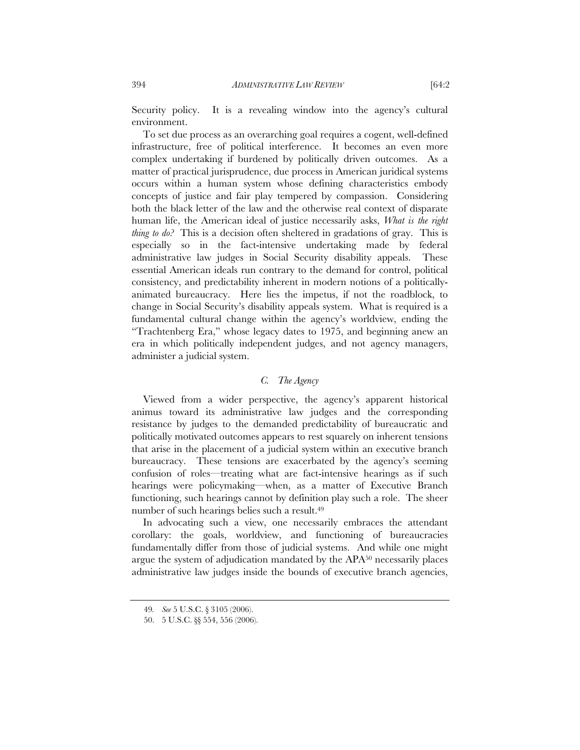Security policy. It is a revealing window into the agency's cultural environment.

To set due process as an overarching goal requires a cogent, well-defined infrastructure, free of political interference. It becomes an even more complex undertaking if burdened by politically driven outcomes. As a matter of practical jurisprudence, due process in American juridical systems occurs within a human system whose defining characteristics embody concepts of justice and fair play tempered by compassion. Considering both the black letter of the law and the otherwise real context of disparate human life, the American ideal of justice necessarily asks, *What is the right thing to do?* This is a decision often sheltered in gradations of gray. This is especially so in the fact-intensive undertaking made by federal administrative law judges in Social Security disability appeals. These essential American ideals run contrary to the demand for control, political consistency, and predictability inherent in modern notions of a politically-animated bureaucracy. Here lies the impetus, if not the roadblock, to change in Social Security's disability appeals system. What is required is a fundamental cultural change within the agency's worldview, ending the "Trachtenberg Era," whose legacy dates to 1975, and beginning anew an era in which politically independent judges, and not agency managers, administer a judicial system.

### *C. The Agency*

Viewed from a wider perspective, the agency's apparent historical animus toward its administrative law judges and the corresponding resistance by judges to the demanded predictability of bureaucratic and politically motivated outcomes appears to rest squarely on inherent tensions that arise in the placement of a judicial system within an executive branch bureaucracy. These tensions are exacerbated by the agency's seeming confusion of roles—treating what are fact-intensive hearings as if such hearings were policymaking—when, as a matter of Executive Branch functioning, such hearings cannot by definition play such a role. The sheer number of such hearings belies such a result.[49]

In advocating such a view, one necessarily embraces the attendant corollary: the goals, worldview, and functioning of bureaucracies fundamentally differ from those of judicial systems. And while one might argue the system of adjudication mandated by the APA[50] necessarily places administrative law judges inside the bounds of executive branch agencies,

---

49. *See* 5 U.S.C. § 3105 (2006).

50. 5 U.S.C. §§ 554, 556 (2006).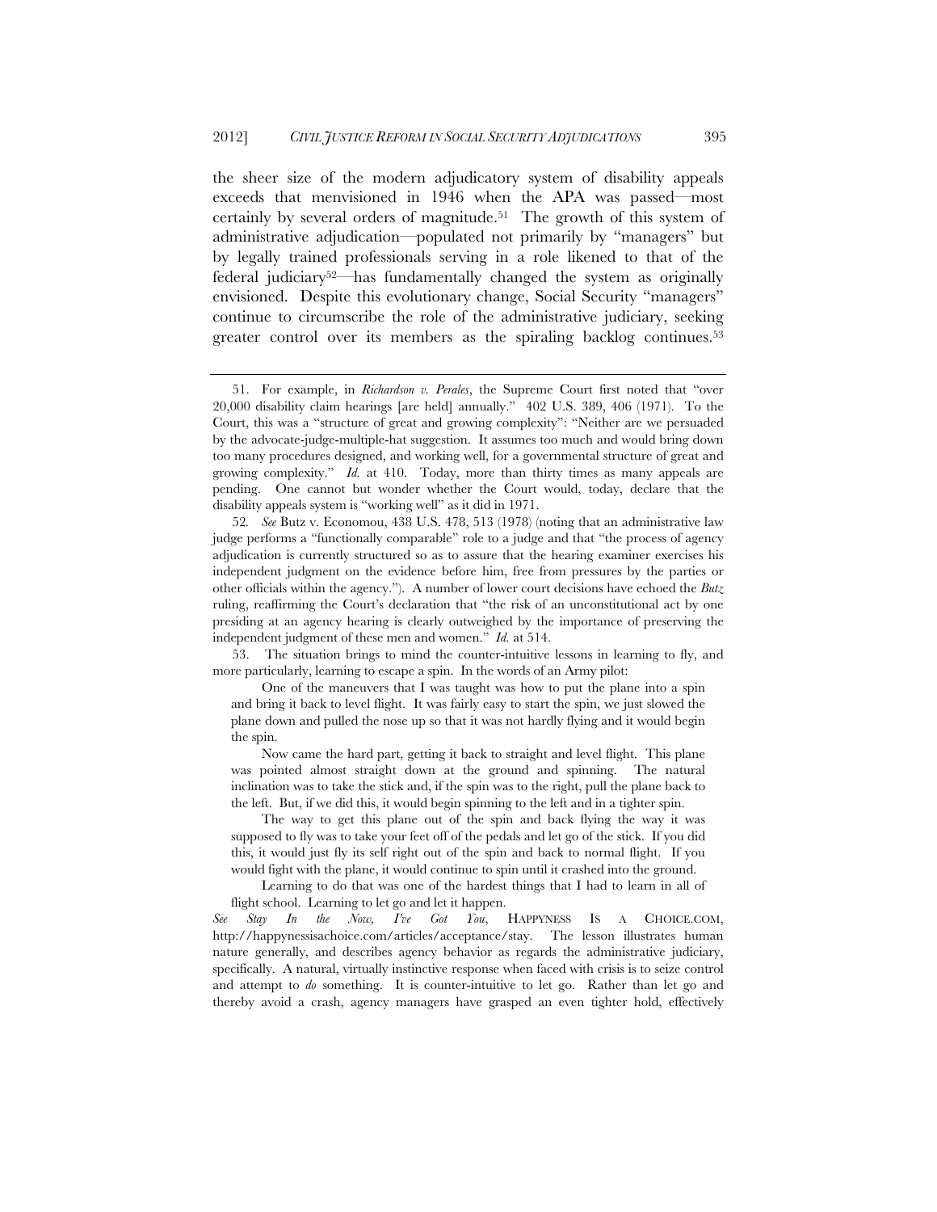the sheer size of the modern adjudicatory system of disability appeals exceeds that menvisioned in 1946 when the APA was passed—most certainly by several orders of magnitude.[51] The growth of this system of administrative adjudication—populated not primarily by "managers" but by legally trained professionals serving in a role likened to that of the federal judiciary[52]—has fundamentally changed the system as originally envisioned. Despite this evolutionary change, Social Security "managers" continue to circumscribe the role of the administrative judiciary, seeking greater control over its members as the spiraling backlog continues.[53]

---

51. For example, in *Richardson v. Perales*, the Supreme Court first noted that "over 20,000 disability claim hearings [are held] annually." 402 U.S. 389, 406 (1971). To the Court, this was a "structure of great and growing complexity": "Neither are we persuaded by the advocate-judge-multiple-hat suggestion. It assumes too much and would bring down too many procedures designed, and working well, for a governmental structure of great and growing complexity." *Id.* at 410. Today, more than thirty times as many appeals are pending. One cannot but wonder whether the Court would, today, declare that the disability appeals system is "working well" as it did in 1971.

52. *See* Butz v. Economou, 438 U.S. 478, 513 (1978) (noting that an administrative law judge performs a "functionally comparable" role to a judge and that "the process of agency adjudication is currently structured so as to assure that the hearing examiner exercises his independent judgment on the evidence before him, free from pressures by the parties or other officials within the agency."). A number of lower court decisions have echoed the *Butz* ruling, reaffirming the Court's declaration that "the risk of an unconstitutional act by one presiding at an agency hearing is clearly outweighed by the importance of preserving the independent judgment of these men and women." *Id.* at 514.

53. The situation brings to mind the counter-intuitive lessons in learning to fly, and more particularly, learning to escape a spin. In the words of an Army pilot:

> One of the maneuvers that I was taught was how to put the plane into a spin and bring it back to level flight. It was fairly easy to start the spin, we just slowed the plane down and pulled the nose up so that it was not hardly flying and it would begin the spin.
>
> Now came the hard part, getting it back to straight and level flight. This plane was pointed almost straight down at the ground and spinning. The natural inclination was to take the stick and, if the spin was to the right, pull the plane back to the left. But, if we did this, it would begin spinning to the left and in a tighter spin.
>
> The way to get this plane out of the spin and back flying the way it was supposed to fly was to take your feet off of the pedals and let go of the stick. If you did this, it would just fly its self right out of the spin and back to normal flight. If you would fight with the plane, it would continue to spin until it crashed into the ground.
>
> Learning to do that was one of the hardest things that I had to learn in all of flight school. Learning to let go and let it happen.

*See Stay In the Now, I've Got You*, HAPPYNESS IS A CHOICE.COM, http://happynessisachoice.com/articles/acceptance/stay. The lesson illustrates human nature generally, and describes agency behavior as regards the administrative judiciary, specifically. A natural, virtually instinctive response when faced with crisis is to seize control and attempt to *do* something. It is counter-intuitive to let go. Rather than let go and thereby avoid a crash, agency managers have grasped an even tighter hold, effectively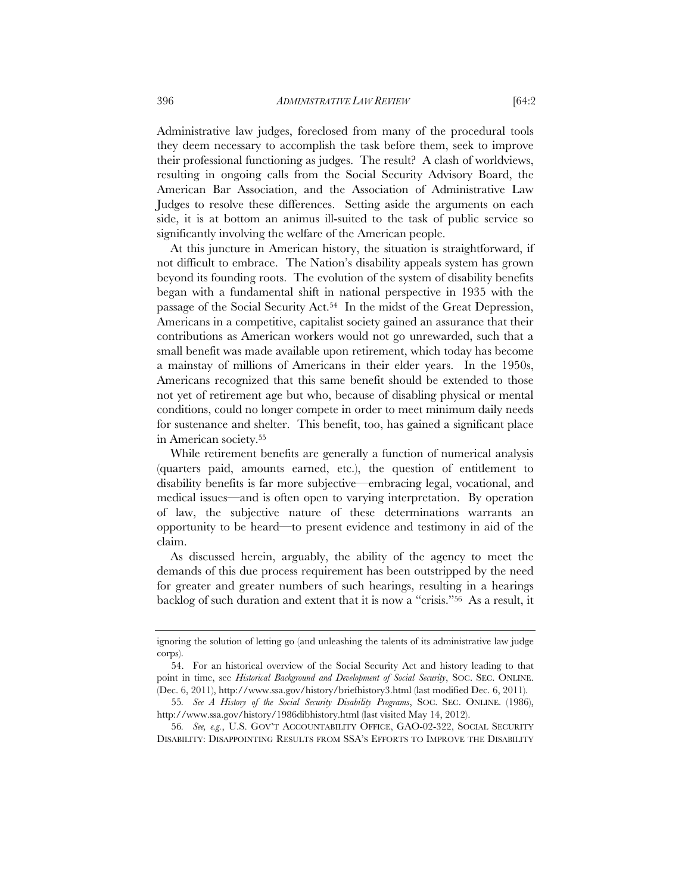Administrative law judges, foreclosed from many of the procedural tools they deem necessary to accomplish the task before them, seek to improve their professional functioning as judges. The result? A clash of worldviews, resulting in ongoing calls from the Social Security Advisory Board, the American Bar Association, and the Association of Administrative Law Judges to resolve these differences. Setting aside the arguments on each side, it is at bottom an animus ill-suited to the task of public service so significantly involving the welfare of the American people.

At this juncture in American history, the situation is straightforward, if not difficult to embrace. The Nation's disability appeals system has grown beyond its founding roots. The evolution of the system of disability benefits began with a fundamental shift in national perspective in 1935 with the passage of the Social Security Act.[54] In the midst of the Great Depression, Americans in a competitive, capitalist society gained an assurance that their contributions as American workers would not go unrewarded, such that a small benefit was made available upon retirement, which today has become a mainstay of millions of Americans in their elder years. In the 1950s, Americans recognized that this same benefit should be extended to those not yet of retirement age but who, because of disabling physical or mental conditions, could no longer compete in order to meet minimum daily needs for sustenance and shelter. This benefit, too, has gained a significant place in American society.[55]

While retirement benefits are generally a function of numerical analysis (quarters paid, amounts earned, etc.), the question of entitlement to disability benefits is far more subjective—embracing legal, vocational, and medical issues—and is often open to varying interpretation. By operation of law, the subjective nature of these determinations warrants an opportunity to be heard—to present evidence and testimony in aid of the claim.

As discussed herein, arguably, the ability of the agency to meet the demands of this due process requirement has been outstripped by the need for greater and greater numbers of such hearings, resulting in a hearings backlog of such duration and extent that it is now a "crisis."[56] As a result, it

---

ignoring the solution of letting go (and unleashing the talents of its administrative law judge corps).

54. For an historical overview of the Social Security Act and history leading to that point in time, see *Historical Background and Development of Social Security*, SOC. SEC. ONLINE. (Dec. 6, 2011), http://www.ssa.gov/history/briefhistory3.html (last modified Dec. 6, 2011).

55. *See A History of the Social Security Disability Programs*, SOC. SEC. ONLINE. (1986), http://www.ssa.gov/history/1986dibhistory.html (last visited May 14, 2012).

56. *See, e.g.*, U.S. GOV'T ACCOUNTABILITY OFFICE, GAO-02-322, SOCIAL SECURITY DISABILITY: DISAPPOINTING RESULTS FROM SSA'S EFFORTS TO IMPROVE THE DISABILITY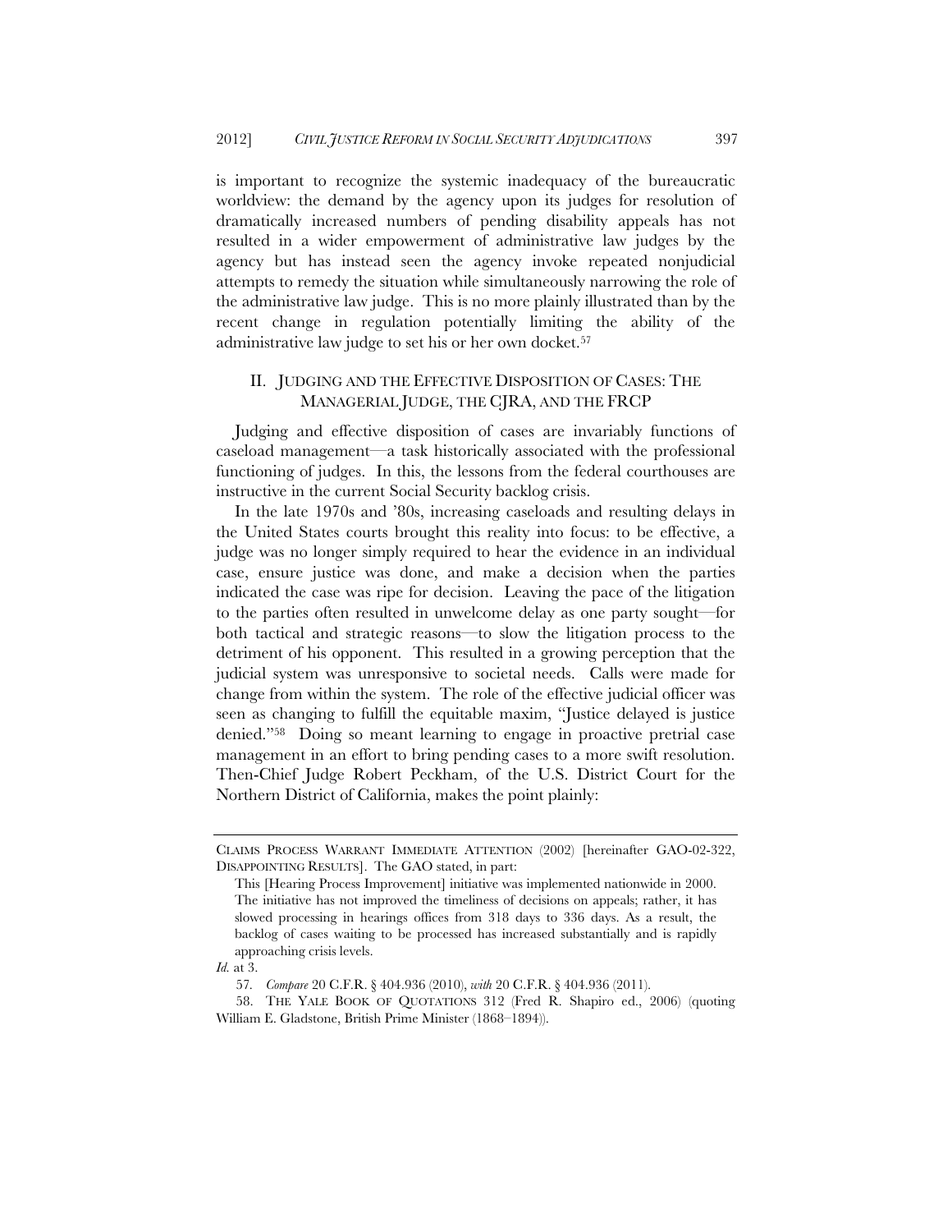is important to recognize the systemic inadequacy of the bureaucratic worldview: the demand by the agency upon its judges for resolution of dramatically increased numbers of pending disability appeals has not resulted in a wider empowerment of administrative law judges by the agency but has instead seen the agency invoke repeated nonjudicial attempts to remedy the situation while simultaneously narrowing the role of the administrative law judge. This is no more plainly illustrated than by the recent change in regulation potentially limiting the ability of the administrative law judge to set his or her own docket.[57]

## II. JUDGING AND THE EFFECTIVE DISPOSITION OF CASES: THE MANAGERIAL JUDGE, THE CJRA, AND THE FRCP

Judging and effective disposition of cases are invariably functions of caseload management—a task historically associated with the professional functioning of judges. In this, the lessons from the federal courthouses are instructive in the current Social Security backlog crisis.

In the late 1970s and '80s, increasing caseloads and resulting delays in the United States courts brought this reality into focus: to be effective, a judge was no longer simply required to hear the evidence in an individual case, ensure justice was done, and make a decision when the parties indicated the case was ripe for decision. Leaving the pace of the litigation to the parties often resulted in unwelcome delay as one party sought—for both tactical and strategic reasons—to slow the litigation process to the detriment of his opponent. This resulted in a growing perception that the judicial system was unresponsive to societal needs. Calls were made for change from within the system. The role of the effective judicial officer was seen as changing to fulfill the equitable maxim, "Justice delayed is justice denied."[58] Doing so meant learning to engage in proactive pretrial case management in an effort to bring pending cases to a more swift resolution. Then-Chief Judge Robert Peckham, of the U.S. District Court for the Northern District of California, makes the point plainly:

---

CLAIMS PROCESS WARRANT IMMEDIATE ATTENTION (2002) [hereinafter GAO-02-322, DISAPPOINTING RESULTS]. The GAO stated, in part:

> This [Hearing Process Improvement] initiative was implemented nationwide in 2000. The initiative has not improved the timeliness of decisions on appeals; rather, it has slowed processing in hearings offices from 318 days to 336 days. As a result, the backlog of cases waiting to be processed has increased substantially and is rapidly approaching crisis levels.

*Id.* at 3.

57. *Compare* 20 C.F.R. § 404.936 (2010), *with* 20 C.F.R. § 404.936 (2011).

58. THE YALE BOOK OF QUOTATIONS 312 (Fred R. Shapiro ed., 2006) (quoting William E. Gladstone, British Prime Minister (1868–1894)).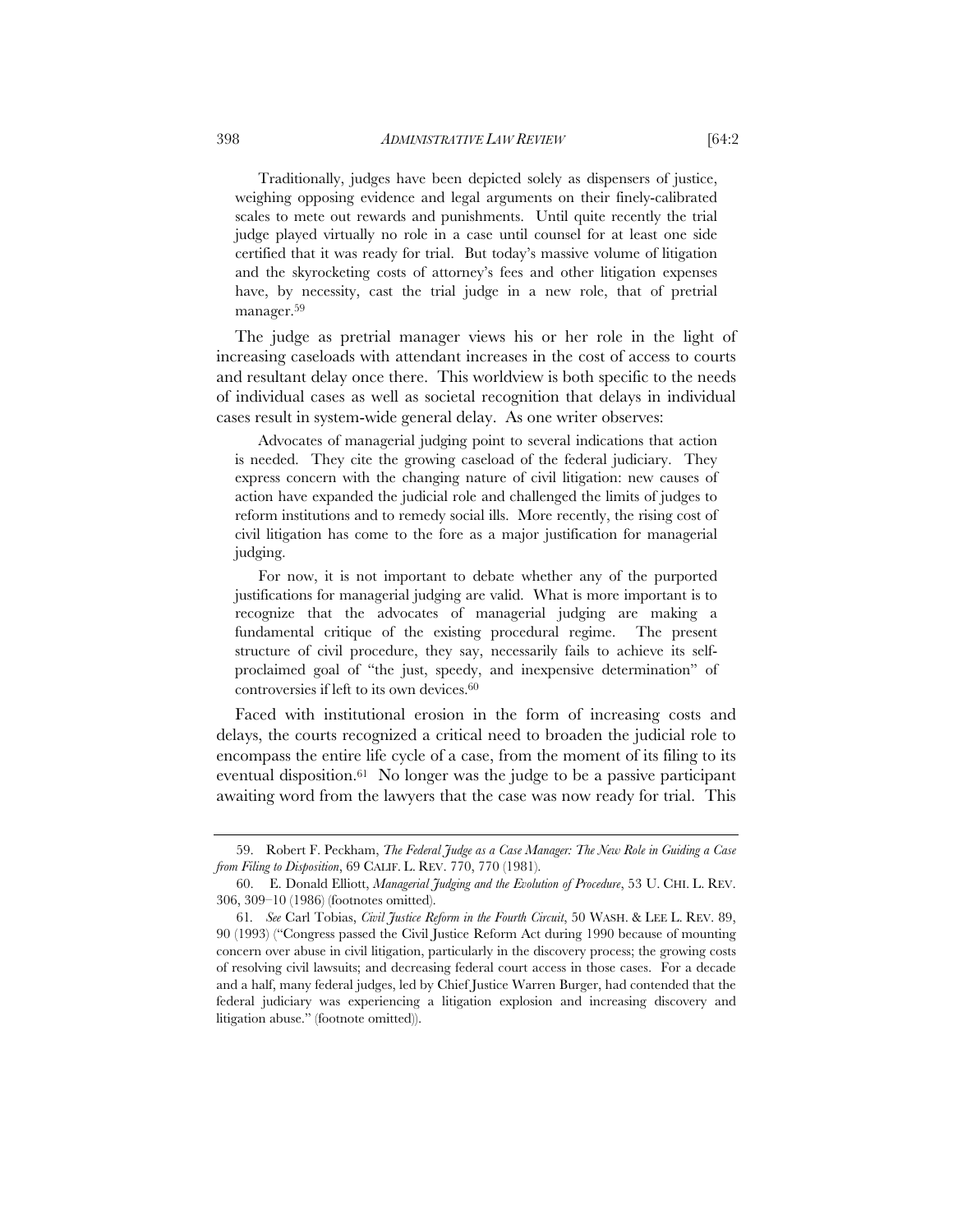> Traditionally, judges have been depicted solely as dispensers of justice, weighing opposing evidence and legal arguments on their finely-calibrated scales to mete out rewards and punishments. Until quite recently the trial judge played virtually no role in a case until counsel for at least one side certified that it was ready for trial. But today's massive volume of litigation and the skyrocketing costs of attorney's fees and other litigation expenses have, by necessity, cast the trial judge in a new role, that of pretrial manager.[59]

The judge as pretrial manager views his or her role in the light of increasing caseloads with attendant increases in the cost of access to courts and resultant delay once there. This worldview is both specific to the needs of individual cases as well as societal recognition that delays in individual cases result in system-wide general delay. As one writer observes:

> Advocates of managerial judging point to several indications that action is needed. They cite the growing caseload of the federal judiciary. They express concern with the changing nature of civil litigation: new causes of action have expanded the judicial role and challenged the limits of judges to reform institutions and to remedy social ills. More recently, the rising cost of civil litigation has come to the fore as a major justification for managerial judging.
>
> For now, it is not important to debate whether any of the purported justifications for managerial judging are valid. What is more important is to recognize that the advocates of managerial judging are making a fundamental critique of the existing procedural regime. The present structure of civil procedure, they say, necessarily fails to achieve its self-proclaimed goal of "the just, speedy, and inexpensive determination" of controversies if left to its own devices.[60]

Faced with institutional erosion in the form of increasing costs and delays, the courts recognized a critical need to broaden the judicial role to encompass the entire life cycle of a case, from the moment of its filing to its eventual disposition.[61] No longer was the judge to be a passive participant awaiting word from the lawyers that the case was now ready for trial. This

---

59. Robert F. Peckham, *The Federal Judge as a Case Manager: The New Role in Guiding a Case from Filing to Disposition*, 69 CALIF. L. REV. 770, 770 (1981).

60. E. Donald Elliott, *Managerial Judging and the Evolution of Procedure*, 53 U. CHI. L. REV. 306, 309–10 (1986) (footnotes omitted).

61. *See* Carl Tobias, *Civil Justice Reform in the Fourth Circuit*, 50 WASH. & LEE L. REV. 89, 90 (1993) ("Congress passed the Civil Justice Reform Act during 1990 because of mounting concern over abuse in civil litigation, particularly in the discovery process; the growing costs of resolving civil lawsuits; and decreasing federal court access in those cases. For a decade and a half, many federal judges, led by Chief Justice Warren Burger, had contended that the federal judiciary was experiencing a litigation explosion and increasing discovery and litigation abuse." (footnote omitted)).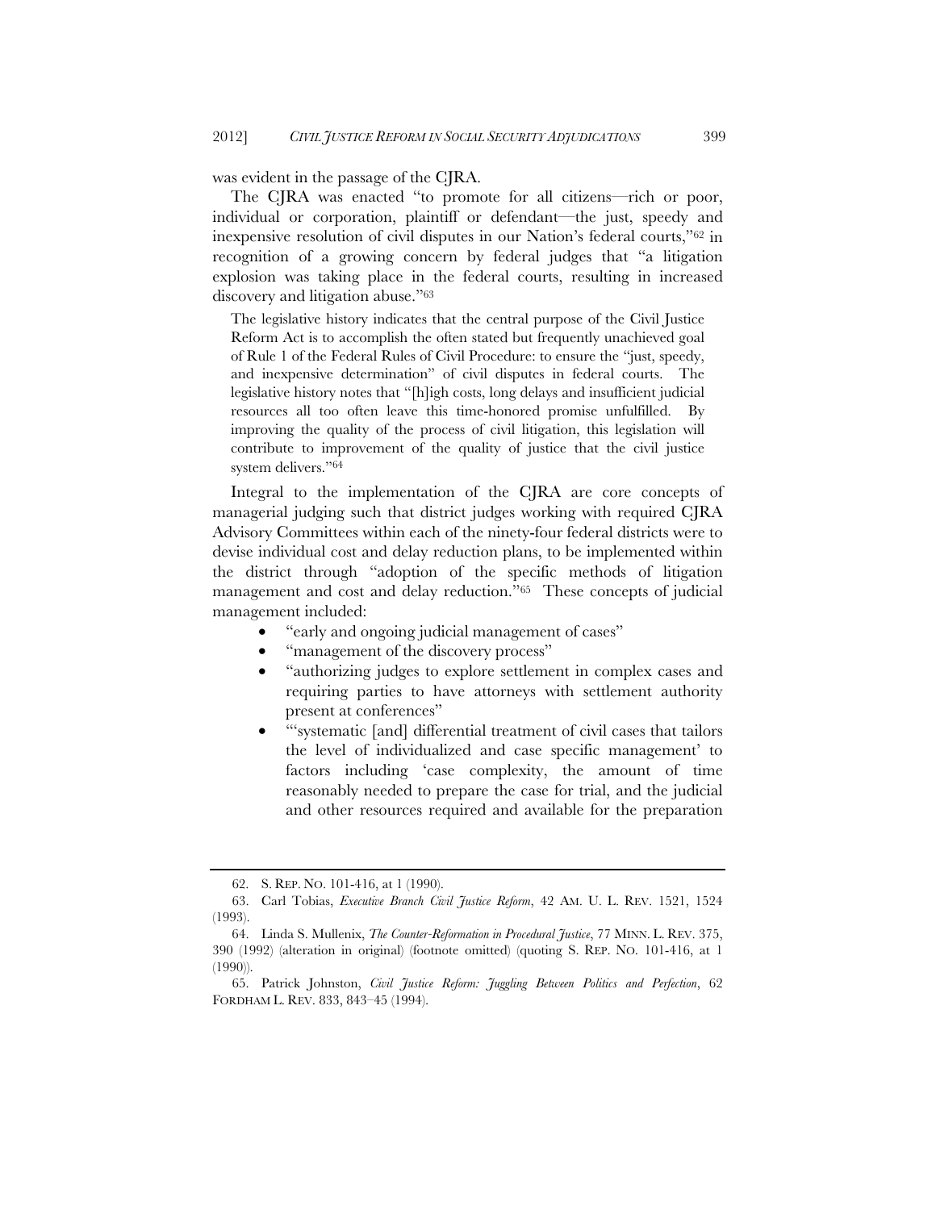was evident in the passage of the CJRA.

The CJRA was enacted "to promote for all citizens—rich or poor, individual or corporation, plaintiff or defendant—the just, speedy and inexpensive resolution of civil disputes in our Nation's federal courts,"[62] in recognition of a growing concern by federal judges that "a litigation explosion was taking place in the federal courts, resulting in increased discovery and litigation abuse."[63]

> The legislative history indicates that the central purpose of the Civil Justice Reform Act is to accomplish the often stated but frequently unachieved goal of Rule 1 of the Federal Rules of Civil Procedure: to ensure the "just, speedy, and inexpensive determination" of civil disputes in federal courts. The legislative history notes that "[h]igh costs, long delays and insufficient judicial resources all too often leave this time-honored promise unfulfilled. By improving the quality of the process of civil litigation, this legislation will contribute to improvement of the quality of justice that the civil justice system delivers."[64]

Integral to the implementation of the CJRA are core concepts of managerial judging such that district judges working with required CJRA Advisory Committees within each of the ninety-four federal districts were to devise individual cost and delay reduction plans, to be implemented within the district through "adoption of the specific methods of litigation management and cost and delay reduction."[65] These concepts of judicial management included:

- "early and ongoing judicial management of cases"
- "management of the discovery process"
- "authorizing judges to explore settlement in complex cases and requiring parties to have attorneys with settlement authority present at conferences"
- "'systematic [and] differential treatment of civil cases that tailors the level of individualized and case specific management' to factors including 'case complexity, the amount of time reasonably needed to prepare the case for trial, and the judicial and other resources required and available for the preparation

---

62. S. REP. NO. 101-416, at 1 (1990).

63. Carl Tobias, *Executive Branch Civil Justice Reform*, 42 AM. U. L. REV. 1521, 1524 (1993).

64. Linda S. Mullenix, *The Counter-Reformation in Procedural Justice*, 77 MINN. L. REV. 375, 390 (1992) (alteration in original) (footnote omitted) (quoting S. REP. NO. 101-416, at 1 (1990)).

65. Patrick Johnston, *Civil Justice Reform: Juggling Between Politics and Perfection*, 62 FORDHAM L. REV. 833, 843–45 (1994).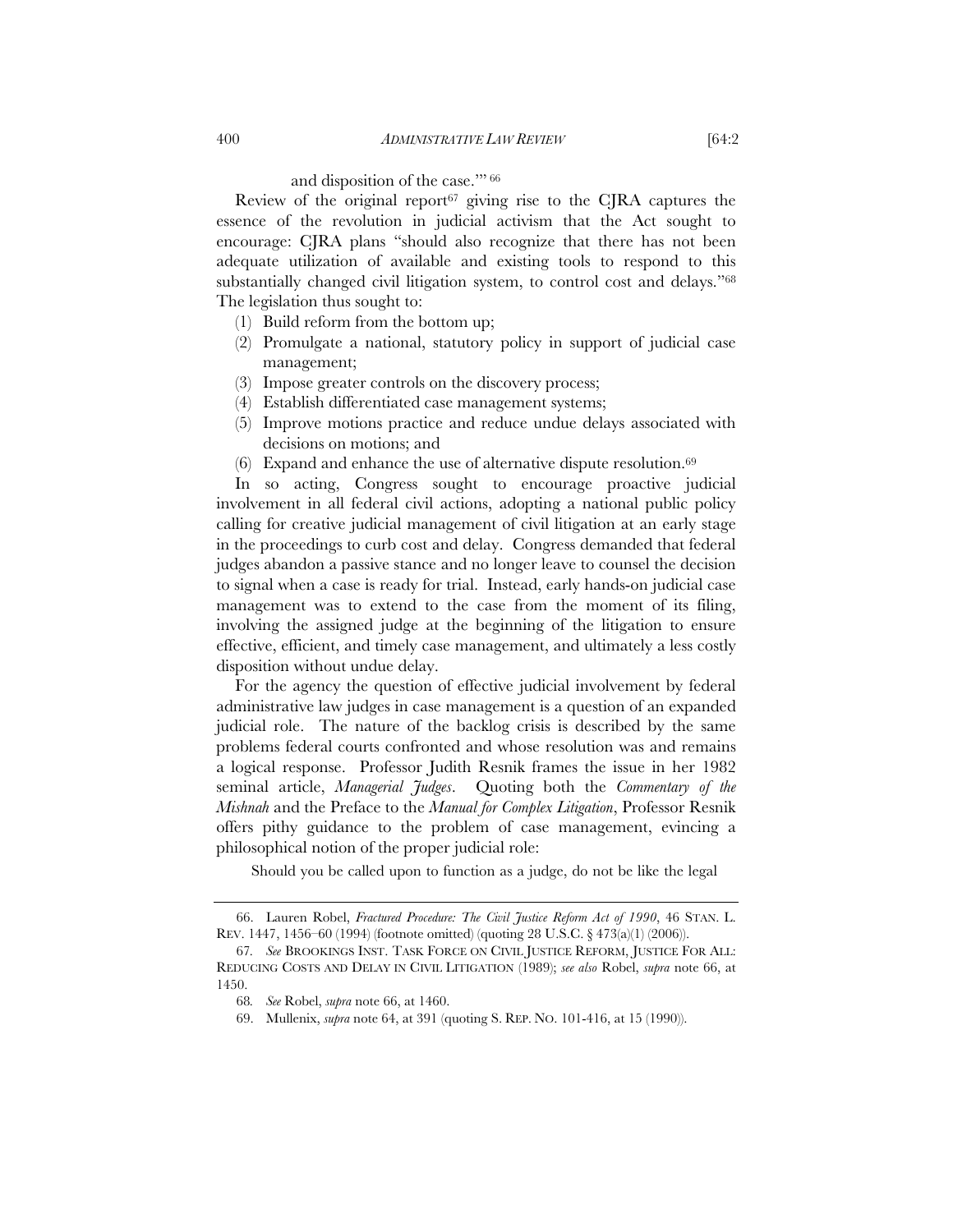and disposition of the case.'"[66]

Review of the original report[67] giving rise to the CJRA captures the essence of the revolution in judicial activism that the Act sought to encourage: CJRA plans "should also recognize that there has not been adequate utilization of available and existing tools to respond to this substantially changed civil litigation system, to control cost and delays."[68] The legislation thus sought to:

1. Build reform from the bottom up;
2. Promulgate a national, statutory policy in support of judicial case management;
3. Impose greater controls on the discovery process;
4. Establish differentiated case management systems;
5. Improve motions practice and reduce undue delays associated with decisions on motions; and
6. Expand and enhance the use of alternative dispute resolution.[69]

In so acting, Congress sought to encourage proactive judicial involvement in all federal civil actions, adopting a national public policy calling for creative judicial management of civil litigation at an early stage in the proceedings to curb cost and delay. Congress demanded that federal judges abandon a passive stance and no longer leave to counsel the decision to signal when a case is ready for trial. Instead, early hands-on judicial case management was to extend to the case from the moment of its filing, involving the assigned judge at the beginning of the litigation to ensure effective, efficient, and timely case management, and ultimately a less costly disposition without undue delay.

For the agency the question of effective judicial involvement by federal administrative law judges in case management is a question of an expanded judicial role. The nature of the backlog crisis is described by the same problems federal courts confronted and whose resolution was and remains a logical response. Professor Judith Resnik frames the issue in her 1982 seminal article, *Managerial Judges*. Quoting both the *Commentary of the Mishnah* and the Preface to the *Manual for Complex Litigation*, Professor Resnik offers pithy guidance to the problem of case management, evincing a philosophical notion of the proper judicial role:

> Should you be called upon to function as a judge, do not be like the legal

---

66. Lauren Robel, *Fractured Procedure: The Civil Justice Reform Act of 1990*, 46 STAN. L. REV. 1447, 1456–60 (1994) (footnote omitted) (quoting 28 U.S.C. § 473(a)(1) (2006)).

67. *See* BROOKINGS INST. TASK FORCE ON CIVIL JUSTICE REFORM, JUSTICE FOR ALL: REDUCING COSTS AND DELAY IN CIVIL LITIGATION (1989); *see also* Robel, *supra* note 66, at 1450.

68. *See* Robel, *supra* note 66, at 1460.

69. Mullenix, *supra* note 64, at 391 (quoting S. REP. NO. 101-416, at 15 (1990)).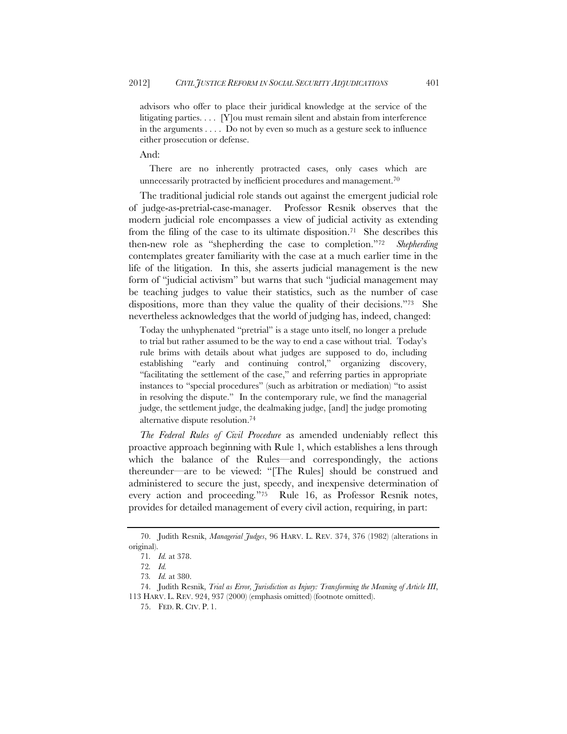> advisors who offer to place their juridical knowledge at the service of the litigating parties. . . . [Y]ou must remain silent and abstain from interference in the arguments . . . . Do not by even so much as a gesture seek to influence either prosecution or defense.

And:

> There are no inherently protracted cases, only cases which are unnecessarily protracted by inefficient procedures and management.[70]

The traditional judicial role stands out against the emergent judicial role of judge-as-pretrial-case-manager. Professor Resnik observes that the modern judicial role encompasses a view of judicial activity as extending from the filing of the case to its ultimate disposition.[71] She describes this then-new role as "shepherding the case to completion."[72] *Shepherding* contemplates greater familiarity with the case at a much earlier time in the life of the litigation. In this, she asserts judicial management is the new form of "judicial activism" but warns that such "judicial management may be teaching judges to value their statistics, such as the number of case dispositions, more than they value the quality of their decisions."[73] She nevertheless acknowledges that the world of judging has, indeed, changed:

> Today the unhyphenated "pretrial" is a stage unto itself, no longer a prelude to trial but rather assumed to be the way to end a case without trial. Today's rule brims with details about what judges are supposed to do, including establishing "early and continuing control," organizing discovery, "facilitating the settlement of the case," and referring parties in appropriate instances to "special procedures" (such as arbitration or mediation) "to assist in resolving the dispute." In the contemporary rule, we find the managerial judge, the settlement judge, the dealmaking judge, [and] the judge promoting alternative dispute resolution.[74]

*The Federal Rules of Civil Procedure* as amended undeniably reflect this proactive approach beginning with Rule 1, which establishes a lens through which the balance of the Rules—and correspondingly, the actions thereunder—are to be viewed: "[The Rules] should be construed and administered to secure the just, speedy, and inexpensive determination of every action and proceeding."[75] Rule 16, as Professor Resnik notes, provides for detailed management of every civil action, requiring, in part:

---

70. Judith Resnik, *Managerial Judges*, 96 HARV. L. REV. 374, 376 (1982) (alterations in original).

71. *Id.* at 378.

72. *Id.*

73. *Id.* at 380.

74. Judith Resnik, *Trial as Error, Jurisdiction as Injury: Transforming the Meaning of Article III*, 113 HARV. L. REV. 924, 937 (2000) (emphasis omitted) (footnote omitted).

75. FED. R. CIV. P. 1.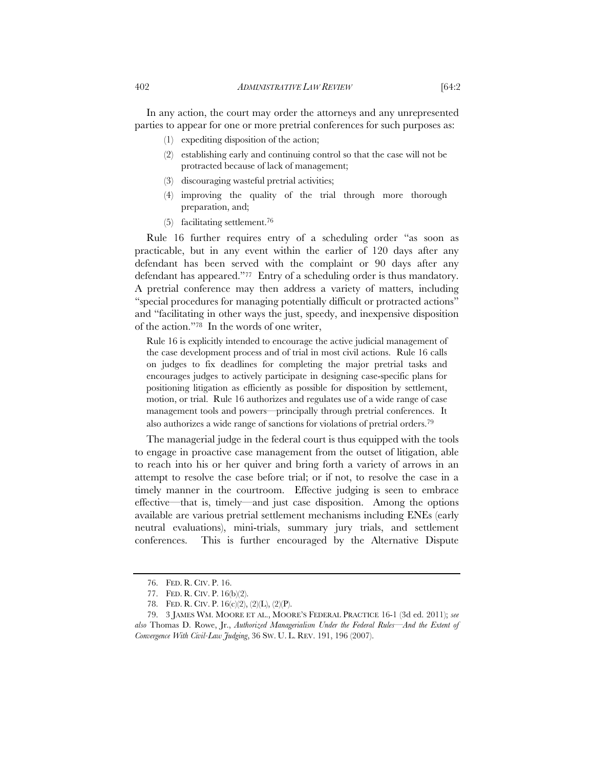In any action, the court may order the attorneys and any unrepresented parties to appear for one or more pretrial conferences for such purposes as:

(1) expediting disposition of the action;

(2) establishing early and continuing control so that the case will not be protracted because of lack of management;

(3) discouraging wasteful pretrial activities;

(4) improving the quality of the trial through more thorough preparation, and;

(5) facilitating settlement.[76]

Rule 16 further requires entry of a scheduling order "as soon as practicable, but in any event within the earlier of 120 days after any defendant has been served with the complaint or 90 days after any defendant has appeared."[77] Entry of a scheduling order is thus mandatory. A pretrial conference may then address a variety of matters, including "special procedures for managing potentially difficult or protracted actions" and "facilitating in other ways the just, speedy, and inexpensive disposition of the action."[78] In the words of one writer,

> Rule 16 is explicitly intended to encourage the active judicial management of the case development process and of trial in most civil actions. Rule 16 calls on judges to fix deadlines for completing the major pretrial tasks and encourages judges to actively participate in designing case-specific plans for positioning litigation as efficiently as possible for disposition by settlement, motion, or trial. Rule 16 authorizes and regulates use of a wide range of case management tools and powers—principally through pretrial conferences. It also authorizes a wide range of sanctions for violations of pretrial orders.[79]

The managerial judge in the federal court is thus equipped with the tools to engage in proactive case management from the outset of litigation, able to reach into his or her quiver and bring forth a variety of arrows in an attempt to resolve the case before trial; or if not, to resolve the case in a timely manner in the courtroom. Effective judging is seen to embrace effective—that is, timely—and just case disposition. Among the options available are various pretrial settlement mechanisms including ENEs (early neutral evaluations), mini-trials, summary jury trials, and settlement conferences. This is further encouraged by the Alternative Dispute

---

76. FED. R. CIV. P. 16.

77. FED. R. CIV. P. 16(b)(2).

78. FED. R. CIV. P. 16(c)(2), (2)(L), (2)(P).

79. 3 JAMES WM. MOORE ET AL., MOORE'S FEDERAL PRACTICE 16-1 (3d ed. 2011); *see also* Thomas D. Rowe, Jr., *Authorized Managerialism Under the Federal Rules—And the Extent of Convergence With Civil-Law Judging*, 36 SW. U. L. REV. 191, 196 (2007).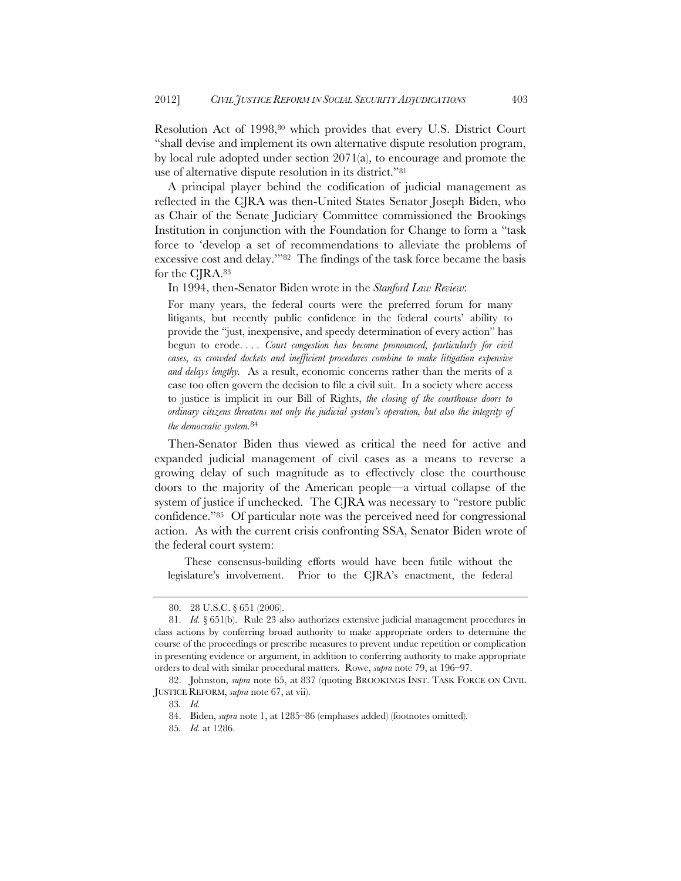Resolution Act of 1998,[80] which provides that every U.S. District Court "shall devise and implement its own alternative dispute resolution program, by local rule adopted under section 2071(a), to encourage and promote the use of alternative dispute resolution in its district."[81]

A principal player behind the codification of judicial management as reflected in the CJRA was then-United States Senator Joseph Biden, who as Chair of the Senate Judiciary Committee commissioned the Brookings Institution in conjunction with the Foundation for Change to form a "task force to 'develop a set of recommendations to alleviate the problems of excessive cost and delay.'"[82] The findings of the task force became the basis for the CJRA.[83]

In 1994, then-Senator Biden wrote in the *Stanford Law Review*:

> For many years, the federal courts were the preferred forum for many litigants, but recently public confidence in the federal courts' ability to provide the "just, inexpensive, and speedy determination of every action" has begun to erode. . . . *Court congestion has become pronounced, particularly for civil cases, as crowded dockets and inefficient procedures combine to make litigation expensive and delays lengthy.* As a result, economic concerns rather than the merits of a case too often govern the decision to file a civil suit. In a society where access to justice is implicit in our Bill of Rights, *the closing of the courthouse doors to ordinary citizens threatens not only the judicial system's operation, but also the integrity of the democratic system.*[84]

Then-Senator Biden thus viewed as critical the need for active and expanded judicial management of civil cases as a means to reverse a growing delay of such magnitude as to effectively close the courthouse doors to the majority of the American people—a virtual collapse of the system of justice if unchecked. The CJRA was necessary to "restore public confidence."[85] Of particular note was the perceived need for congressional action. As with the current crisis confronting SSA, Senator Biden wrote of the federal court system:

> These consensus-building efforts would have been futile without the legislature's involvement. Prior to the CJRA's enactment, the federal

---

80. 28 U.S.C. § 651 (2006).

81. *Id.* § 651(b). Rule 23 also authorizes extensive judicial management procedures in class actions by conferring broad authority to make appropriate orders to determine the course of the proceedings or prescribe measures to prevent undue repetition or complication in presenting evidence or argument, in addition to conferring authority to make appropriate orders to deal with similar procedural matters. Rowe, *supra* note 79, at 196–97.

82. Johnston, *supra* note 65, at 837 (quoting BROOKINGS INST. TASK FORCE ON CIVIL JUSTICE REFORM, *supra* note 67, at vii).

83. *Id.*

84. Biden, *supra* note 1, at 1285–86 (emphases added) (footnotes omitted).

85. *Id.* at 1286.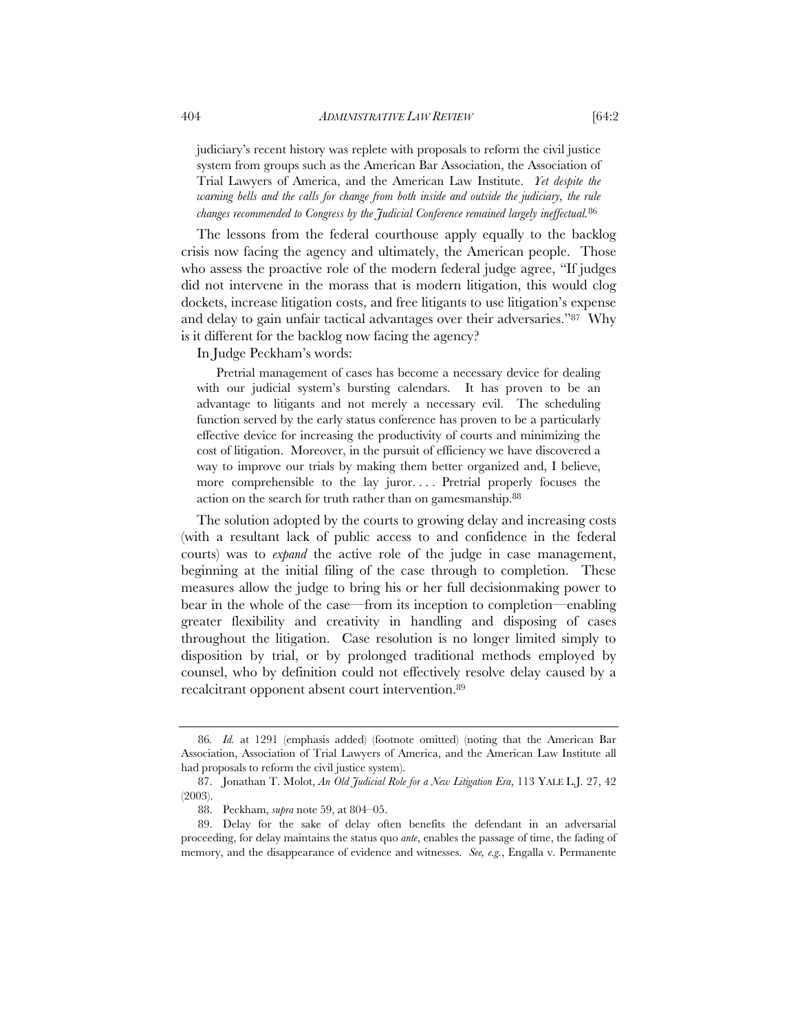judiciary's recent history was replete with proposals to reform the civil justice system from groups such as the American Bar Association, the Association of Trial Lawyers of America, and the American Law Institute. *Yet despite the warning bells and the calls for change from both inside and outside the judiciary, the rule changes recommended to Congress by the Judicial Conference remained largely ineffectual.*[86]

The lessons from the federal courthouse apply equally to the backlog crisis now facing the agency and ultimately, the American people. Those who assess the proactive role of the modern federal judge agree, "If judges did not intervene in the morass that is modern litigation, this would clog dockets, increase litigation costs, and free litigants to use litigation's expense and delay to gain unfair tactical advantages over their adversaries."[87] Why is it different for the backlog now facing the agency?

In Judge Peckham's words:

> Pretrial management of cases has become a necessary device for dealing with our judicial system's bursting calendars. It has proven to be an advantage to litigants and not merely a necessary evil. The scheduling function served by the early status conference has proven to be a particularly effective device for increasing the productivity of courts and minimizing the cost of litigation. Moreover, in the pursuit of efficiency we have discovered a way to improve our trials by making them better organized and, I believe, more comprehensible to the lay juror. . . . Pretrial properly focuses the action on the search for truth rather than on gamesmanship.[88]

The solution adopted by the courts to growing delay and increasing costs (with a resultant lack of public access to and confidence in the federal courts) was to *expand* the active role of the judge in case management, beginning at the initial filing of the case through to completion. These measures allow the judge to bring his or her full decisionmaking power to bear in the whole of the case—from its inception to completion—enabling greater flexibility and creativity in handling and disposing of cases throughout the litigation. Case resolution is no longer limited simply to disposition by trial, or by prolonged traditional methods employed by counsel, who by definition could not effectively resolve delay caused by a recalcitrant opponent absent court intervention.[89]

---

86. *Id.* at 1291 (emphasis added) (footnote omitted) (noting that the American Bar Association, Association of Trial Lawyers of America, and the American Law Institute all had proposals to reform the civil justice system).

87. Jonathan T. Molot, *An Old Judicial Role for a New Litigation Era*, 113 YALE L.J. 27, 42 (2003).

88. Peckham, *supra* note 59, at 804–05.

89. Delay for the sake of delay often benefits the defendant in an adversarial proceeding, for delay maintains the status quo *ante*, enables the passage of time, the fading of memory, and the disappearance of evidence and witnesses. *See, e.g.*, Engalla v. Permanente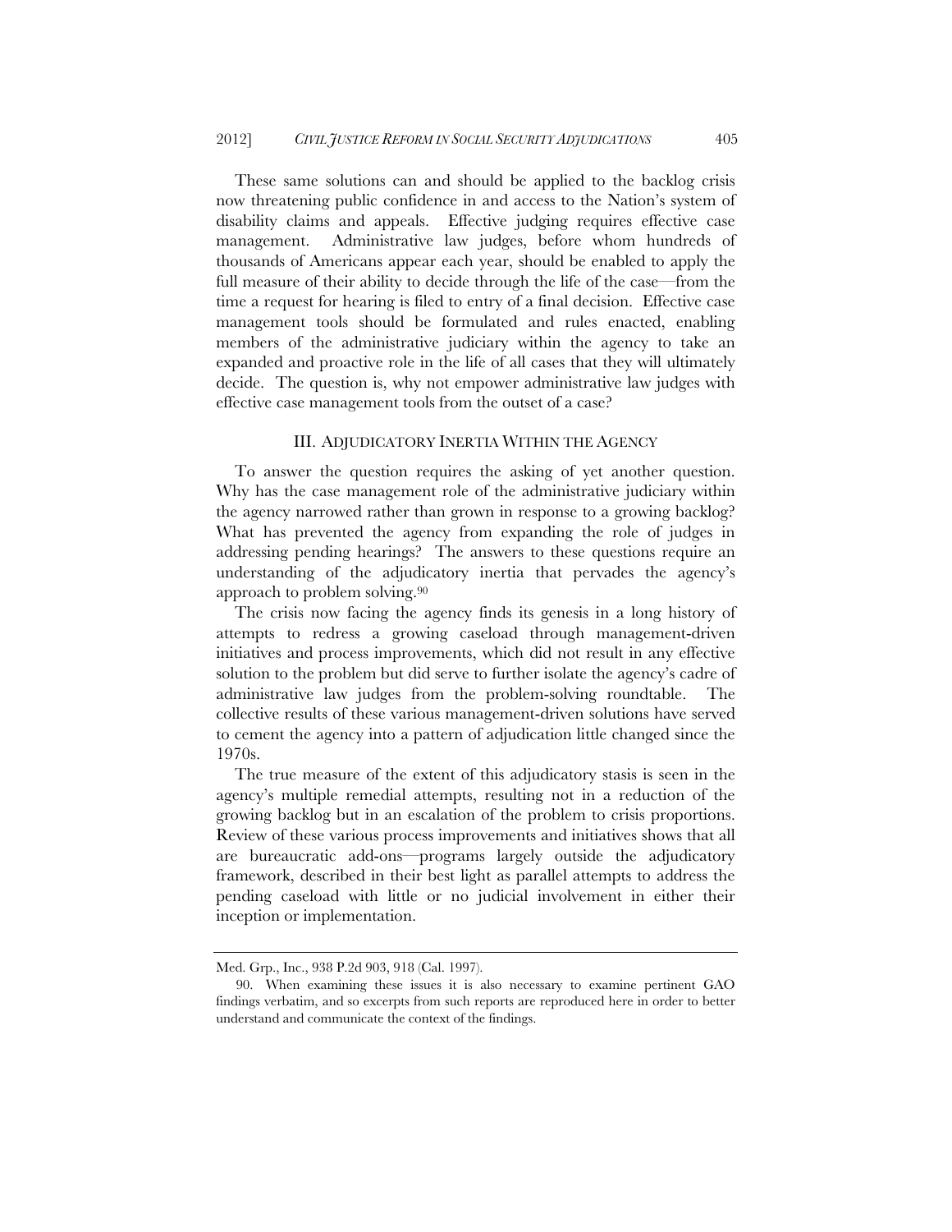These same solutions can and should be applied to the backlog crisis now threatening public confidence in and access to the Nation's system of disability claims and appeals. Effective judging requires effective case management. Administrative law judges, before whom hundreds of thousands of Americans appear each year, should be enabled to apply the full measure of their ability to decide through the life of the case—from the time a request for hearing is filed to entry of a final decision. Effective case management tools should be formulated and rules enacted, enabling members of the administrative judiciary within the agency to take an expanded and proactive role in the life of all cases that they will ultimately decide. The question is, why not empower administrative law judges with effective case management tools from the outset of a case?

## III. ADJUDICATORY INERTIA WITHIN THE AGENCY

To answer the question requires the asking of yet another question. Why has the case management role of the administrative judiciary within the agency narrowed rather than grown in response to a growing backlog? What has prevented the agency from expanding the role of judges in addressing pending hearings? The answers to these questions require an understanding of the adjudicatory inertia that pervades the agency's approach to problem solving.[90]

The crisis now facing the agency finds its genesis in a long history of attempts to redress a growing caseload through management-driven initiatives and process improvements, which did not result in any effective solution to the problem but did serve to further isolate the agency's cadre of administrative law judges from the problem-solving roundtable. The collective results of these various management-driven solutions have served to cement the agency into a pattern of adjudication little changed since the 1970s.

The true measure of the extent of this adjudicatory stasis is seen in the agency's multiple remedial attempts, resulting not in a reduction of the growing backlog but in an escalation of the problem to crisis proportions. Review of these various process improvements and initiatives shows that all are bureaucratic add-ons—programs largely outside the adjudicatory framework, described in their best light as parallel attempts to address the pending caseload with little or no judicial involvement in either their inception or implementation.

---

Med. Grp., Inc., 938 P.2d 903, 918 (Cal. 1997).

90. When examining these issues it is also necessary to examine pertinent GAO findings verbatim, and so excerpts from such reports are reproduced here in order to better understand and communicate the context of the findings.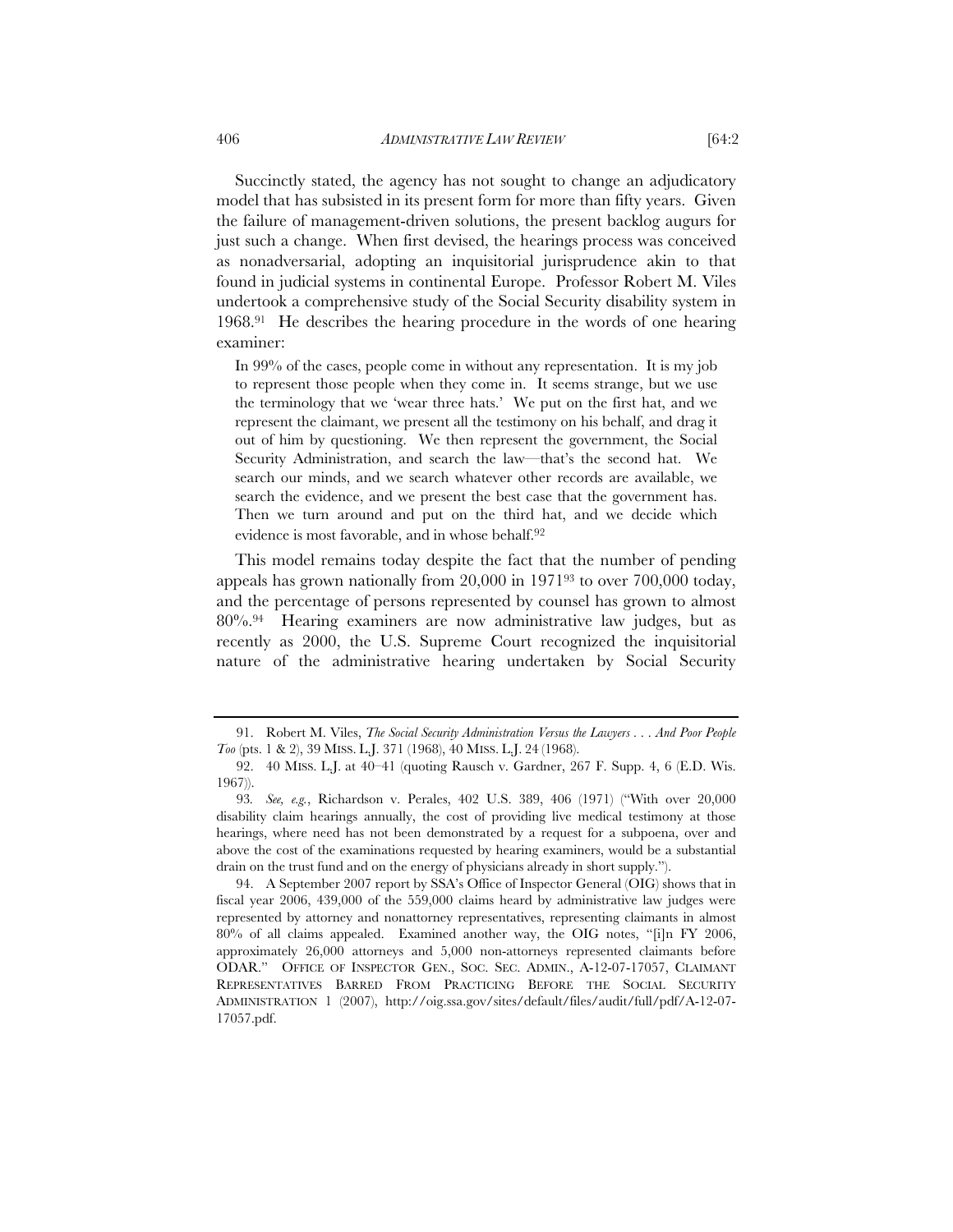Succinctly stated, the agency has not sought to change an adjudicatory model that has subsisted in its present form for more than fifty years. Given the failure of management-driven solutions, the present backlog augurs for just such a change. When first devised, the hearings process was conceived as nonadversarial, adopting an inquisitorial jurisprudence akin to that found in judicial systems in continental Europe. Professor Robert M. Viles undertook a comprehensive study of the Social Security disability system in 1968.[91] He describes the hearing procedure in the words of one hearing examiner:

> In 99% of the cases, people come in without any representation. It is my job to represent those people when they come in. It seems strange, but we use the terminology that we 'wear three hats.' We put on the first hat, and we represent the claimant, we present all the testimony on his behalf, and drag it out of him by questioning. We then represent the government, the Social Security Administration, and search the law—that's the second hat. We search our minds, and we search whatever other records are available, we search the evidence, and we present the best case that the government has. Then we turn around and put on the third hat, and we decide which evidence is most favorable, and in whose behalf.[92]

This model remains today despite the fact that the number of pending appeals has grown nationally from 20,000 in 1971[93] to over 700,000 today, and the percentage of persons represented by counsel has grown to almost 80%.[94] Hearing examiners are now administrative law judges, but as recently as 2000, the U.S. Supreme Court recognized the inquisitorial nature of the administrative hearing undertaken by Social Security

---

91. Robert M. Viles, *The Social Security Administration Versus the Lawyers . . . And Poor People Too* (pts. 1 & 2), 39 MISS. L.J. 371 (1968), 40 MISS. L.J. 24 (1968).

92. 40 MISS. L.J. at 40–41 (quoting Rausch v. Gardner, 267 F. Supp. 4, 6 (E.D. Wis. 1967)).

93. *See, e.g.*, Richardson v. Perales, 402 U.S. 389, 406 (1971) ("With over 20,000 disability claim hearings annually, the cost of providing live medical testimony at those hearings, where need has not been demonstrated by a request for a subpoena, over and above the cost of the examinations requested by hearing examiners, would be a substantial drain on the trust fund and on the energy of physicians already in short supply.").

94. A September 2007 report by SSA's Office of Inspector General (OIG) shows that in fiscal year 2006, 439,000 of the 559,000 claims heard by administrative law judges were represented by attorney and nonattorney representatives, representing claimants in almost 80% of all claims appealed. Examined another way, the OIG notes, "[i]n FY 2006, approximately 26,000 attorneys and 5,000 non-attorneys represented claimants before ODAR." OFFICE OF INSPECTOR GEN., SOC. SEC. ADMIN., A-12-07-17057, CLAIMANT REPRESENTATIVES BARRED FROM PRACTICING BEFORE THE SOCIAL SECURITY ADMINISTRATION 1 (2007), http://oig.ssa.gov/sites/default/files/audit/full/pdf/A-12-07-17057.pdf.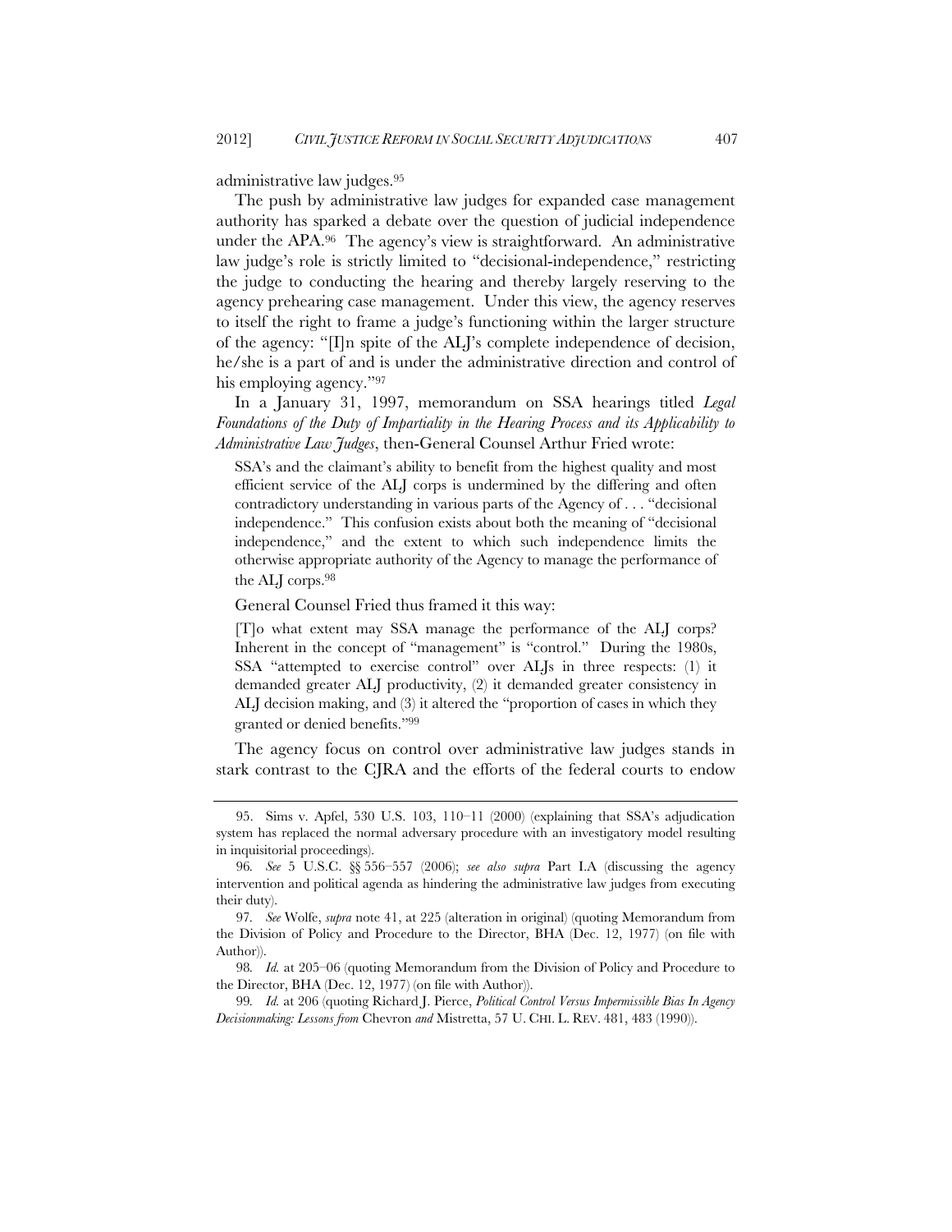administrative law judges.[95]

The push by administrative law judges for expanded case management authority has sparked a debate over the question of judicial independence under the APA.[96] The agency's view is straightforward. An administrative law judge's role is strictly limited to "decisional-independence," restricting the judge to conducting the hearing and thereby largely reserving to the agency prehearing case management. Under this view, the agency reserves to itself the right to frame a judge's functioning within the larger structure of the agency: "[I]n spite of the ALJ's complete independence of decision, he/she is a part of and is under the administrative direction and control of his employing agency."[97]

In a January 31, 1997, memorandum on SSA hearings titled *Legal Foundations of the Duty of Impartiality in the Hearing Process and its Applicability to Administrative Law Judges*, then-General Counsel Arthur Fried wrote:

> SSA's and the claimant's ability to benefit from the highest quality and most efficient service of the ALJ corps is undermined by the differing and often contradictory understanding in various parts of the Agency of . . . "decisional independence." This confusion exists about both the meaning of "decisional independence," and the extent to which such independence limits the otherwise appropriate authority of the Agency to manage the performance of the ALJ corps.[98]

General Counsel Fried thus framed it this way:

> [T]o what extent may SSA manage the performance of the ALJ corps? Inherent in the concept of "management" is "control." During the 1980s, SSA "attempted to exercise control" over ALJs in three respects: (1) it demanded greater ALJ productivity, (2) it demanded greater consistency in ALJ decision making, and (3) it altered the "proportion of cases in which they granted or denied benefits."[99]

The agency focus on control over administrative law judges stands in stark contrast to the CJRA and the efforts of the federal courts to endow

---

95. Sims v. Apfel, 530 U.S. 103, 110–11 (2000) (explaining that SSA's adjudication system has replaced the normal adversary procedure with an investigatory model resulting in inquisitorial proceedings).

96. *See* 5 U.S.C. §§ 556–557 (2006); *see also supra* Part I.A (discussing the agency intervention and political agenda as hindering the administrative law judges from executing their duty).

97. *See* Wolfe, *supra* note 41, at 225 (alteration in original) (quoting Memorandum from the Division of Policy and Procedure to the Director, BHA (Dec. 12, 1977) (on file with Author)).

98. *Id.* at 205–06 (quoting Memorandum from the Division of Policy and Procedure to the Director, BHA (Dec. 12, 1977) (on file with Author)).

99. *Id.* at 206 (quoting Richard J. Pierce, *Political Control Versus Impermissible Bias In Agency Decisionmaking: Lessons from* Chevron *and* Mistretta, 57 U. CHI. L. REV. 481, 483 (1990)).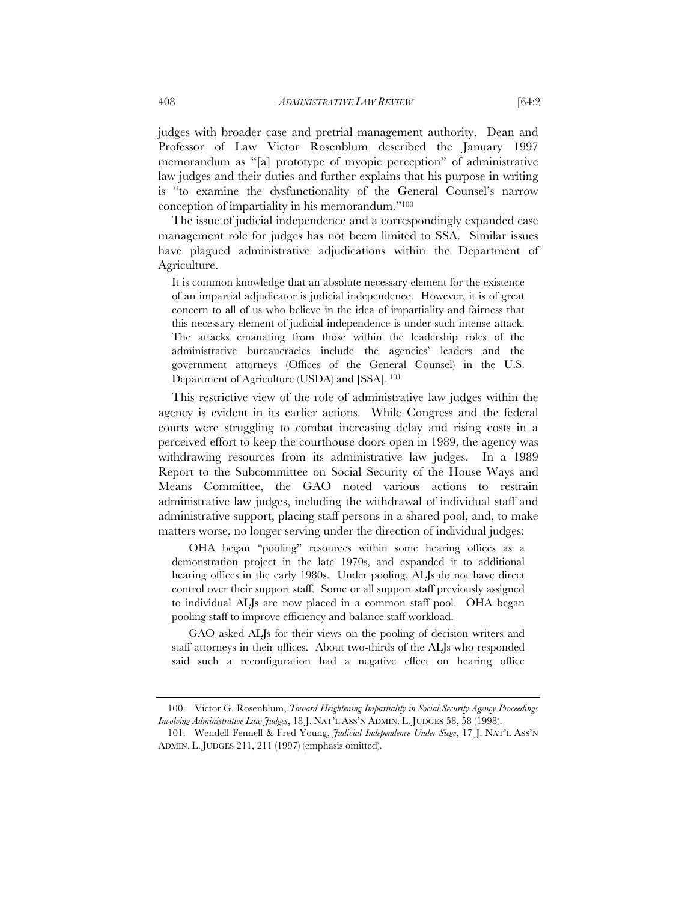judges with broader case and pretrial management authority. Dean and Professor of Law Victor Rosenblum described the January 1997 memorandum as "[a] prototype of myopic perception" of administrative law judges and their duties and further explains that his purpose in writing is "to examine the dysfunctionality of the General Counsel's narrow conception of impartiality in his memorandum."[100]

The issue of judicial independence and a correspondingly expanded case management role for judges has not beem limited to SSA. Similar issues have plagued administrative adjudications within the Department of Agriculture.

> It is common knowledge that an absolute necessary element for the existence of an impartial adjudicator is judicial independence. However, it is of great concern to all of us who believe in the idea of impartiality and fairness that this necessary element of judicial independence is under such intense attack. The attacks emanating from those within the leadership roles of the administrative bureaucracies include the agencies' leaders and the government attorneys (Offices of the General Counsel) in the U.S. Department of Agriculture (USDA) and [SSA].[101]

This restrictive view of the role of administrative law judges within the agency is evident in its earlier actions. While Congress and the federal courts were struggling to combat increasing delay and rising costs in a perceived effort to keep the courthouse doors open in 1989, the agency was withdrawing resources from its administrative law judges. In a 1989 Report to the Subcommittee on Social Security of the House Ways and Means Committee, the GAO noted various actions to restrain administrative law judges, including the withdrawal of individual staff and administrative support, placing staff persons in a shared pool, and, to make matters worse, no longer serving under the direction of individual judges:

> OHA began "pooling" resources within some hearing offices as a demonstration project in the late 1970s, and expanded it to additional hearing offices in the early 1980s. Under pooling, ALJs do not have direct control over their support staff. Some or all support staff previously assigned to individual ALJs are now placed in a common staff pool. OHA began pooling staff to improve efficiency and balance staff workload.
>
> GAO asked ALJs for their views on the pooling of decision writers and staff attorneys in their offices. About two-thirds of the ALJs who responded said such a reconfiguration had a negative effect on hearing office

---

100. Victor G. Rosenblum, *Toward Heightening Impartiality in Social Security Agency Proceedings Involving Administrative Law Judges*, 18 J. NAT'L ASS'N ADMIN. L. JUDGES 58, 58 (1998).

101. Wendell Fennell & Fred Young, *Judicial Independence Under Siege*, 17 J. NAT'L ASS'N ADMIN. L. JUDGES 211, 211 (1997) (emphasis omitted).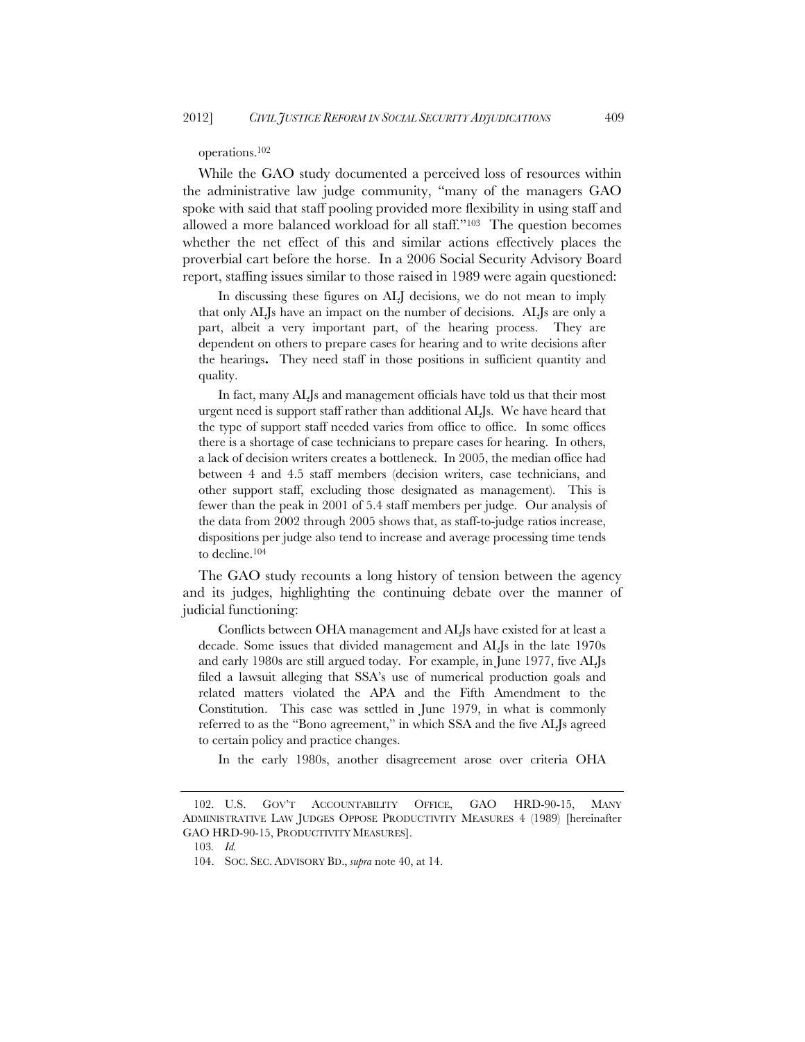operations.[102]

While the GAO study documented a perceived loss of resources within the administrative law judge community, "many of the managers GAO spoke with said that staff pooling provided more flexibility in using staff and allowed a more balanced workload for all staff."[103] The question becomes whether the net effect of this and similar actions effectively places the proverbial cart before the horse. In a 2006 Social Security Advisory Board report, staffing issues similar to those raised in 1989 were again questioned:

> In discussing these figures on ALJ decisions, we do not mean to imply that only ALJs have an impact on the number of decisions. ALJs are only a part, albeit a very important part, of the hearing process. They are dependent on others to prepare cases for hearing and to write decisions after the hearings**.** They need staff in those positions in sufficient quantity and quality.
>
> In fact, many ALJs and management officials have told us that their most urgent need is support staff rather than additional ALJs. We have heard that the type of support staff needed varies from office to office. In some offices there is a shortage of case technicians to prepare cases for hearing. In others, a lack of decision writers creates a bottleneck. In 2005, the median office had between 4 and 4.5 staff members (decision writers, case technicians, and other support staff, excluding those designated as management). This is fewer than the peak in 2001 of 5.4 staff members per judge. Our analysis of the data from 2002 through 2005 shows that, as staff-to-judge ratios increase, dispositions per judge also tend to increase and average processing time tends to decline.[104]

The GAO study recounts a long history of tension between the agency and its judges, highlighting the continuing debate over the manner of judicial functioning:

> Conflicts between OHA management and ALJs have existed for at least a decade. Some issues that divided management and ALJs in the late 1970s and early 1980s are still argued today. For example, in June 1977, five ALJs filed a lawsuit alleging that SSA's use of numerical production goals and related matters violated the APA and the Fifth Amendment to the Constitution. This case was settled in June 1979, in what is commonly referred to as the "Bono agreement," in which SSA and the five ALJs agreed to certain policy and practice changes.
>
> In the early 1980s, another disagreement arose over criteria OHA

---

102. U.S. GOV'T ACCOUNTABILITY OFFICE, GAO HRD-90-15, MANY ADMINISTRATIVE LAW JUDGES OPPOSE PRODUCTIVITY MEASURES 4 (1989) [hereinafter GAO HRD-90-15, PRODUCTIVITY MEASURES].

103. *Id.*

104. SOC. SEC. ADVISORY BD., *supra* note 40, at 14.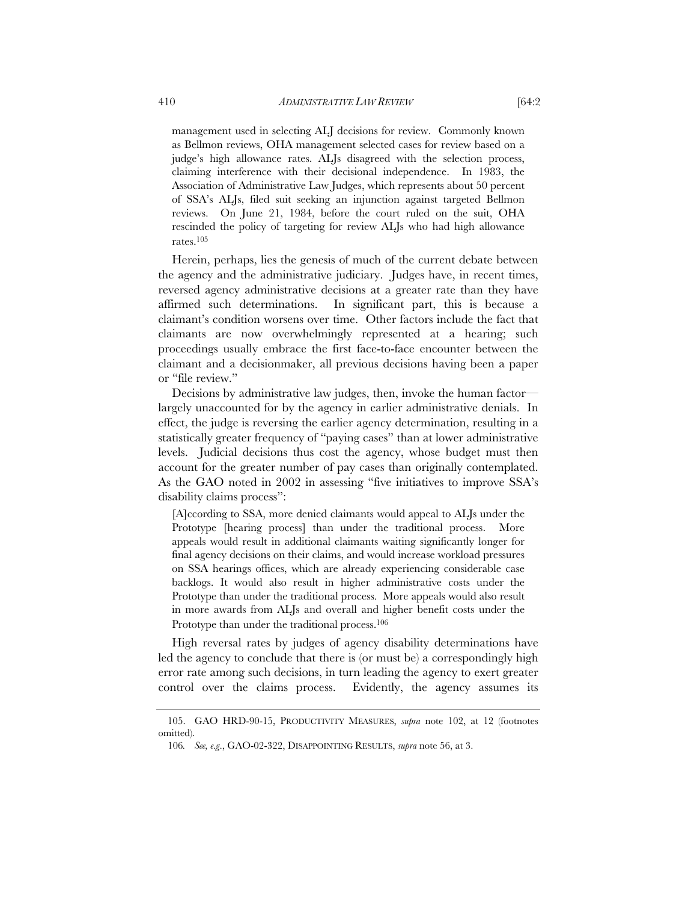> management used in selecting ALJ decisions for review. Commonly known as Bellmon reviews, OHA management selected cases for review based on a judge's high allowance rates. ALJs disagreed with the selection process, claiming interference with their decisional independence. In 1983, the Association of Administrative Law Judges, which represents about 50 percent of SSA's ALJs, filed suit seeking an injunction against targeted Bellmon reviews. On June 21, 1984, before the court ruled on the suit, OHA rescinded the policy of targeting for review ALJs who had high allowance rates.[105]

Herein, perhaps, lies the genesis of much of the current debate between the agency and the administrative judiciary. Judges have, in recent times, reversed agency administrative decisions at a greater rate than they have affirmed such determinations. In significant part, this is because a claimant's condition worsens over time. Other factors include the fact that claimants are now overwhelmingly represented at a hearing; such proceedings usually embrace the first face-to-face encounter between the claimant and a decisionmaker, all previous decisions having been a paper or "file review."

Decisions by administrative law judges, then, invoke the human factor—largely unaccounted for by the agency in earlier administrative denials. In effect, the judge is reversing the earlier agency determination, resulting in a statistically greater frequency of "paying cases" than at lower administrative levels. Judicial decisions thus cost the agency, whose budget must then account for the greater number of pay cases than originally contemplated. As the GAO noted in 2002 in assessing "five initiatives to improve SSA's disability claims process":

> [A]ccording to SSA, more denied claimants would appeal to ALJs under the Prototype [hearing process] than under the traditional process. More appeals would result in additional claimants waiting significantly longer for final agency decisions on their claims, and would increase workload pressures on SSA hearings offices, which are already experiencing considerable case backlogs. It would also result in higher administrative costs under the Prototype than under the traditional process. More appeals would also result in more awards from ALJs and overall and higher benefit costs under the Prototype than under the traditional process.[106]

High reversal rates by judges of agency disability determinations have led the agency to conclude that there is (or must be) a correspondingly high error rate among such decisions, in turn leading the agency to exert greater control over the claims process. Evidently, the agency assumes its

---

105. GAO HRD-90-15, PRODUCTIVITY MEASURES, *supra* note 102, at 12 (footnotes omitted).

106. *See, e.g.*, GAO-02-322, DISAPPOINTING RESULTS, *supra* note 56, at 3.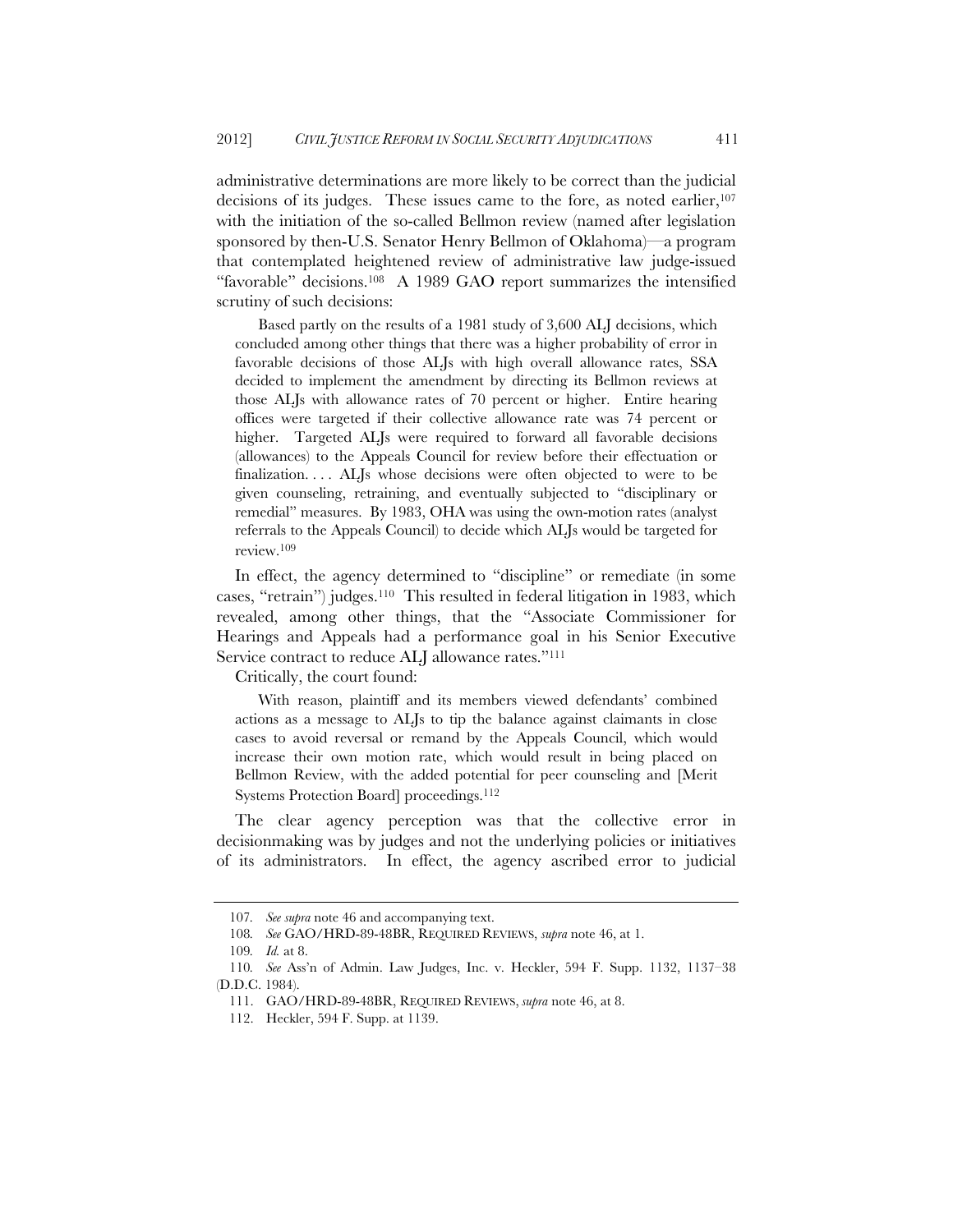administrative determinations are more likely to be correct than the judicial decisions of its judges. These issues came to the fore, as noted earlier,[107] with the initiation of the so-called Bellmon review (named after legislation sponsored by then-U.S. Senator Henry Bellmon of Oklahoma)—a program that contemplated heightened review of administrative law judge-issued "favorable" decisions.[108] A 1989 GAO report summarizes the intensified scrutiny of such decisions:

> Based partly on the results of a 1981 study of 3,600 ALJ decisions, which concluded among other things that there was a higher probability of error in favorable decisions of those ALJs with high overall allowance rates, SSA decided to implement the amendment by directing its Bellmon reviews at those ALJs with allowance rates of 70 percent or higher. Entire hearing offices were targeted if their collective allowance rate was 74 percent or higher. Targeted ALJs were required to forward all favorable decisions (allowances) to the Appeals Council for review before their effectuation or finalization. . . . ALJs whose decisions were often objected to were to be given counseling, retraining, and eventually subjected to "disciplinary or remedial" measures. By 1983, OHA was using the own-motion rates (analyst referrals to the Appeals Council) to decide which ALJs would be targeted for review.[109]

In effect, the agency determined to "discipline" or remediate (in some cases, "retrain") judges.[110] This resulted in federal litigation in 1983, which revealed, among other things, that the "Associate Commissioner for Hearings and Appeals had a performance goal in his Senior Executive Service contract to reduce ALJ allowance rates."[111]

Critically, the court found:

> With reason, plaintiff and its members viewed defendants' combined actions as a message to ALJs to tip the balance against claimants in close cases to avoid reversal or remand by the Appeals Council, which would increase their own motion rate, which would result in being placed on Bellmon Review, with the added potential for peer counseling and [Merit Systems Protection Board] proceedings.[112]

The clear agency perception was that the collective error in decisionmaking was by judges and not the underlying policies or initiatives of its administrators. In effect, the agency ascribed error to judicial

---

107. *See supra* note 46 and accompanying text.

108. *See* GAO/HRD-89-48BR, REQUIRED REVIEWS, *supra* note 46, at 1.

109. *Id.* at 8.

110. *See* Ass'n of Admin. Law Judges, Inc. v. Heckler, 594 F. Supp. 1132, 1137–38 (D.D.C. 1984).

111. GAO/HRD-89-48BR, REQUIRED REVIEWS, *supra* note 46, at 8.

112. Heckler, 594 F. Supp. at 1139.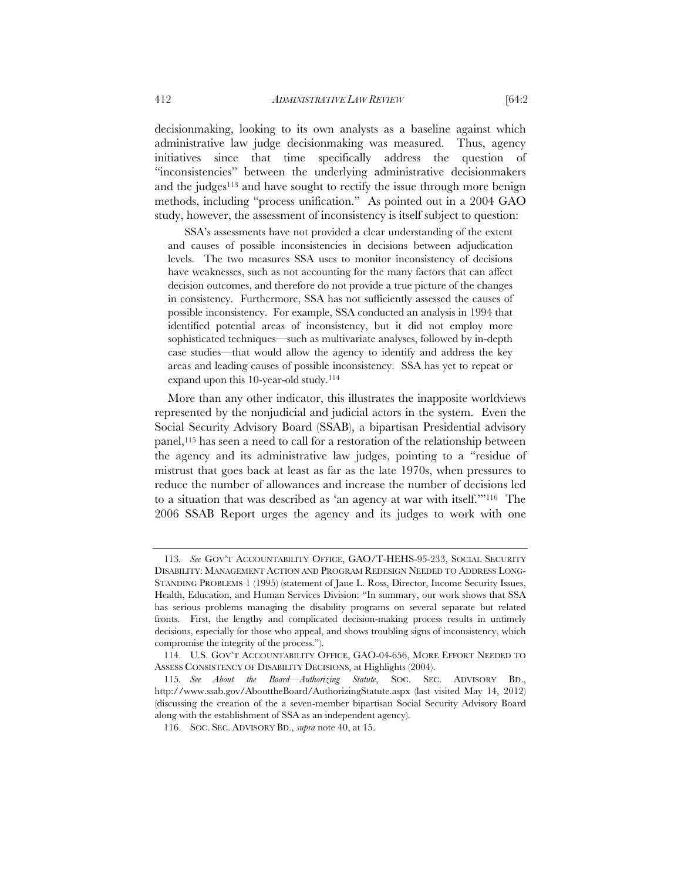decisionmaking, looking to its own analysts as a baseline against which administrative law judge decisionmaking was measured. Thus, agency initiatives since that time specifically address the question of "inconsistencies" between the underlying administrative decisionmakers and the judges[113] and have sought to rectify the issue through more benign methods, including "process unification." As pointed out in a 2004 GAO study, however, the assessment of inconsistency is itself subject to question:

> SSA's assessments have not provided a clear understanding of the extent and causes of possible inconsistencies in decisions between adjudication levels. The two measures SSA uses to monitor inconsistency of decisions have weaknesses, such as not accounting for the many factors that can affect decision outcomes, and therefore do not provide a true picture of the changes in consistency. Furthermore, SSA has not sufficiently assessed the causes of possible inconsistency. For example, SSA conducted an analysis in 1994 that identified potential areas of inconsistency, but it did not employ more sophisticated techniques—such as multivariate analyses, followed by in-depth case studies—that would allow the agency to identify and address the key areas and leading causes of possible inconsistency. SSA has yet to repeat or expand upon this 10-year-old study.[114]

More than any other indicator, this illustrates the inapposite worldviews represented by the nonjudicial and judicial actors in the system. Even the Social Security Advisory Board (SSAB), a bipartisan Presidential advisory panel,[115] has seen a need to call for a restoration of the relationship between the agency and its administrative law judges, pointing to a "residue of mistrust that goes back at least as far as the late 1970s, when pressures to reduce the number of allowances and increase the number of decisions led to a situation that was described as 'an agency at war with itself.'"[116] The 2006 SSAB Report urges the agency and its judges to work with one

---

113. *See* GOV'T ACCOUNTABILITY OFFICE, GAO/T-HEHS-95-233, SOCIAL SECURITY DISABILITY: MANAGEMENT ACTION AND PROGRAM REDESIGN NEEDED TO ADDRESS LONG-STANDING PROBLEMS 1 (1995) (statement of Jane L. Ross, Director, Income Security Issues, Health, Education, and Human Services Division: "In summary, our work shows that SSA has serious problems managing the disability programs on several separate but related fronts. First, the lengthy and complicated decision-making process results in untimely decisions, especially for those who appeal, and shows troubling signs of inconsistency, which compromise the integrity of the process.").

114. U.S. GOV'T ACCOUNTABILITY OFFICE, GAO-04-656, MORE EFFORT NEEDED TO ASSESS CONSISTENCY OF DISABILITY DECISIONS, at Highlights (2004).

115. *See About the Board—Authorizing Statute*, SOC. SEC. ADVISORY BD., http://www.ssab.gov/AbouttheBoard/AuthorizingStatute.aspx (last visited May 14, 2012) (discussing the creation of the a seven-member bipartisan Social Security Advisory Board along with the establishment of SSA as an independent agency).

116. SOC. SEC. ADVISORY BD., *supra* note 40, at 15.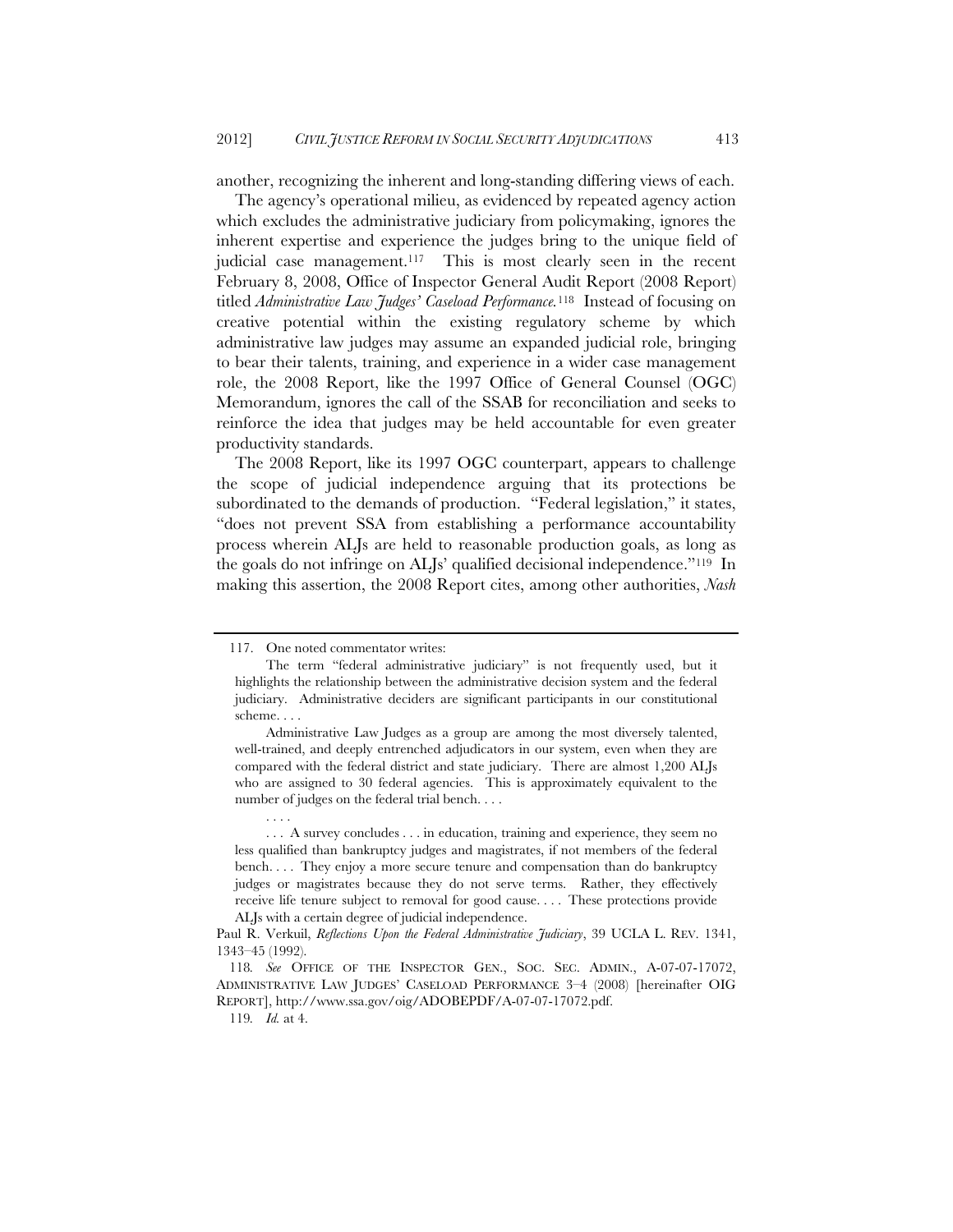another, recognizing the inherent and long-standing differing views of each.

The agency's operational milieu, as evidenced by repeated agency action which excludes the administrative judiciary from policymaking, ignores the inherent expertise and experience the judges bring to the unique field of judicial case management.[117] This is most clearly seen in the recent February 8, 2008, Office of Inspector General Audit Report (2008 Report) titled *Administrative Law Judges' Caseload Performance.*[118] Instead of focusing on creative potential within the existing regulatory scheme by which administrative law judges may assume an expanded judicial role, bringing to bear their talents, training, and experience in a wider case management role, the 2008 Report, like the 1997 Office of General Counsel (OGC) Memorandum, ignores the call of the SSAB for reconciliation and seeks to reinforce the idea that judges may be held accountable for even greater productivity standards.

The 2008 Report, like its 1997 OGC counterpart, appears to challenge the scope of judicial independence arguing that its protections be subordinated to the demands of production. "Federal legislation," it states, "does not prevent SSA from establishing a performance accountability process wherein ALJs are held to reasonable production goals, as long as the goals do not infringe on ALJs' qualified decisional independence."[119] In making this assertion, the 2008 Report cites, among other authorities, *Nash*

---

117. One noted commentator writes:

> The term "federal administrative judiciary" is not frequently used, but it highlights the relationship between the administrative decision system and the federal judiciary. Administrative deciders are significant participants in our constitutional scheme. . . .
>
> Administrative Law Judges as a group are among the most diversely talented, well-trained, and deeply entrenched adjudicators in our system, even when they are compared with the federal district and state judiciary. There are almost 1,200 ALJs who are assigned to 30 federal agencies. This is approximately equivalent to the number of judges on the federal trial bench. . . .
>
> . . . .
>
> . . . A survey concludes . . . in education, training and experience, they seem no less qualified than bankruptcy judges and magistrates, if not members of the federal bench. . . . They enjoy a more secure tenure and compensation than do bankruptcy judges or magistrates because they do not serve terms. Rather, they effectively receive life tenure subject to removal for good cause. . . . These protections provide ALJs with a certain degree of judicial independence.

Paul R. Verkuil, *Reflections Upon the Federal Administrative Judiciary*, 39 UCLA L. REV. 1341, 1343–45 (1992).

118. *See* OFFICE OF THE INSPECTOR GEN., SOC. SEC. ADMIN., A-07-07-17072, ADMINISTRATIVE LAW JUDGES' CASELOAD PERFORMANCE 3–4 (2008) [hereinafter OIG REPORT], http://www.ssa.gov/oig/ADOBEPDF/A-07-07-17072.pdf.

119. *Id.* at 4.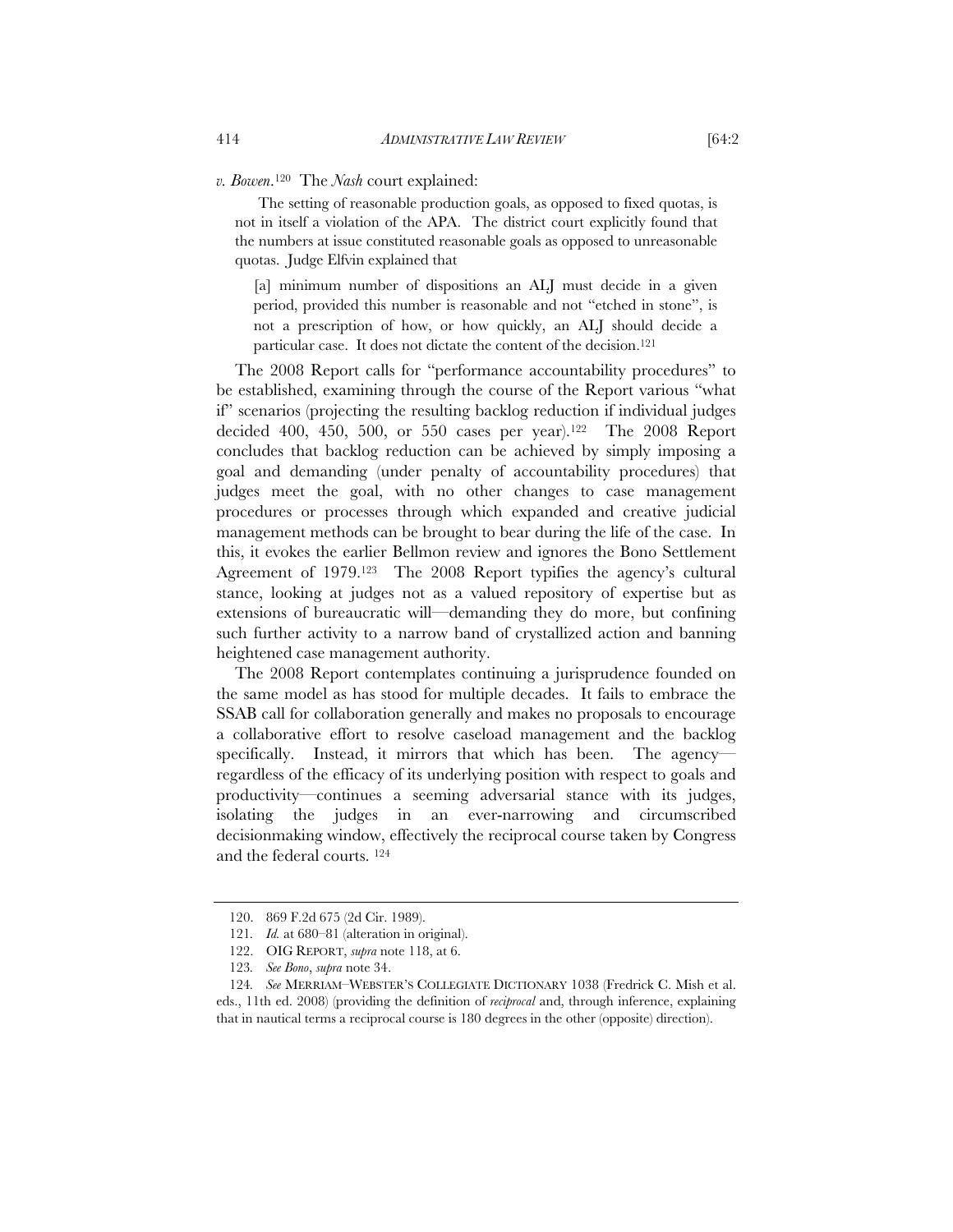*v. Bowen*.[120] The *Nash* court explained:

> The setting of reasonable production goals, as opposed to fixed quotas, is not in itself a violation of the APA. The district court explicitly found that the numbers at issue constituted reasonable goals as opposed to unreasonable quotas. Judge Elfvin explained that
>
> [a] minimum number of dispositions an ALJ must decide in a given period, provided this number is reasonable and not "etched in stone", is not a prescription of how, or how quickly, an ALJ should decide a particular case. It does not dictate the content of the decision.[121]

The 2008 Report calls for "performance accountability procedures" to be established, examining through the course of the Report various "what if" scenarios (projecting the resulting backlog reduction if individual judges decided 400, 450, 500, or 550 cases per year).[122] The 2008 Report concludes that backlog reduction can be achieved by simply imposing a goal and demanding (under penalty of accountability procedures) that judges meet the goal, with no other changes to case management procedures or processes through which expanded and creative judicial management methods can be brought to bear during the life of the case. In this, it evokes the earlier Bellmon review and ignores the Bono Settlement Agreement of 1979.[123] The 2008 Report typifies the agency's cultural stance, looking at judges not as a valued repository of expertise but as extensions of bureaucratic will—demanding they do more, but confining such further activity to a narrow band of crystallized action and banning heightened case management authority.

The 2008 Report contemplates continuing a jurisprudence founded on the same model as has stood for multiple decades. It fails to embrace the SSAB call for collaboration generally and makes no proposals to encourage a collaborative effort to resolve caseload management and the backlog specifically. Instead, it mirrors that which has been. The agency—regardless of the efficacy of its underlying position with respect to goals and productivity—continues a seeming adversarial stance with its judges, isolating the judges in an ever-narrowing and circumscribed decisionmaking window, effectively the reciprocal course taken by Congress and the federal courts.[124]

---

120. 869 F.2d 675 (2d Cir. 1989).

121. *Id.* at 680–81 (alteration in original).

122. OIG REPORT, *supra* note 118, at 6.

123. *See Bono*, *supra* note 34.

124. *See* MERRIAM–WEBSTER'S COLLEGIATE DICTIONARY 1038 (Fredrick C. Mish et al. eds., 11th ed. 2008) (providing the definition of *reciprocal* and, through inference, explaining that in nautical terms a reciprocal course is 180 degrees in the other (opposite) direction).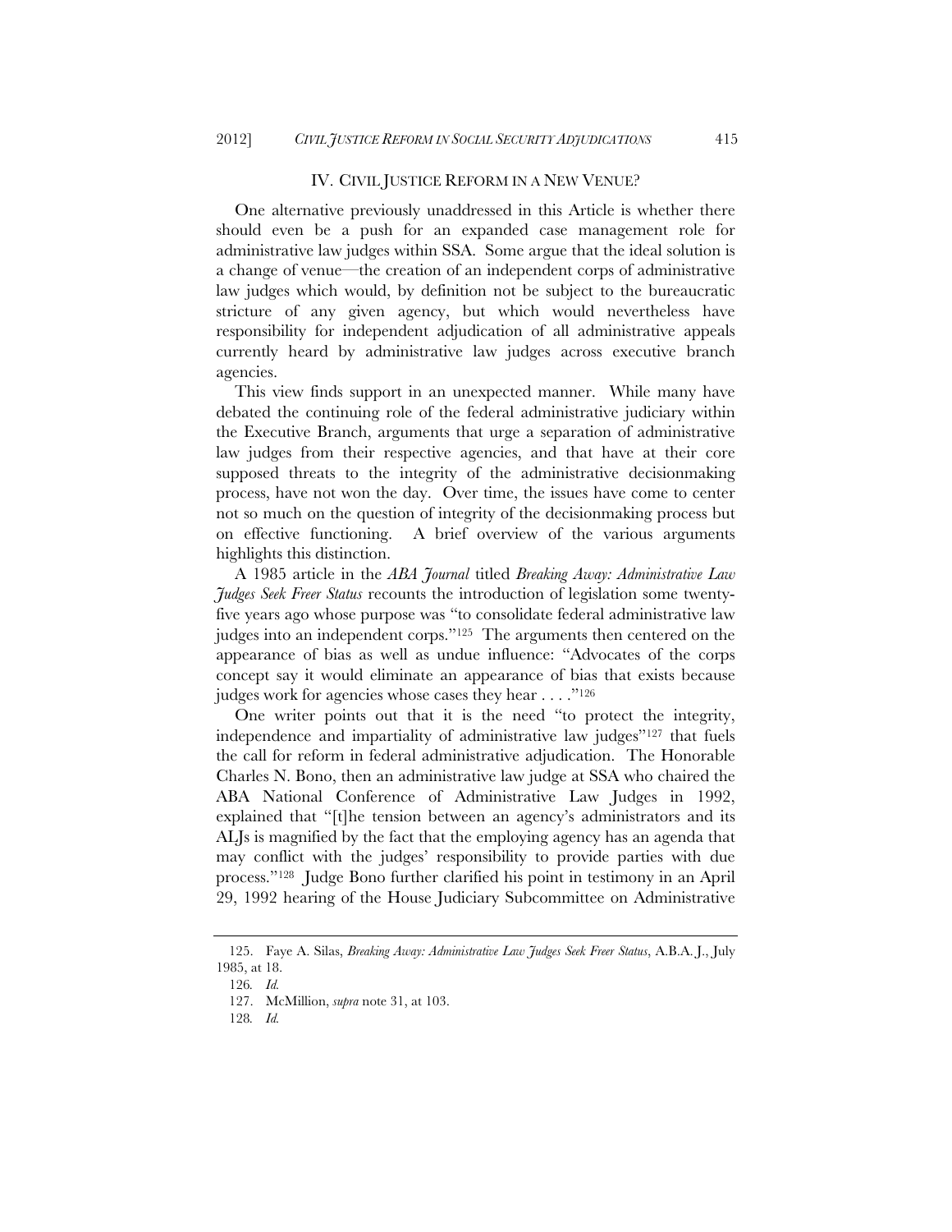## IV. CIVIL JUSTICE REFORM IN A NEW VENUE?

One alternative previously unaddressed in this Article is whether there should even be a push for an expanded case management role for administrative law judges within SSA. Some argue that the ideal solution is a change of venue—the creation of an independent corps of administrative law judges which would, by definition not be subject to the bureaucratic stricture of any given agency, but which would nevertheless have responsibility for independent adjudication of all administrative appeals currently heard by administrative law judges across executive branch agencies.

This view finds support in an unexpected manner. While many have debated the continuing role of the federal administrative judiciary within the Executive Branch, arguments that urge a separation of administrative law judges from their respective agencies, and that have at their core supposed threats to the integrity of the administrative decisionmaking process, have not won the day. Over time, the issues have come to center not so much on the question of integrity of the decisionmaking process but on effective functioning. A brief overview of the various arguments highlights this distinction.

A 1985 article in the *ABA Journal* titled *Breaking Away: Administrative Law Judges Seek Freer Status* recounts the introduction of legislation some twenty-five years ago whose purpose was "to consolidate federal administrative law judges into an independent corps."[125] The arguments then centered on the appearance of bias as well as undue influence: "Advocates of the corps concept say it would eliminate an appearance of bias that exists because judges work for agencies whose cases they hear . . . ."[126]

One writer points out that it is the need "to protect the integrity, independence and impartiality of administrative law judges"[127] that fuels the call for reform in federal administrative adjudication. The Honorable Charles N. Bono, then an administrative law judge at SSA who chaired the ABA National Conference of Administrative Law Judges in 1992, explained that "[t]he tension between an agency's administrators and its ALJs is magnified by the fact that the employing agency has an agenda that may conflict with the judges' responsibility to provide parties with due process."[128] Judge Bono further clarified his point in testimony in an April 29, 1992 hearing of the House Judiciary Subcommittee on Administrative

---

125. Faye A. Silas, *Breaking Away: Administrative Law Judges Seek Freer Status*, A.B.A. J., July 1985, at 18.

126. *Id.*

127. McMillion, *supra* note 31, at 103.

128. *Id.*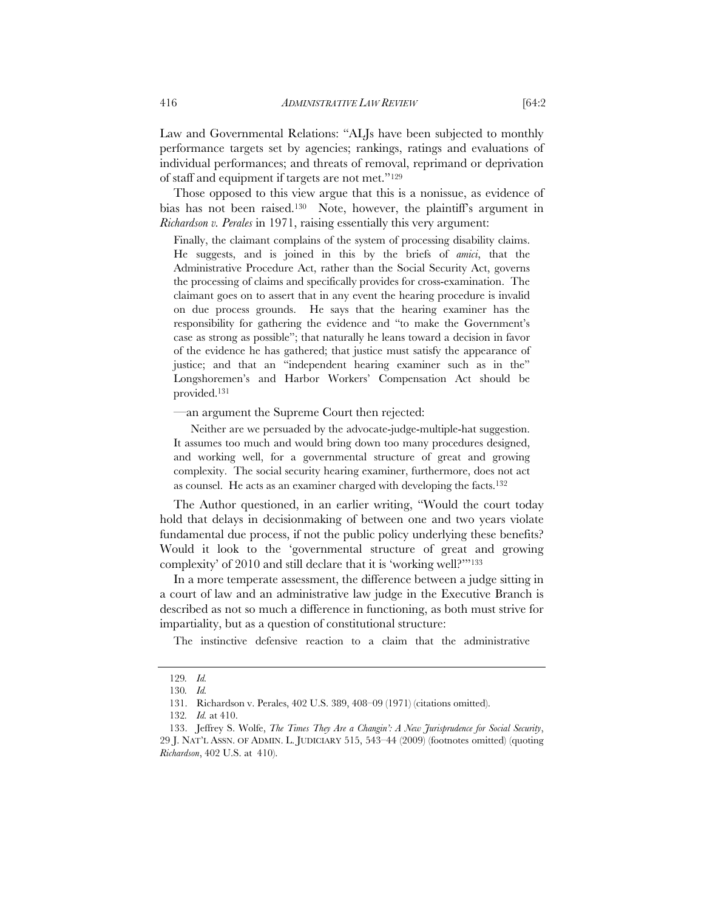Law and Governmental Relations: "ALJs have been subjected to monthly performance targets set by agencies; rankings, ratings and evaluations of individual performances; and threats of removal, reprimand or deprivation of staff and equipment if targets are not met."[129]

Those opposed to this view argue that this is a nonissue, as evidence of bias has not been raised.[130] Note, however, the plaintiff's argument in *Richardson v. Perales* in 1971, raising essentially this very argument:

> Finally, the claimant complains of the system of processing disability claims. He suggests, and is joined in this by the briefs of *amici*, that the Administrative Procedure Act, rather than the Social Security Act, governs the processing of claims and specifically provides for cross-examination. The claimant goes on to assert that in any event the hearing procedure is invalid on due process grounds. He says that the hearing examiner has the responsibility for gathering the evidence and "to make the Government's case as strong as possible"; that naturally he leans toward a decision in favor of the evidence he has gathered; that justice must satisfy the appearance of justice; and that an "independent hearing examiner such as in the" Longshoremen's and Harbor Workers' Compensation Act should be provided.[131]

—an argument the Supreme Court then rejected:

> Neither are we persuaded by the advocate-judge-multiple-hat suggestion. It assumes too much and would bring down too many procedures designed, and working well, for a governmental structure of great and growing complexity. The social security hearing examiner, furthermore, does not act as counsel. He acts as an examiner charged with developing the facts.[132]

The Author questioned, in an earlier writing, "Would the court today hold that delays in decisionmaking of between one and two years violate fundamental due process, if not the public policy underlying these benefits? Would it look to the 'governmental structure of great and growing complexity' of 2010 and still declare that it is 'working well?'"[133]

In a more temperate assessment, the difference between a judge sitting in a court of law and an administrative law judge in the Executive Branch is described as not so much a difference in functioning, as both must strive for impartiality, but as a question of constitutional structure:

> The instinctive defensive reaction to a claim that the administrative

---

129. *Id.*

130. *Id.*

131. Richardson v. Perales, 402 U.S. 389, 408–09 (1971) (citations omitted).

132. *Id.* at 410.

133. Jeffrey S. Wolfe, *The Times They Are a Changin': A New Jurisprudence for Social Security*, 29 J. NAT'L ASSN. OF ADMIN. L. JUDICIARY 515, 543–44 (2009) (footnotes omitted) (quoting *Richardson*, 402 U.S. at 410).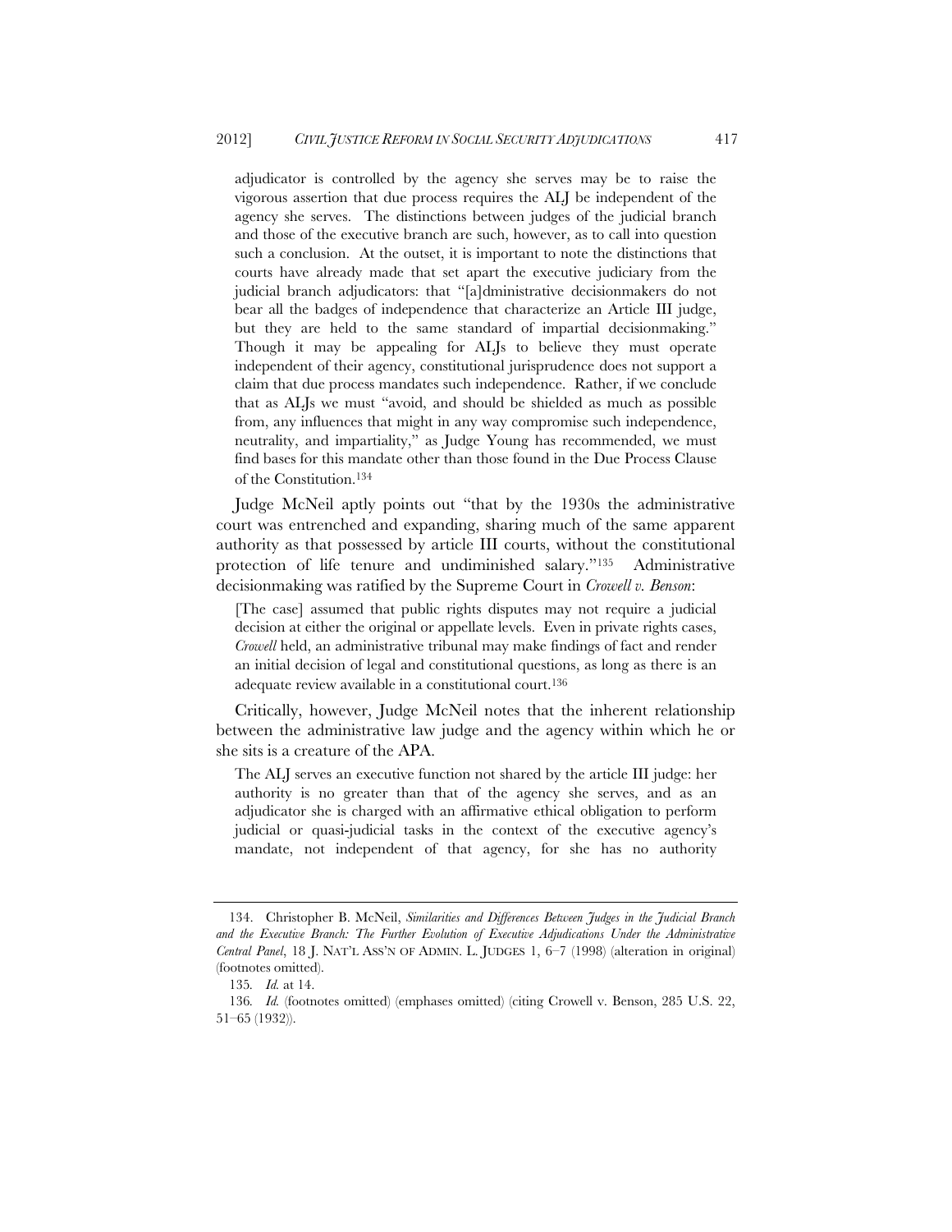> adjudicator is controlled by the agency she serves may be to raise the vigorous assertion that due process requires the ALJ be independent of the agency she serves. The distinctions between judges of the judicial branch and those of the executive branch are such, however, as to call into question such a conclusion. At the outset, it is important to note the distinctions that courts have already made that set apart the executive judiciary from the judicial branch adjudicators: that "[a]dministrative decisionmakers do not bear all the badges of independence that characterize an Article III judge, but they are held to the same standard of impartial decisionmaking." Though it may be appealing for ALJs to believe they must operate independent of their agency, constitutional jurisprudence does not support a claim that due process mandates such independence. Rather, if we conclude that as ALJs we must "avoid, and should be shielded as much as possible from, any influences that might in any way compromise such independence, neutrality, and impartiality," as Judge Young has recommended, we must find bases for this mandate other than those found in the Due Process Clause of the Constitution.[134]

Judge McNeil aptly points out "that by the 1930s the administrative court was entrenched and expanding, sharing much of the same apparent authority as that possessed by article III courts, without the constitutional protection of life tenure and undiminished salary."[135] Administrative decisionmaking was ratified by the Supreme Court in *Crowell v. Benson*:

> [The case] assumed that public rights disputes may not require a judicial decision at either the original or appellate levels. Even in private rights cases, *Crowell* held, an administrative tribunal may make findings of fact and render an initial decision of legal and constitutional questions, as long as there is an adequate review available in a constitutional court.[136]

Critically, however, Judge McNeil notes that the inherent relationship between the administrative law judge and the agency within which he or she sits is a creature of the APA.

> The ALJ serves an executive function not shared by the article III judge: her authority is no greater than that of the agency she serves, and as an adjudicator she is charged with an affirmative ethical obligation to perform judicial or quasi-judicial tasks in the context of the executive agency's mandate, not independent of that agency, for she has no authority

---

134. Christopher B. McNeil, *Similarities and Differences Between Judges in the Judicial Branch and the Executive Branch: The Further Evolution of Executive Adjudications Under the Administrative Central Panel*, 18 J. NAT'L ASS'N OF ADMIN. L. JUDGES 1, 6–7 (1998) (alteration in original) (footnotes omitted).

135. *Id.* at 14.

136. *Id.* (footnotes omitted) (emphases omitted) (citing Crowell v. Benson, 285 U.S. 22, 51–65 (1932)).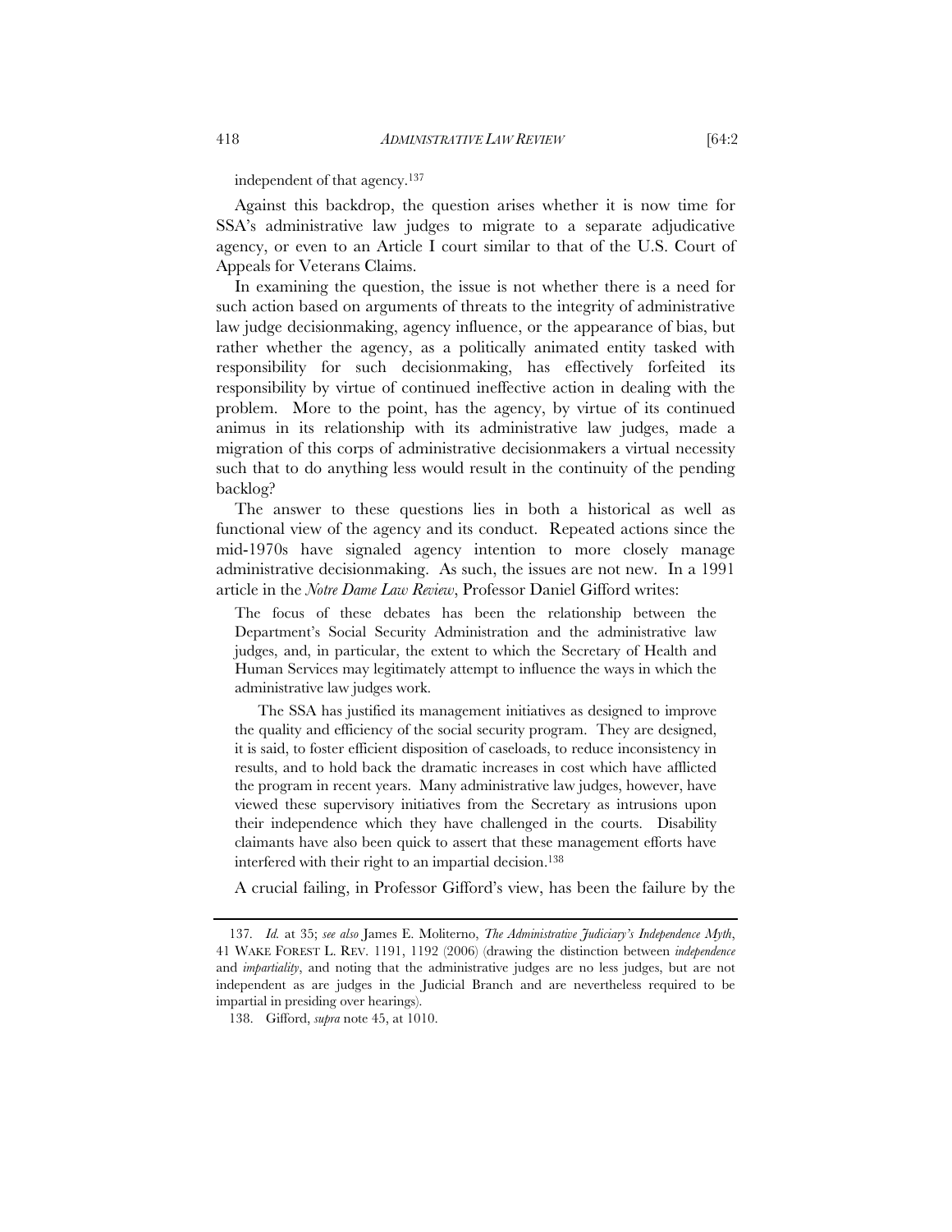independent of that agency.[137]

Against this backdrop, the question arises whether it is now time for SSA's administrative law judges to migrate to a separate adjudicative agency, or even to an Article I court similar to that of the U.S. Court of Appeals for Veterans Claims.

In examining the question, the issue is not whether there is a need for such action based on arguments of threats to the integrity of administrative law judge decisionmaking, agency influence, or the appearance of bias, but rather whether the agency, as a politically animated entity tasked with responsibility for such decisionmaking, has effectively forfeited its responsibility by virtue of continued ineffective action in dealing with the problem. More to the point, has the agency, by virtue of its continued animus in its relationship with its administrative law judges, made a migration of this corps of administrative decisionmakers a virtual necessity such that to do anything less would result in the continuity of the pending backlog?

The answer to these questions lies in both a historical as well as functional view of the agency and its conduct. Repeated actions since the mid-1970s have signaled agency intention to more closely manage administrative decisionmaking. As such, the issues are not new. In a 1991 article in the *Notre Dame Law Review*, Professor Daniel Gifford writes:

> The focus of these debates has been the relationship between the Department's Social Security Administration and the administrative law judges, and, in particular, the extent to which the Secretary of Health and Human Services may legitimately attempt to influence the ways in which the administrative law judges work.
>
> The SSA has justified its management initiatives as designed to improve the quality and efficiency of the social security program. They are designed, it is said, to foster efficient disposition of caseloads, to reduce inconsistency in results, and to hold back the dramatic increases in cost which have afflicted the program in recent years. Many administrative law judges, however, have viewed these supervisory initiatives from the Secretary as intrusions upon their independence which they have challenged in the courts. Disability claimants have also been quick to assert that these management efforts have interfered with their right to an impartial decision.[138]

A crucial failing, in Professor Gifford's view, has been the failure by the

---

137. *Id.* at 35; *see also* James E. Moliterno, *The Administrative Judiciary's Independence Myth*, 41 WAKE FOREST L. REV. 1191, 1192 (2006) (drawing the distinction between *independence* and *impartiality*, and noting that the administrative judges are no less judges, but are not independent as are judges in the Judicial Branch and are nevertheless required to be impartial in presiding over hearings).

138. Gifford, *supra* note 45, at 1010.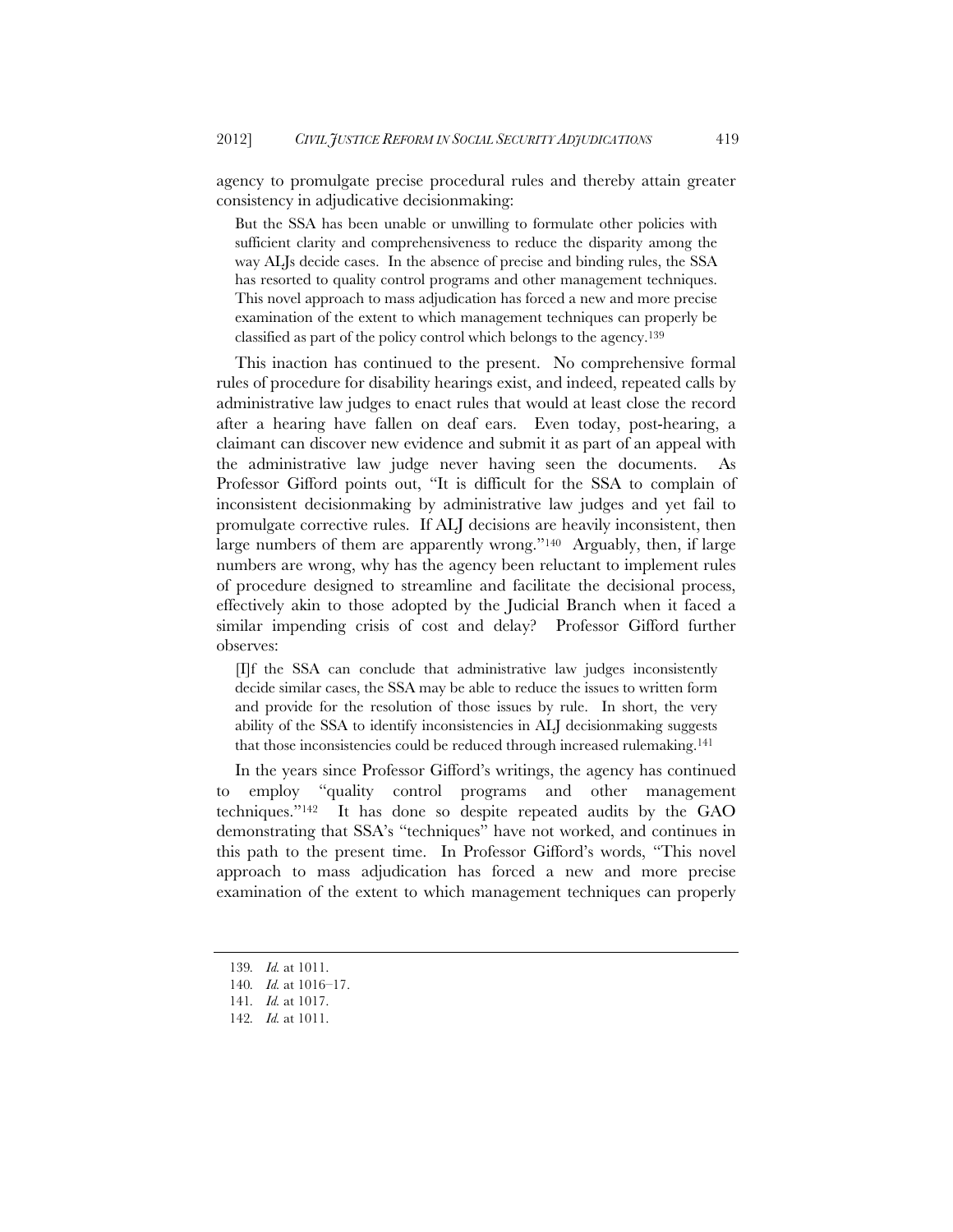agency to promulgate precise procedural rules and thereby attain greater consistency in adjudicative decisionmaking:

> But the SSA has been unable or unwilling to formulate other policies with sufficient clarity and comprehensiveness to reduce the disparity among the way ALJs decide cases. In the absence of precise and binding rules, the SSA has resorted to quality control programs and other management techniques. This novel approach to mass adjudication has forced a new and more precise examination of the extent to which management techniques can properly be classified as part of the policy control which belongs to the agency.[139]

This inaction has continued to the present. No comprehensive formal rules of procedure for disability hearings exist, and indeed, repeated calls by administrative law judges to enact rules that would at least close the record after a hearing have fallen on deaf ears. Even today, post-hearing, a claimant can discover new evidence and submit it as part of an appeal with the administrative law judge never having seen the documents. As Professor Gifford points out, "It is difficult for the SSA to complain of inconsistent decisionmaking by administrative law judges and yet fail to promulgate corrective rules. If ALJ decisions are heavily inconsistent, then large numbers of them are apparently wrong."[140] Arguably, then, if large numbers are wrong, why has the agency been reluctant to implement rules of procedure designed to streamline and facilitate the decisional process, effectively akin to those adopted by the Judicial Branch when it faced a similar impending crisis of cost and delay? Professor Gifford further observes:

> [I]f the SSA can conclude that administrative law judges inconsistently decide similar cases, the SSA may be able to reduce the issues to written form and provide for the resolution of those issues by rule. In short, the very ability of the SSA to identify inconsistencies in ALJ decisionmaking suggests that those inconsistencies could be reduced through increased rulemaking.[141]

In the years since Professor Gifford's writings, the agency has continued to employ "quality control programs and other management techniques."[142] It has done so despite repeated audits by the GAO demonstrating that SSA's "techniques" have not worked, and continues in this path to the present time. In Professor Gifford's words, "This novel approach to mass adjudication has forced a new and more precise examination of the extent to which management techniques can properly

---

139. *Id.* at 1011.
140. *Id.* at 1016–17.
141. *Id.* at 1017.
142. *Id.* at 1011.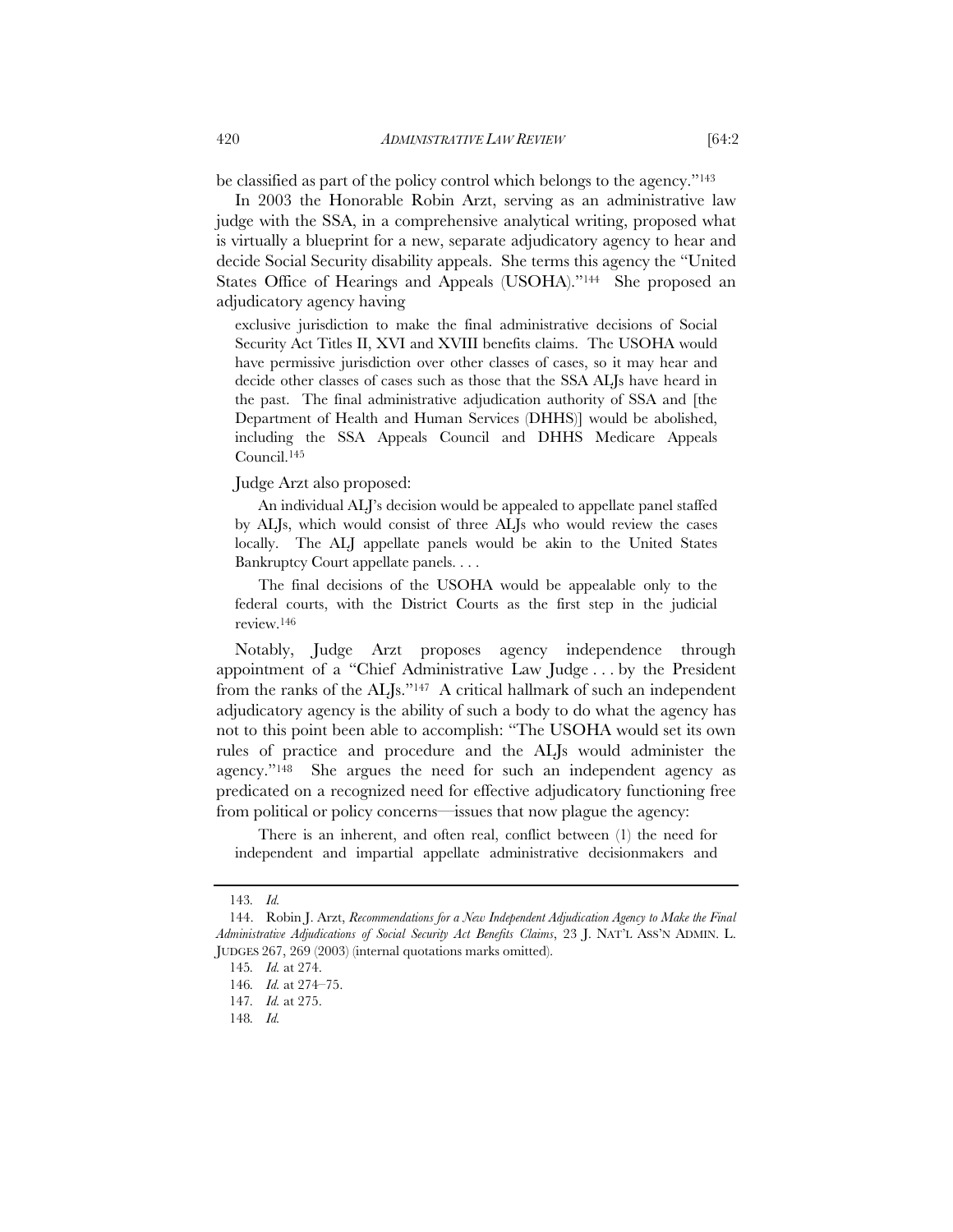be classified as part of the policy control which belongs to the agency."[143]

In 2003 the Honorable Robin Arzt, serving as an administrative law judge with the SSA, in a comprehensive analytical writing, proposed what is virtually a blueprint for a new, separate adjudicatory agency to hear and decide Social Security disability appeals. She terms this agency the "United States Office of Hearings and Appeals (USOHA)."[144] She proposed an adjudicatory agency having

> exclusive jurisdiction to make the final administrative decisions of Social Security Act Titles II, XVI and XVIII benefits claims. The USOHA would have permissive jurisdiction over other classes of cases, so it may hear and decide other classes of cases such as those that the SSA ALJs have heard in the past. The final administrative adjudication authority of SSA and [the Department of Health and Human Services (DHHS)] would be abolished, including the SSA Appeals Council and DHHS Medicare Appeals Council.[145]

Judge Arzt also proposed:

> An individual ALJ's decision would be appealed to appellate panel staffed by ALJs, which would consist of three ALJs who would review the cases locally. The ALJ appellate panels would be akin to the United States Bankruptcy Court appellate panels. . . .
>
> The final decisions of the USOHA would be appealable only to the federal courts, with the District Courts as the first step in the judicial review.[146]

Notably, Judge Arzt proposes agency independence through appointment of a "Chief Administrative Law Judge . . . by the President from the ranks of the ALJs."[147] A critical hallmark of such an independent adjudicatory agency is the ability of such a body to do what the agency has not to this point been able to accomplish: "The USOHA would set its own rules of practice and procedure and the ALJs would administer the agency."[148] She argues the need for such an independent agency as predicated on a recognized need for effective adjudicatory functioning free from political or policy concerns—issues that now plague the agency:

> There is an inherent, and often real, conflict between (1) the need for independent and impartial appellate administrative decisionmakers and

---

143. *Id.*

144. Robin J. Arzt, *Recommendations for a New Independent Adjudication Agency to Make the Final Administrative Adjudications of Social Security Act Benefits Claims*, 23 J. NAT'L ASS'N ADMIN. L. JUDGES 267, 269 (2003) (internal quotations marks omitted).

145. *Id.* at 274.

146. *Id.* at 274–75.

147. *Id.* at 275.

148. *Id.*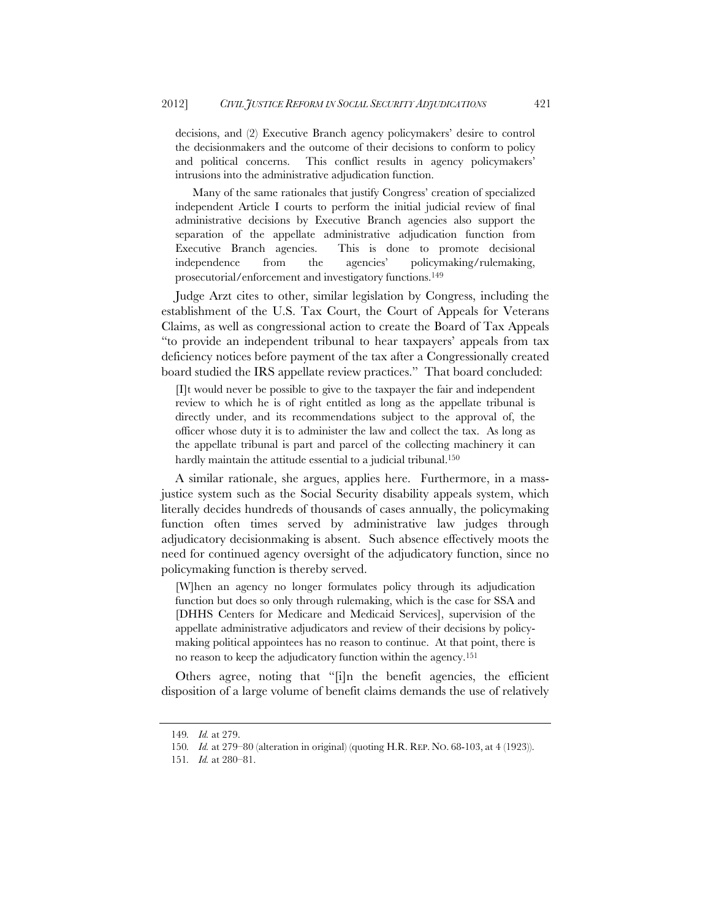decisions, and (2) Executive Branch agency policymakers' desire to control the decisionmakers and the outcome of their decisions to conform to policy and political concerns. This conflict results in agency policymakers' intrusions into the administrative adjudication function.

> Many of the same rationales that justify Congress' creation of specialized independent Article I courts to perform the initial judicial review of final administrative decisions by Executive Branch agencies also support the separation of the appellate administrative adjudication function from Executive Branch agencies. This is done to promote decisional independence from the agencies' policymaking/rulemaking, prosecutorial/enforcement and investigatory functions.[149]

Judge Arzt cites to other, similar legislation by Congress, including the establishment of the U.S. Tax Court, the Court of Appeals for Veterans Claims, as well as congressional action to create the Board of Tax Appeals "to provide an independent tribunal to hear taxpayers' appeals from tax deficiency notices before payment of the tax after a Congressionally created board studied the IRS appellate review practices." That board concluded:

> [I]t would never be possible to give to the taxpayer the fair and independent review to which he is of right entitled as long as the appellate tribunal is directly under, and its recommendations subject to the approval of, the officer whose duty it is to administer the law and collect the tax. As long as the appellate tribunal is part and parcel of the collecting machinery it can hardly maintain the attitude essential to a judicial tribunal.[150]

A similar rationale, she argues, applies here. Furthermore, in a mass-justice system such as the Social Security disability appeals system, which literally decides hundreds of thousands of cases annually, the policymaking function often times served by administrative law judges through adjudicatory decisionmaking is absent. Such absence effectively moots the need for continued agency oversight of the adjudicatory function, since no policymaking function is thereby served.

> [W]hen an agency no longer formulates policy through its adjudication function but does so only through rulemaking, which is the case for SSA and [DHHS Centers for Medicare and Medicaid Services], supervision of the appellate administrative adjudicators and review of their decisions by policy-making political appointees has no reason to continue. At that point, there is no reason to keep the adjudicatory function within the agency.[151]

Others agree, noting that "[i]n the benefit agencies, the efficient disposition of a large volume of benefit claims demands the use of relatively

---

149. *Id.* at 279.

150. *Id.* at 279–80 (alteration in original) (quoting H.R. REP. NO. 68-103, at 4 (1923)).

151. *Id.* at 280–81.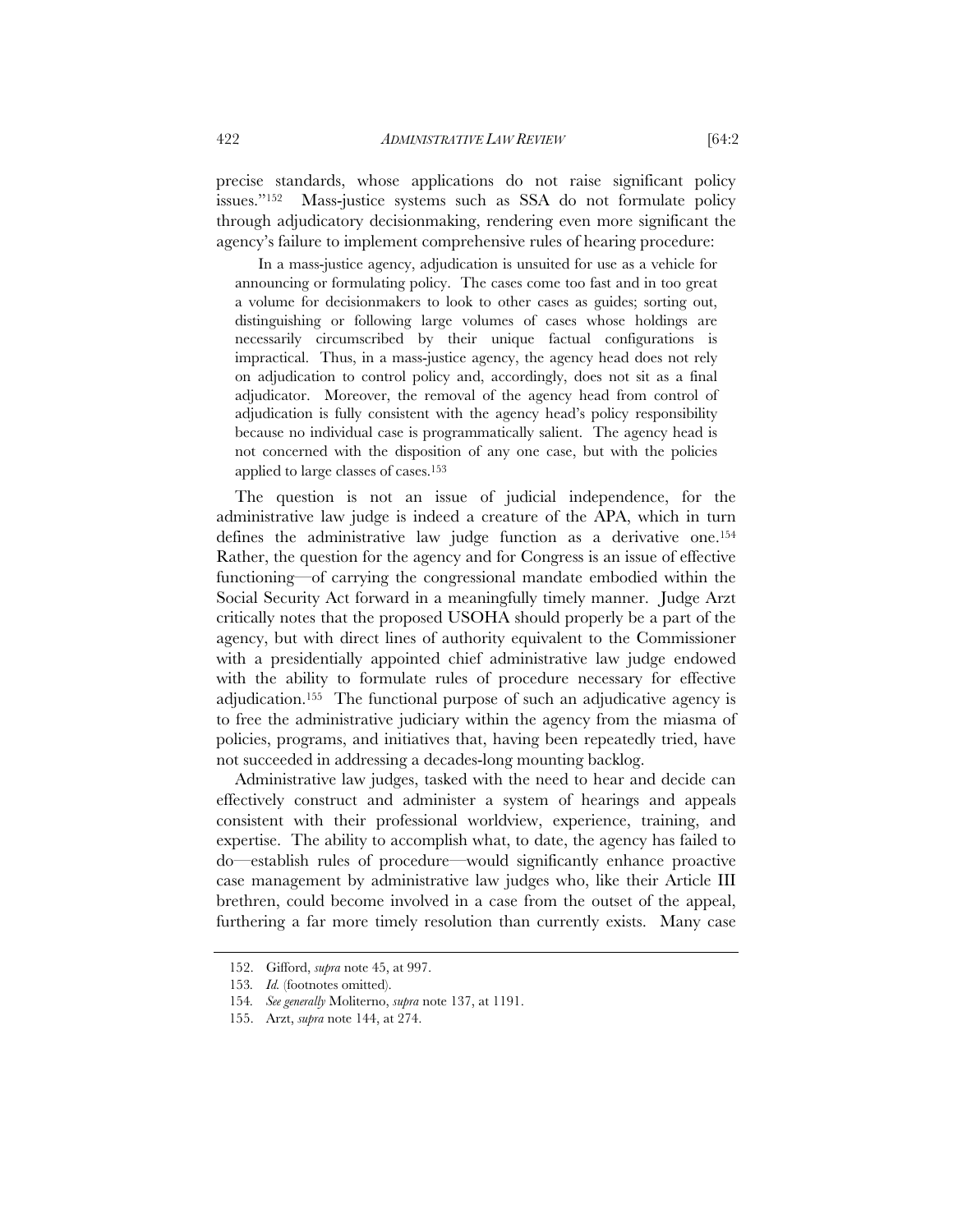precise standards, whose applications do not raise significant policy issues."[152] Mass-justice systems such as SSA do not formulate policy through adjudicatory decisionmaking, rendering even more significant the agency's failure to implement comprehensive rules of hearing procedure:

> In a mass-justice agency, adjudication is unsuited for use as a vehicle for announcing or formulating policy. The cases come too fast and in too great a volume for decisionmakers to look to other cases as guides; sorting out, distinguishing or following large volumes of cases whose holdings are necessarily circumscribed by their unique factual configurations is impractical. Thus, in a mass-justice agency, the agency head does not rely on adjudication to control policy and, accordingly, does not sit as a final adjudicator. Moreover, the removal of the agency head from control of adjudication is fully consistent with the agency head's policy responsibility because no individual case is programmatically salient. The agency head is not concerned with the disposition of any one case, but with the policies applied to large classes of cases.[153]

The question is not an issue of judicial independence, for the administrative law judge is indeed a creature of the APA, which in turn defines the administrative law judge function as a derivative one.[154] Rather, the question for the agency and for Congress is an issue of effective functioning—of carrying the congressional mandate embodied within the Social Security Act forward in a meaningfully timely manner. Judge Arzt critically notes that the proposed USOHA should properly be a part of the agency, but with direct lines of authority equivalent to the Commissioner with a presidentially appointed chief administrative law judge endowed with the ability to formulate rules of procedure necessary for effective adjudication.[155] The functional purpose of such an adjudicative agency is to free the administrative judiciary within the agency from the miasma of policies, programs, and initiatives that, having been repeatedly tried, have not succeeded in addressing a decades-long mounting backlog.

Administrative law judges, tasked with the need to hear and decide can effectively construct and administer a system of hearings and appeals consistent with their professional worldview, experience, training, and expertise. The ability to accomplish what, to date, the agency has failed to do—establish rules of procedure—would significantly enhance proactive case management by administrative law judges who, like their Article III brethren, could become involved in a case from the outset of the appeal, furthering a far more timely resolution than currently exists. Many case

---

152. Gifford, *supra* note 45, at 997.

153. *Id.* (footnotes omitted).

154. *See generally* Moliterno, *supra* note 137, at 1191.

155. Arzt, *supra* note 144, at 274.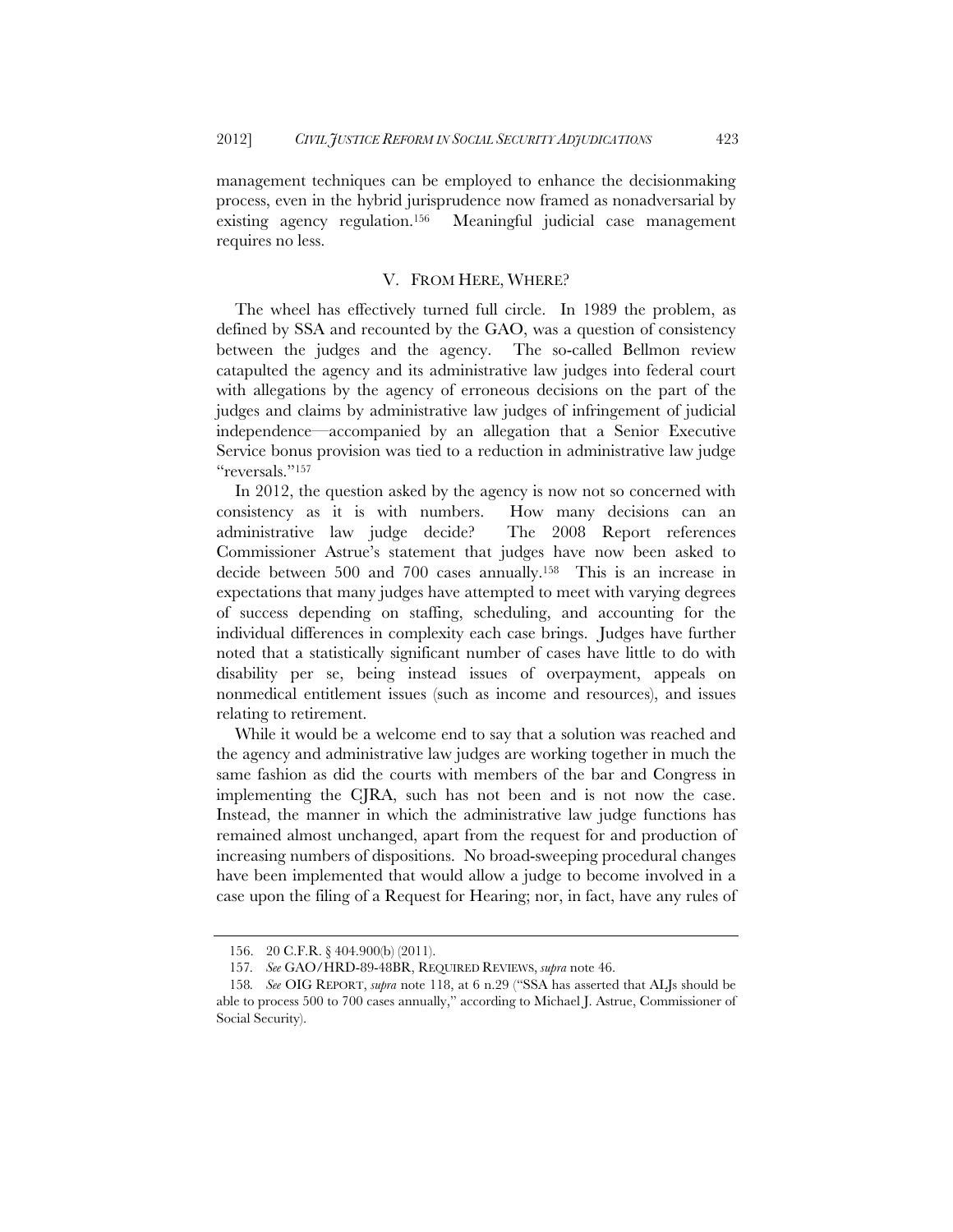management techniques can be employed to enhance the decisionmaking process, even in the hybrid jurisprudence now framed as nonadversarial by existing agency regulation.[156] Meaningful judicial case management requires no less.

## V. FROM HERE, WHERE?

The wheel has effectively turned full circle. In 1989 the problem, as defined by SSA and recounted by the GAO, was a question of consistency between the judges and the agency. The so-called Bellmon review catapulted the agency and its administrative law judges into federal court with allegations by the agency of erroneous decisions on the part of the judges and claims by administrative law judges of infringement of judicial independence—accompanied by an allegation that a Senior Executive Service bonus provision was tied to a reduction in administrative law judge "reversals."[157]

In 2012, the question asked by the agency is now not so concerned with consistency as it is with numbers. How many decisions can an administrative law judge decide? The 2008 Report references Commissioner Astrue's statement that judges have now been asked to decide between 500 and 700 cases annually.[158] This is an increase in expectations that many judges have attempted to meet with varying degrees of success depending on staffing, scheduling, and accounting for the individual differences in complexity each case brings. Judges have further noted that a statistically significant number of cases have little to do with disability per se, being instead issues of overpayment, appeals on nonmedical entitlement issues (such as income and resources), and issues relating to retirement.

While it would be a welcome end to say that a solution was reached and the agency and administrative law judges are working together in much the same fashion as did the courts with members of the bar and Congress in implementing the CJRA, such has not been and is not now the case. Instead, the manner in which the administrative law judge functions has remained almost unchanged, apart from the request for and production of increasing numbers of dispositions. No broad-sweeping procedural changes have been implemented that would allow a judge to become involved in a case upon the filing of a Request for Hearing; nor, in fact, have any rules of

---

156. 20 C.F.R. § 404.900(b) (2011).

157. *See* GAO/HRD-89-48BR, REQUIRED REVIEWS, *supra* note 46.

158. *See* OIG REPORT, *supra* note 118, at 6 n.29 ("SSA has asserted that ALJs should be able to process 500 to 700 cases annually," according to Michael J. Astrue, Commissioner of Social Security).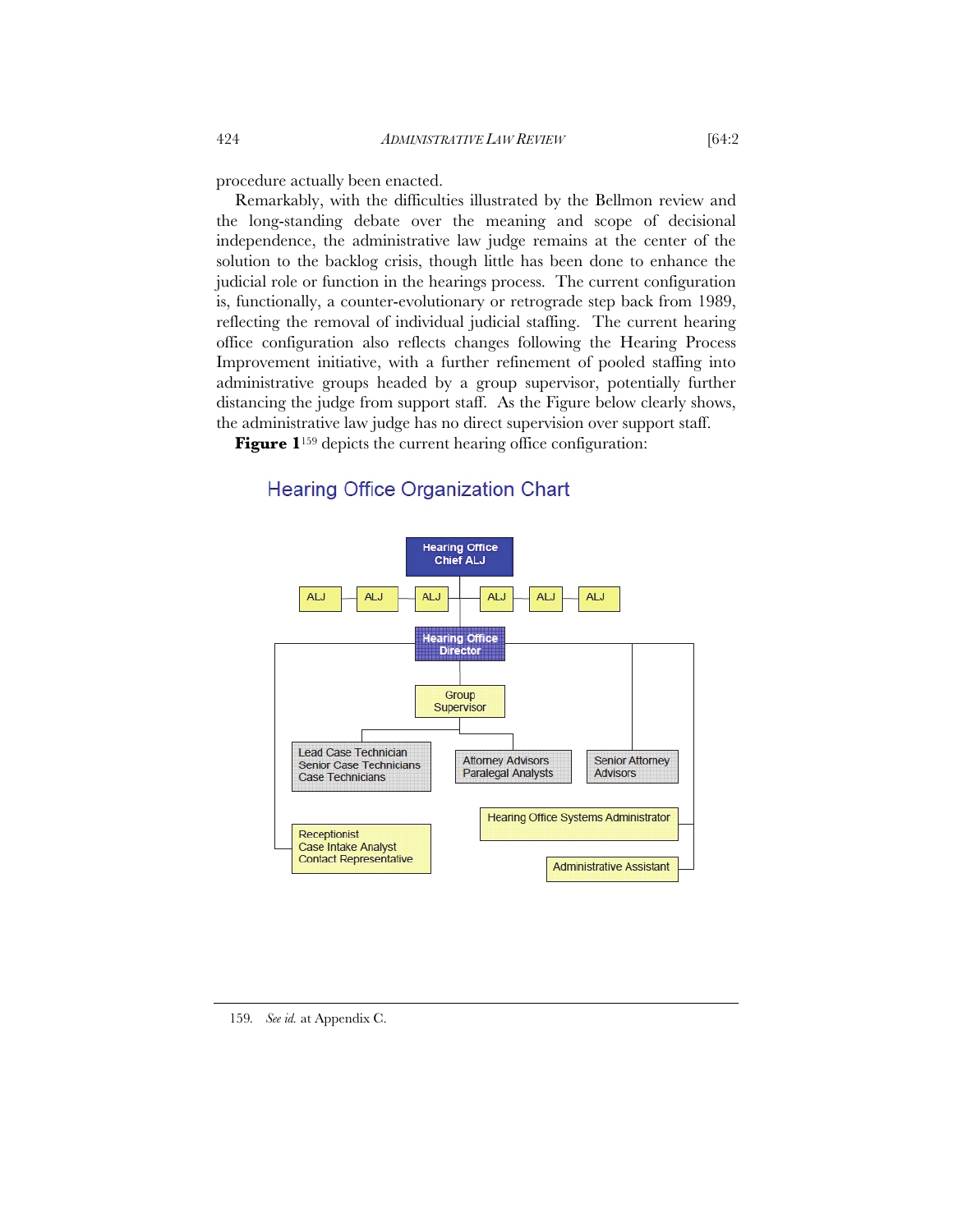procedure actually been enacted.

Remarkably, with the difficulties illustrated by the Bellmon review and the long-standing debate over the meaning and scope of decisional independence, the administrative law judge remains at the center of the solution to the backlog crisis, though little has been done to enhance the judicial role or function in the hearings process. The current configuration is, functionally, a counter-evolutionary or retrograde step back from 1989, reflecting the removal of individual judicial staffing. The current hearing office configuration also reflects changes following the Hearing Process Improvement initiative, with a further refinement of pooled staffing into administrative groups headed by a group supervisor, potentially further distancing the judge from support staff. As the Figure below clearly shows, the administrative law judge has no direct supervision over support staff.

**Figure 1**[159] depicts the current hearing office configuration:

## Hearing Office Organization Chart

- Hearing Office Chief ALJ
  - ALJ
  - ALJ
  - ALJ
  - ALJ
  - ALJ
  - ALJ
  - Hearing Office Director
    - Group Supervisor
      - Lead Case Technician, Senior Case Technicians, Case Technicians
      - Attorney Advisors, Paralegal Analysts
    - Senior Attorney Advisors
    - Receptionist, Case Intake Analyst, Contact Representative
    - Hearing Office Systems Administrator
    - Administrative Assistant

---

159. *See id.* at Appendix C.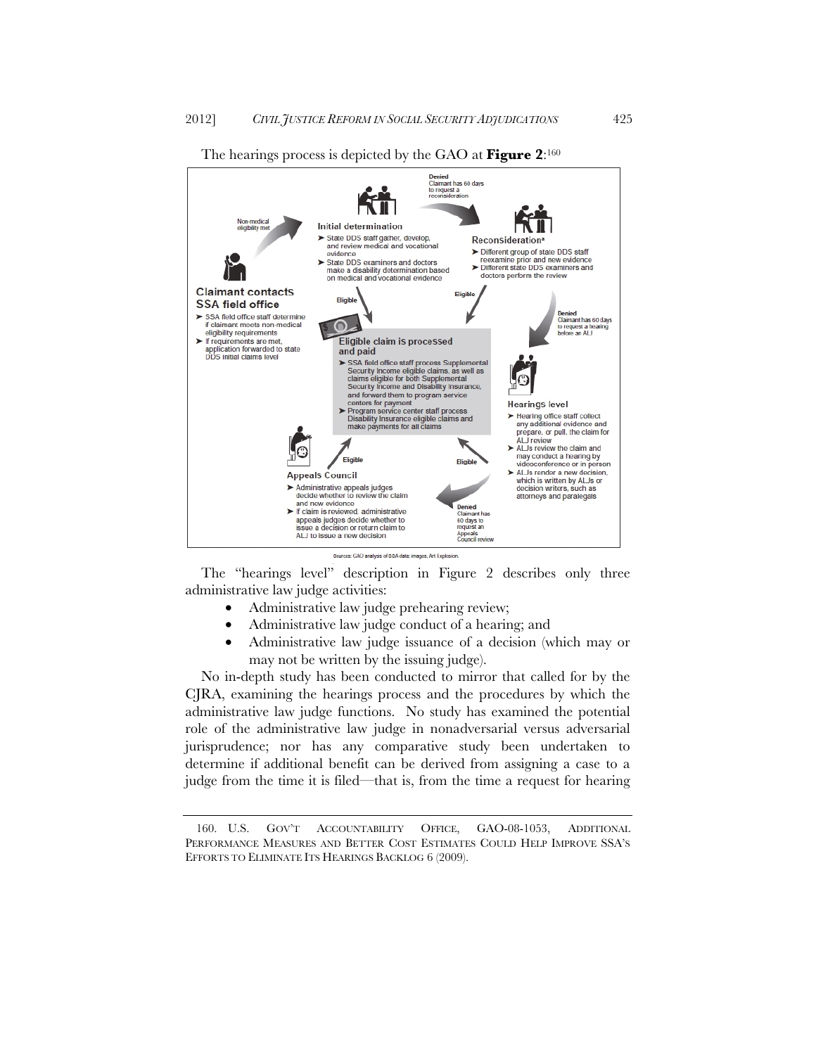The hearings process is depicted by the GAO at **Figure 2**:[160]

Non-medical eligibility met

**Claimant contacts SSA field office**

- SSA field office staff determine if claimant meets non-medical eligibility requirements
- If requirements are met, application forwarded to state DDS initial claims level

**Initial determination**

- State DDS staff gather, develop, and review medical and vocational evidence
- State DDS examiners and doctors make a disability determination based on medical and vocational evidence

Denied
Claimant has 60 days to request a reconsideration

**Reconsideration**[a]

- Different group of state DDS staff reexamine prior and new evidence
- Different state DDS examiners and doctors perform the review

Denied
Claimant has 60 days to request a hearing before an ALJ

**Hearings level**

- Hearing office staff collect any additional evidence and prepare, or pull, the claim for ALJ review
- ALJs review the claim and may conduct a hearing by videoconference or in person
- ALJs render a new decision, which is written by ALJs or decision writers, such as attorneys and paralegals

Denied
Claimant has 60 days to request an Appeals Council review

**Appeals Council**

- Administrative appeals judges decide whether to review the claim and new evidence
- If claim is reviewed, administrative appeals judges decide whether to issue a decision or return claim to ALJ to issue a new decision

Eligible

**Eligible claim is processed and paid**

- SSA field office staff process Supplemental Security Income eligible claims, as well as claims eligible for both Supplemental Security Income and Disability Insurance, and forward them to program service centers for payment
- Program service center staff process Disability Insurance eligible claims and make payments for all claims

Sources: GAO analysis of SSA data; images, Art Explosion.

The "hearings level" description in Figure 2 describes only three administrative law judge activities:

- Administrative law judge prehearing review;
- Administrative law judge conduct of a hearing; and
- Administrative law judge issuance of a decision (which may or may not be written by the issuing judge).

No in-depth study has been conducted to mirror that called for by the CJRA, examining the hearings process and the procedures by which the administrative law judge functions. No study has examined the potential role of the administrative law judge in nonadversarial versus adversarial jurisprudence; nor has any comparative study been undertaken to determine if additional benefit can be derived from assigning a case to a judge from the time it is filed—that is, from the time a request for hearing

---

160. U.S. GOV'T ACCOUNTABILITY OFFICE, GAO-08-1053, ADDITIONAL PERFORMANCE MEASURES AND BETTER COST ESTIMATES COULD HELP IMPROVE SSA'S EFFORTS TO ELIMINATE ITS HEARINGS BACKLOG 6 (2009).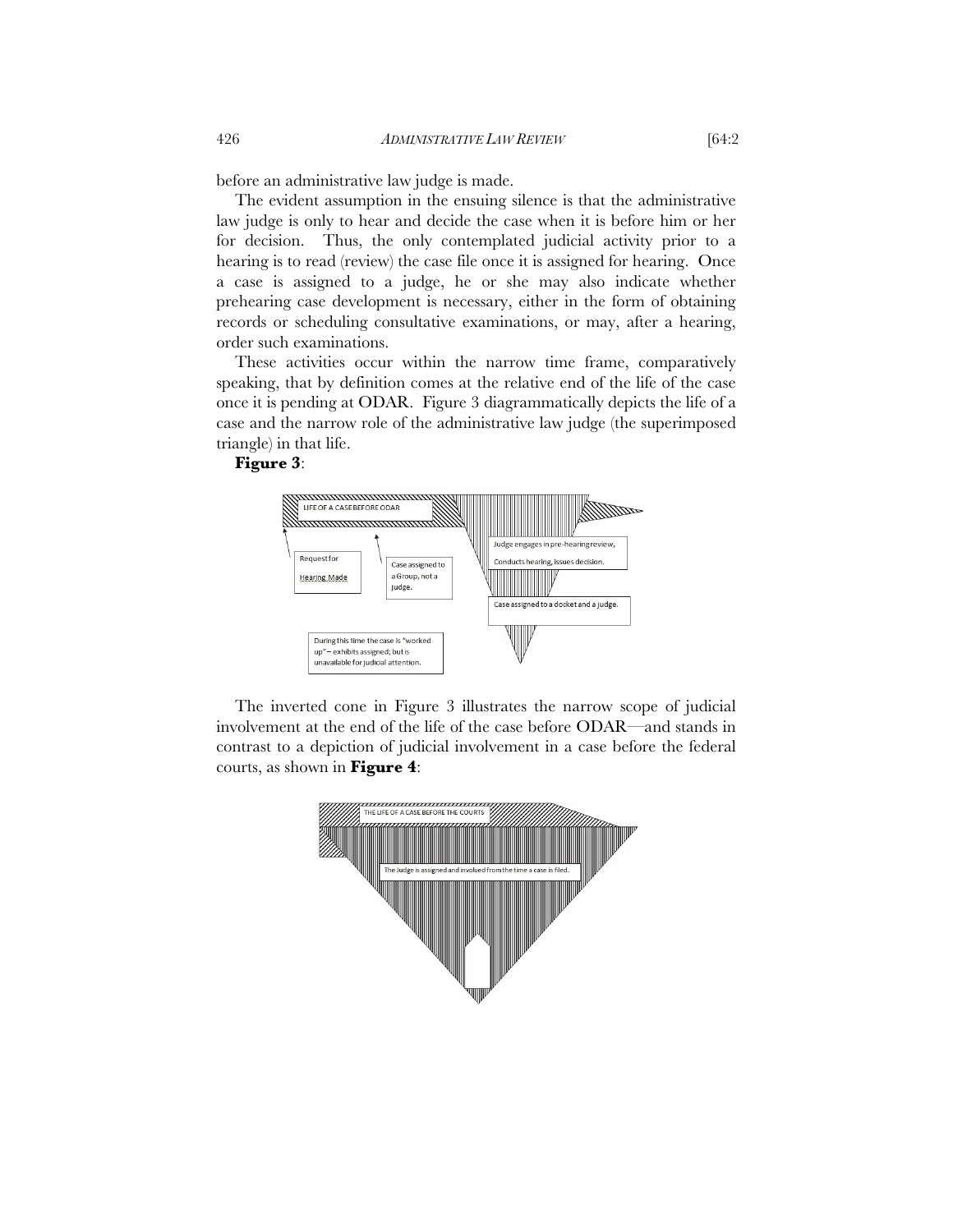before an administrative law judge is made.

The evident assumption in the ensuing silence is that the administrative law judge is only to hear and decide the case when it is before him or her for decision. Thus, the only contemplated judicial activity prior to a hearing is to read (review) the case file once it is assigned for hearing. Once a case is assigned to a judge, he or she may also indicate whether prehearing case development is necessary, either in the form of obtaining records or scheduling consultative examinations, or may, after a hearing, order such examinations.

These activities occur within the narrow time frame, comparatively speaking, that by definition comes at the relative end of the life of the case once it is pending at ODAR. Figure 3 diagrammatically depicts the life of a case and the narrow role of the administrative law judge (the superimposed triangle) in that life.

**Figure 3**:

LIFE OF A CASE BEFORE ODAR

Request for Hearing Made

Case assigned to a Group, not a judge.

During this time the case is "worked up" – exhibits assigned; but is unavailable for judicial attention.

Judge engages in pre-hearing review, Conducts hearing, issues decision.

Case assigned to a docket and a judge.

The inverted cone in Figure 3 illustrates the narrow scope of judicial involvement at the end of the life of the case before ODAR—and stands in contrast to a depiction of judicial involvement in a case before the federal courts, as shown in **Figure 4**:

THE LIFE OF A CASE BEFORE THE COURTS

The Judge is assigned and involved from the time a case is filed.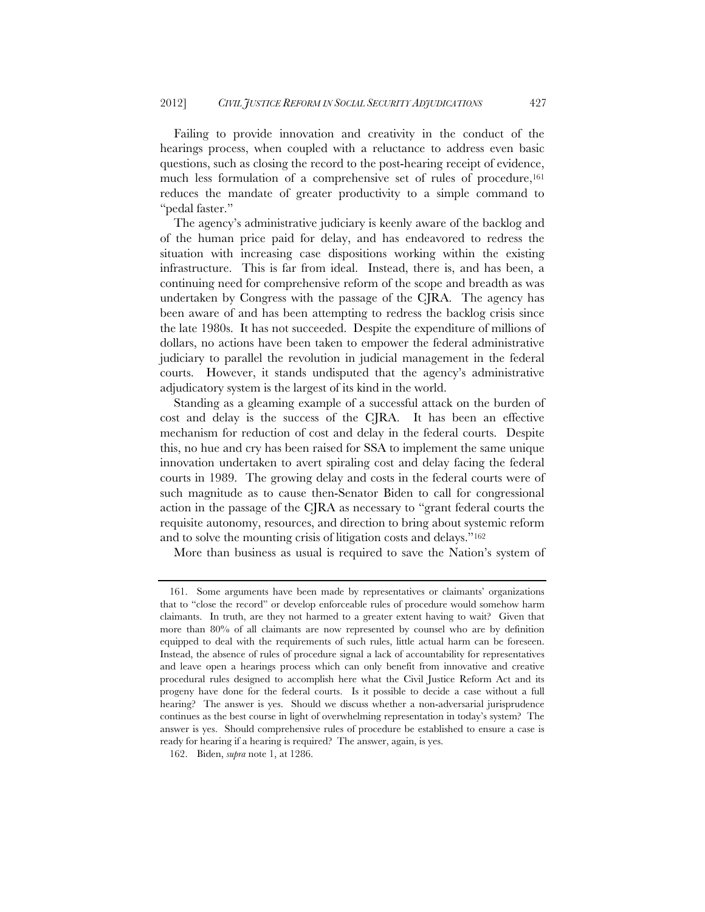Failing to provide innovation and creativity in the conduct of the hearings process, when coupled with a reluctance to address even basic questions, such as closing the record to the post-hearing receipt of evidence, much less formulation of a comprehensive set of rules of procedure,[161] reduces the mandate of greater productivity to a simple command to "pedal faster."

The agency's administrative judiciary is keenly aware of the backlog and of the human price paid for delay, and has endeavored to redress the situation with increasing case dispositions working within the existing infrastructure. This is far from ideal. Instead, there is, and has been, a continuing need for comprehensive reform of the scope and breadth as was undertaken by Congress with the passage of the CJRA. The agency has been aware of and has been attempting to redress the backlog crisis since the late 1980s. It has not succeeded. Despite the expenditure of millions of dollars, no actions have been taken to empower the federal administrative judiciary to parallel the revolution in judicial management in the federal courts. However, it stands undisputed that the agency's administrative adjudicatory system is the largest of its kind in the world.

Standing as a gleaming example of a successful attack on the burden of cost and delay is the success of the CJRA. It has been an effective mechanism for reduction of cost and delay in the federal courts. Despite this, no hue and cry has been raised for SSA to implement the same unique innovation undertaken to avert spiraling cost and delay facing the federal courts in 1989. The growing delay and costs in the federal courts were of such magnitude as to cause then-Senator Biden to call for congressional action in the passage of the CJRA as necessary to "grant federal courts the requisite autonomy, resources, and direction to bring about systemic reform and to solve the mounting crisis of litigation costs and delays."[162]

More than business as usual is required to save the Nation's system of

---

161. Some arguments have been made by representatives or claimants' organizations that to "close the record" or develop enforceable rules of procedure would somehow harm claimants. In truth, are they not harmed to a greater extent having to wait? Given that more than 80% of all claimants are now represented by counsel who are by definition equipped to deal with the requirements of such rules, little actual harm can be foreseen. Instead, the absence of rules of procedure signal a lack of accountability for representatives and leave open a hearings process which can only benefit from innovative and creative procedural rules designed to accomplish here what the Civil Justice Reform Act and its progeny have done for the federal courts. Is it possible to decide a case without a full hearing? The answer is yes. Should we discuss whether a non-adversarial jurisprudence continues as the best course in light of overwhelming representation in today's system? The answer is yes. Should comprehensive rules of procedure be established to ensure a case is ready for hearing if a hearing is required? The answer, again, is yes.

162. Biden, *supra* note 1, at 1286.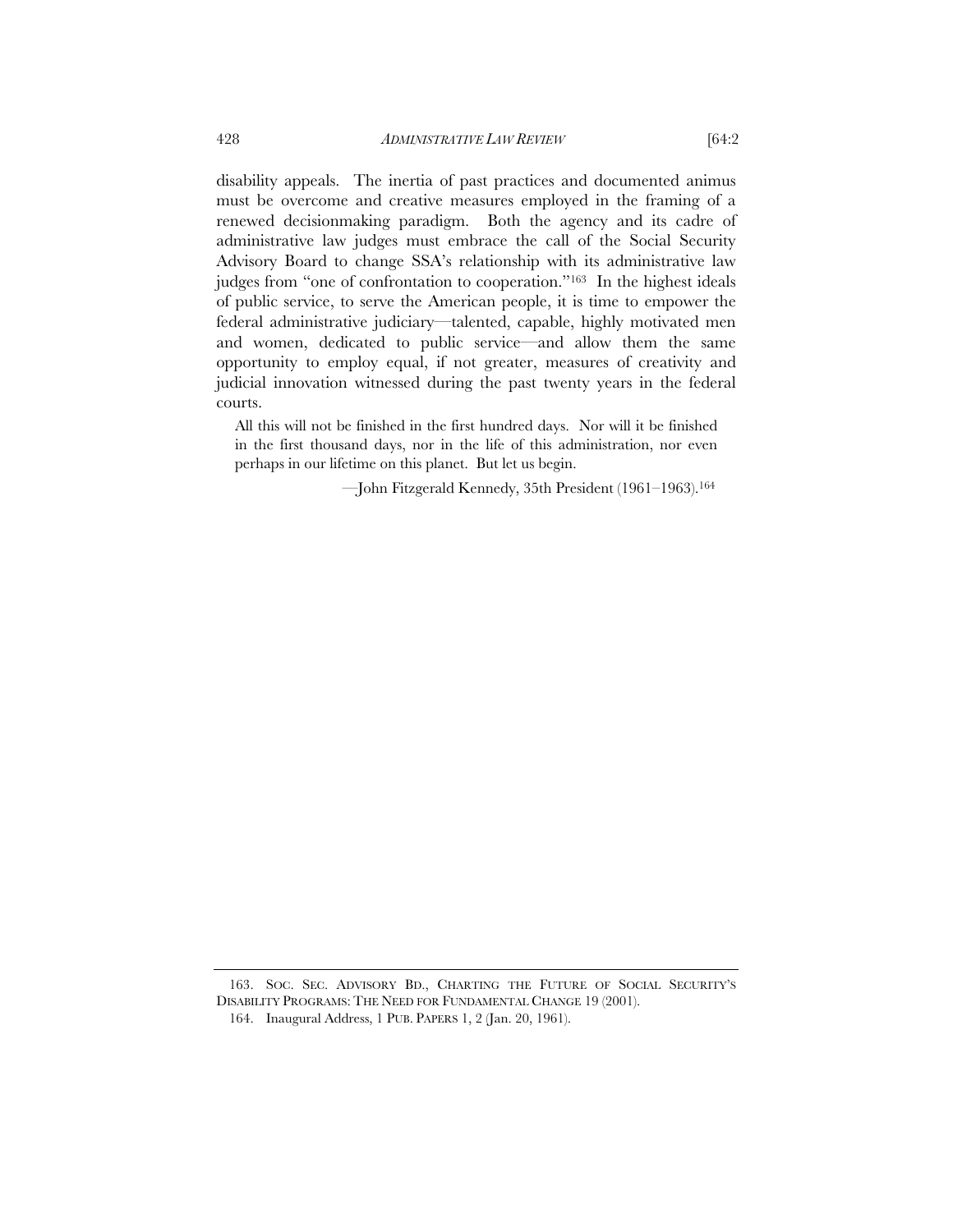disability appeals. The inertia of past practices and documented animus must be overcome and creative measures employed in the framing of a renewed decisionmaking paradigm. Both the agency and its cadre of administrative law judges must embrace the call of the Social Security Advisory Board to change SSA's relationship with its administrative law judges from "one of confrontation to cooperation."[163] In the highest ideals of public service, to serve the American people, it is time to empower the federal administrative judiciary—talented, capable, highly motivated men and women, dedicated to public service—and allow them the same opportunity to employ equal, if not greater, measures of creativity and judicial innovation witnessed during the past twenty years in the federal courts.

> All this will not be finished in the first hundred days. Nor will it be finished in the first thousand days, nor in the life of this administration, nor even perhaps in our lifetime on this planet. But let us begin.
>
> —John Fitzgerald Kennedy, 35th President (1961–1963).[164]

---

163. SOC. SEC. ADVISORY BD., CHARTING THE FUTURE OF SOCIAL SECURITY'S DISABILITY PROGRAMS: THE NEED FOR FUNDAMENTAL CHANGE 19 (2001).

164. Inaugural Address, 1 PUB. PAPERS 1, 2 (Jan. 20, 1961).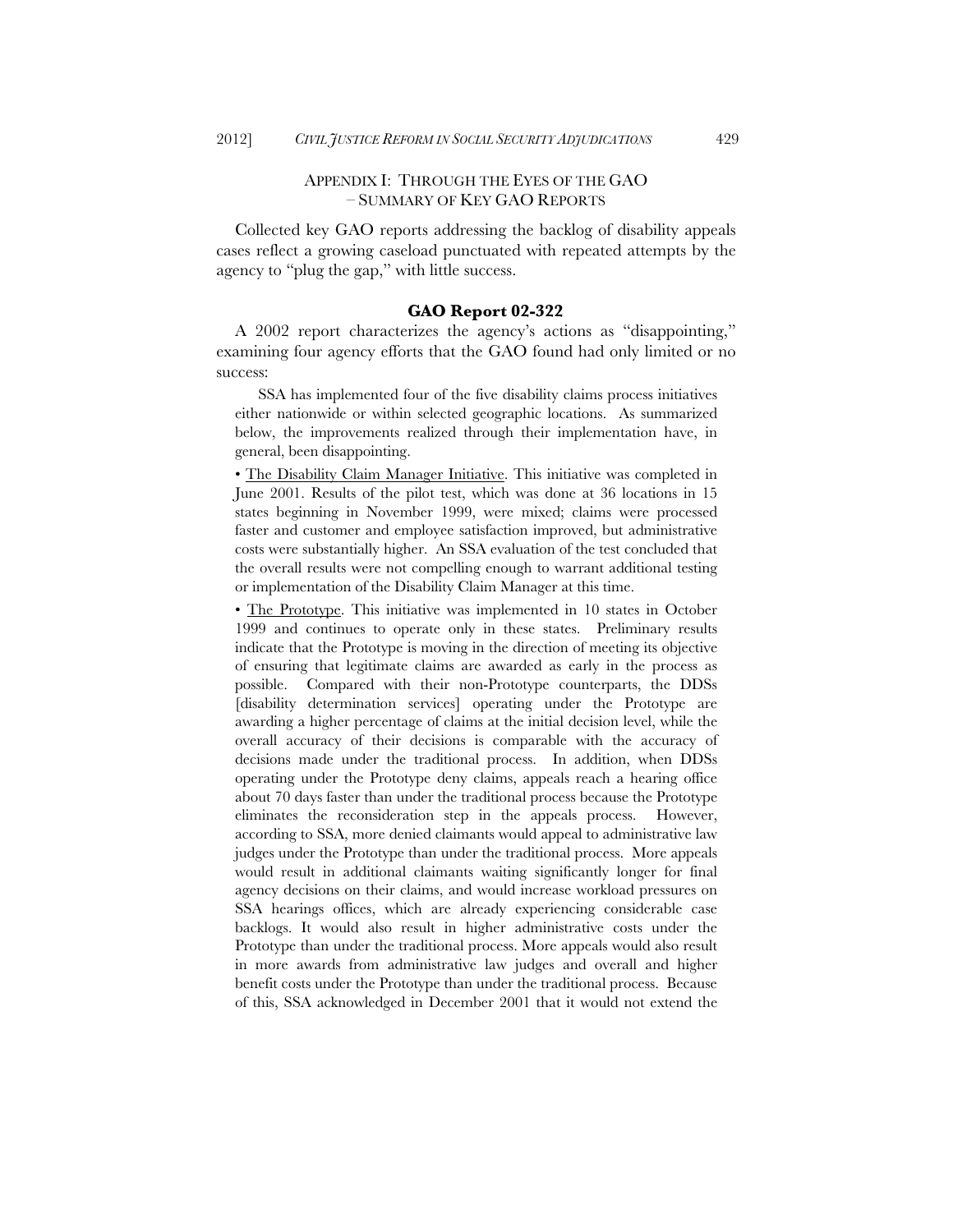## Appendix I: Through the Eyes of the GAO – Summary of Key GAO Reports

Collected key GAO reports addressing the backlog of disability appeals cases reflect a growing caseload punctuated with repeated attempts by the agency to "plug the gap," with little success.

### GAO Report 02-322

A 2002 report characterizes the agency's actions as "disappointing," examining four agency efforts that the GAO found had only limited or no success:

> SSA has implemented four of the five disability claims process initiatives either nationwide or within selected geographic locations. As summarized below, the improvements realized through their implementation have, in general, been disappointing.
>
> • The Disability Claim Manager Initiative. This initiative was completed in June 2001. Results of the pilot test, which was done at 36 locations in 15 states beginning in November 1999, were mixed; claims were processed faster and customer and employee satisfaction improved, but administrative costs were substantially higher. An SSA evaluation of the test concluded that the overall results were not compelling enough to warrant additional testing or implementation of the Disability Claim Manager at this time.
>
> • The Prototype. This initiative was implemented in 10 states in October 1999 and continues to operate only in these states. Preliminary results indicate that the Prototype is moving in the direction of meeting its objective of ensuring that legitimate claims are awarded as early in the process as possible. Compared with their non-Prototype counterparts, the DDSs [disability determination services] operating under the Prototype are awarding a higher percentage of claims at the initial decision level, while the overall accuracy of their decisions is comparable with the accuracy of decisions made under the traditional process. In addition, when DDSs operating under the Prototype deny claims, appeals reach a hearing office about 70 days faster than under the traditional process because the Prototype eliminates the reconsideration step in the appeals process. However, according to SSA, more denied claimants would appeal to administrative law judges under the Prototype than under the traditional process. More appeals would result in additional claimants waiting significantly longer for final agency decisions on their claims, and would increase workload pressures on SSA hearings offices, which are already experiencing considerable case backlogs. It would also result in higher administrative costs under the Prototype than under the traditional process. More appeals would also result in more awards from administrative law judges and overall and higher benefit costs under the Prototype than under the traditional process. Because of this, SSA acknowledged in December 2001 that it would not extend the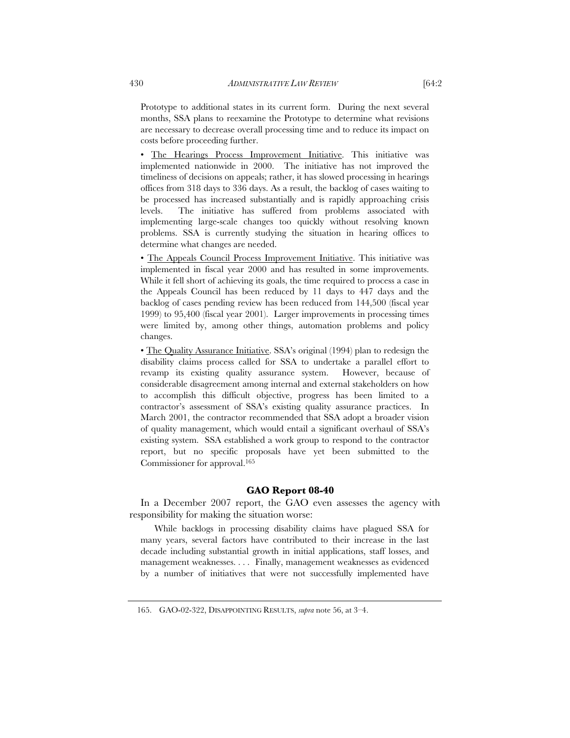Prototype to additional states in its current form. During the next several months, SSA plans to reexamine the Prototype to determine what revisions are necessary to decrease overall processing time and to reduce its impact on costs before proceeding further.

• The Hearings Process Improvement Initiative. This initiative was implemented nationwide in 2000. The initiative has not improved the timeliness of decisions on appeals; rather, it has slowed processing in hearings offices from 318 days to 336 days. As a result, the backlog of cases waiting to be processed has increased substantially and is rapidly approaching crisis levels. The initiative has suffered from problems associated with implementing large-scale changes too quickly without resolving known problems. SSA is currently studying the situation in hearing offices to determine what changes are needed.

• The Appeals Council Process Improvement Initiative. This initiative was implemented in fiscal year 2000 and has resulted in some improvements. While it fell short of achieving its goals, the time required to process a case in the Appeals Council has been reduced by 11 days to 447 days and the backlog of cases pending review has been reduced from 144,500 (fiscal year 1999) to 95,400 (fiscal year 2001). Larger improvements in processing times were limited by, among other things, automation problems and policy changes.

• The Quality Assurance Initiative. SSA's original (1994) plan to redesign the disability claims process called for SSA to undertake a parallel effort to revamp its existing quality assurance system. However, because of considerable disagreement among internal and external stakeholders on how to accomplish this difficult objective, progress has been limited to a contractor's assessment of SSA's existing quality assurance practices. In March 2001, the contractor recommended that SSA adopt a broader vision of quality management, which would entail a significant overhaul of SSA's existing system. SSA established a work group to respond to the contractor report, but no specific proposals have yet been submitted to the Commissioner for approval.[165]

### GAO Report 08-40

In a December 2007 report, the GAO even assesses the agency with responsibility for making the situation worse:

> While backlogs in processing disability claims have plagued SSA for many years, several factors have contributed to their increase in the last decade including substantial growth in initial applications, staff losses, and management weaknesses. . . . Finally, management weaknesses as evidenced by a number of initiatives that were not successfully implemented have

165. GAO-02-322, DISAPPOINTING RESULTS, *supra* note 56, at 3–4.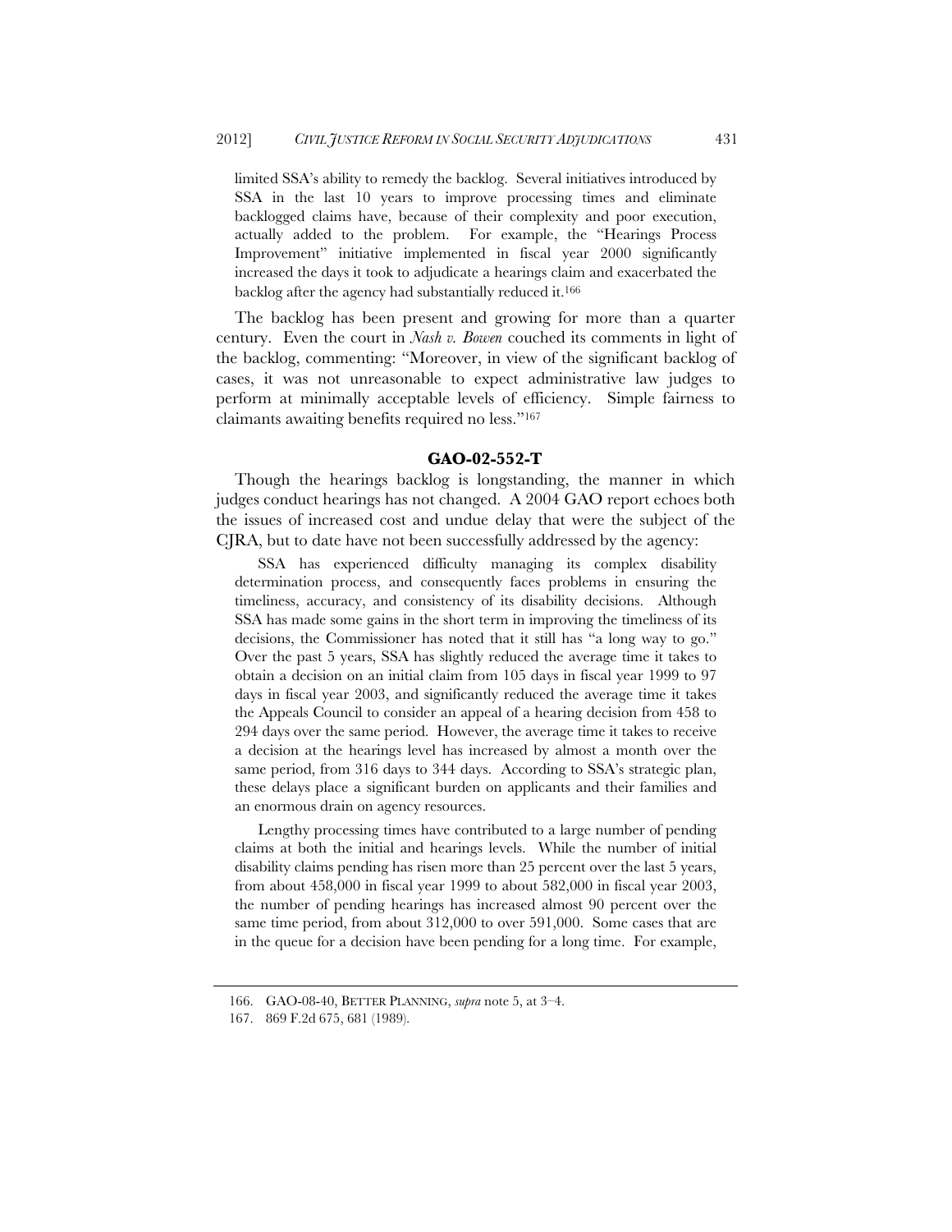> limited SSA's ability to remedy the backlog. Several initiatives introduced by SSA in the last 10 years to improve processing times and eliminate backlogged claims have, because of their complexity and poor execution, actually added to the problem. For example, the "Hearings Process Improvement" initiative implemented in fiscal year 2000 significantly increased the days it took to adjudicate a hearings claim and exacerbated the backlog after the agency had substantially reduced it.[166]

The backlog has been present and growing for more than a quarter century. Even the court in *Nash v. Bowen* couched its comments in light of the backlog, commenting: "Moreover, in view of the significant backlog of cases, it was not unreasonable to expect administrative law judges to perform at minimally acceptable levels of efficiency. Simple fairness to claimants awaiting benefits required no less."[167]

### GAO-02-552-T

Though the hearings backlog is longstanding, the manner in which judges conduct hearings has not changed. A 2004 GAO report echoes both the issues of increased cost and undue delay that were the subject of the CJRA, but to date have not been successfully addressed by the agency:

> SSA has experienced difficulty managing its complex disability determination process, and consequently faces problems in ensuring the timeliness, accuracy, and consistency of its disability decisions. Although SSA has made some gains in the short term in improving the timeliness of its decisions, the Commissioner has noted that it still has "a long way to go." Over the past 5 years, SSA has slightly reduced the average time it takes to obtain a decision on an initial claim from 105 days in fiscal year 1999 to 97 days in fiscal year 2003, and significantly reduced the average time it takes the Appeals Council to consider an appeal of a hearing decision from 458 to 294 days over the same period. However, the average time it takes to receive a decision at the hearings level has increased by almost a month over the same period, from 316 days to 344 days. According to SSA's strategic plan, these delays place a significant burden on applicants and their families and an enormous drain on agency resources.
>
> Lengthy processing times have contributed to a large number of pending claims at both the initial and hearings levels. While the number of initial disability claims pending has risen more than 25 percent over the last 5 years, from about 458,000 in fiscal year 1999 to about 582,000 in fiscal year 2003, the number of pending hearings has increased almost 90 percent over the same time period, from about 312,000 to over 591,000. Some cases that are in the queue for a decision have been pending for a long time. For example,

---

166. GAO-08-40, BETTER PLANNING, *supra* note 5, at 3–4.

167. 869 F.2d 675, 681 (1989).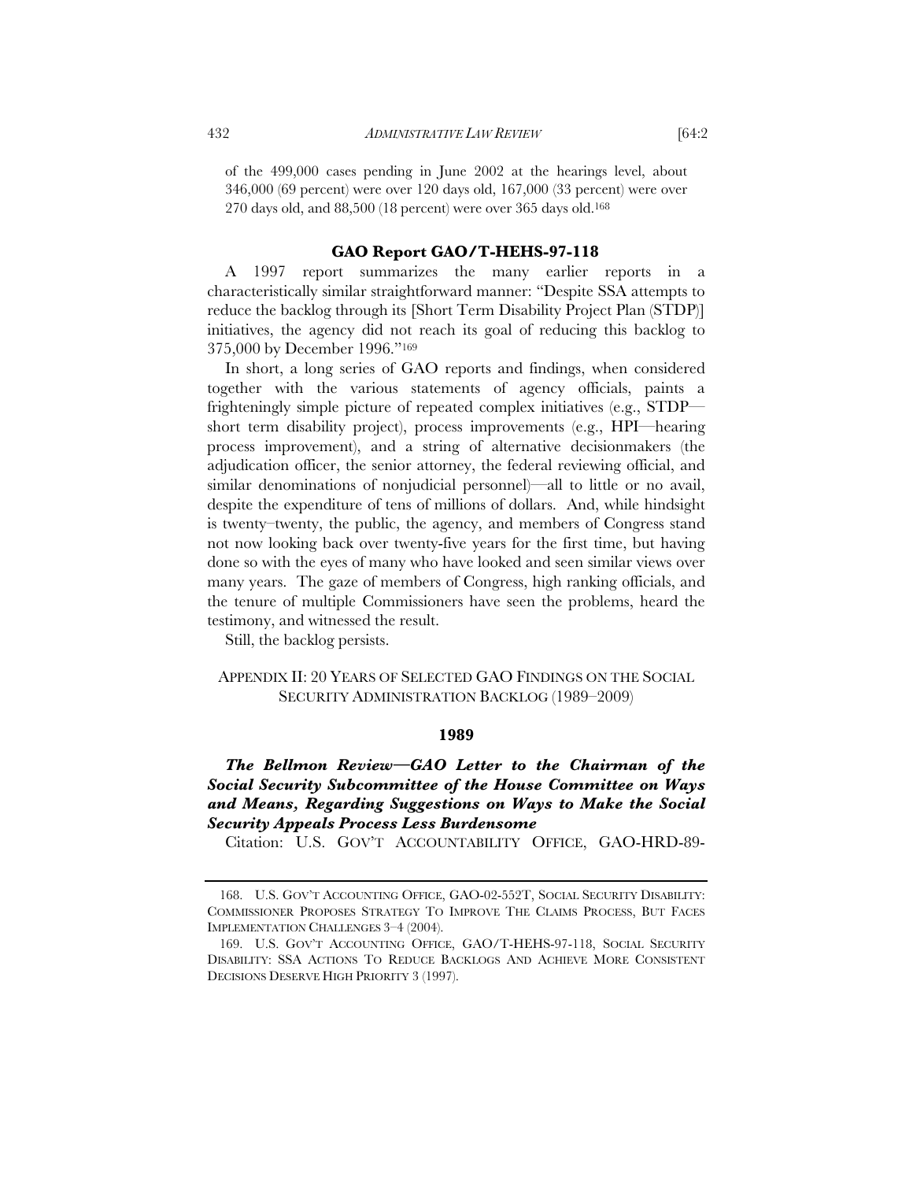of the 499,000 cases pending in June 2002 at the hearings level, about 346,000 (69 percent) were over 120 days old, 167,000 (33 percent) were over 270 days old, and 88,500 (18 percent) were over 365 days old.[168]

### GAO Report GAO/T-HEHS-97-118

A 1997 report summarizes the many earlier reports in a characteristically similar straightforward manner: "Despite SSA attempts to reduce the backlog through its [Short Term Disability Project Plan (STDP)] initiatives, the agency did not reach its goal of reducing this backlog to 375,000 by December 1996."[169]

In short, a long series of GAO reports and findings, when considered together with the various statements of agency officials, paints a frighteningly simple picture of repeated complex initiatives (e.g., STDP—short term disability project), process improvements (e.g., HPI—hearing process improvement), and a string of alternative decisionmakers (the adjudication officer, the senior attorney, the federal reviewing official, and similar denominations of nonjudicial personnel)—all to little or no avail, despite the expenditure of tens of millions of dollars. And, while hindsight is twenty–twenty, the public, the agency, and members of Congress stand not now looking back over twenty-five years for the first time, but having done so with the eyes of many who have looked and seen similar views over many years. The gaze of members of Congress, high ranking officials, and the tenure of multiple Commissioners have seen the problems, heard the testimony, and witnessed the result.

Still, the backlog persists.

## APPENDIX II: 20 YEARS OF SELECTED GAO FINDINGS ON THE SOCIAL SECURITY ADMINISTRATION BACKLOG (1989–2009)

### 1989

***The Bellmon Review—GAO Letter to the Chairman of the Social Security Subcommittee of the House Committee on Ways and Means, Regarding Suggestions on Ways to Make the Social Security Appeals Process Less Burdensome***

Citation: U.S. GOV'T ACCOUNTABILITY OFFICE, GAO-HRD-89-

---

168. U.S. GOV'T ACCOUNTING OFFICE, GAO-02-552T, SOCIAL SECURITY DISABILITY: COMMISSIONER PROPOSES STRATEGY TO IMPROVE THE CLAIMS PROCESS, BUT FACES IMPLEMENTATION CHALLENGES 3–4 (2004).

169. U.S. GOV'T ACCOUNTING OFFICE, GAO/T-HEHS-97-118, SOCIAL SECURITY DISABILITY: SSA ACTIONS TO REDUCE BACKLOGS AND ACHIEVE MORE CONSISTENT DECISIONS DESERVE HIGH PRIORITY 3 (1997).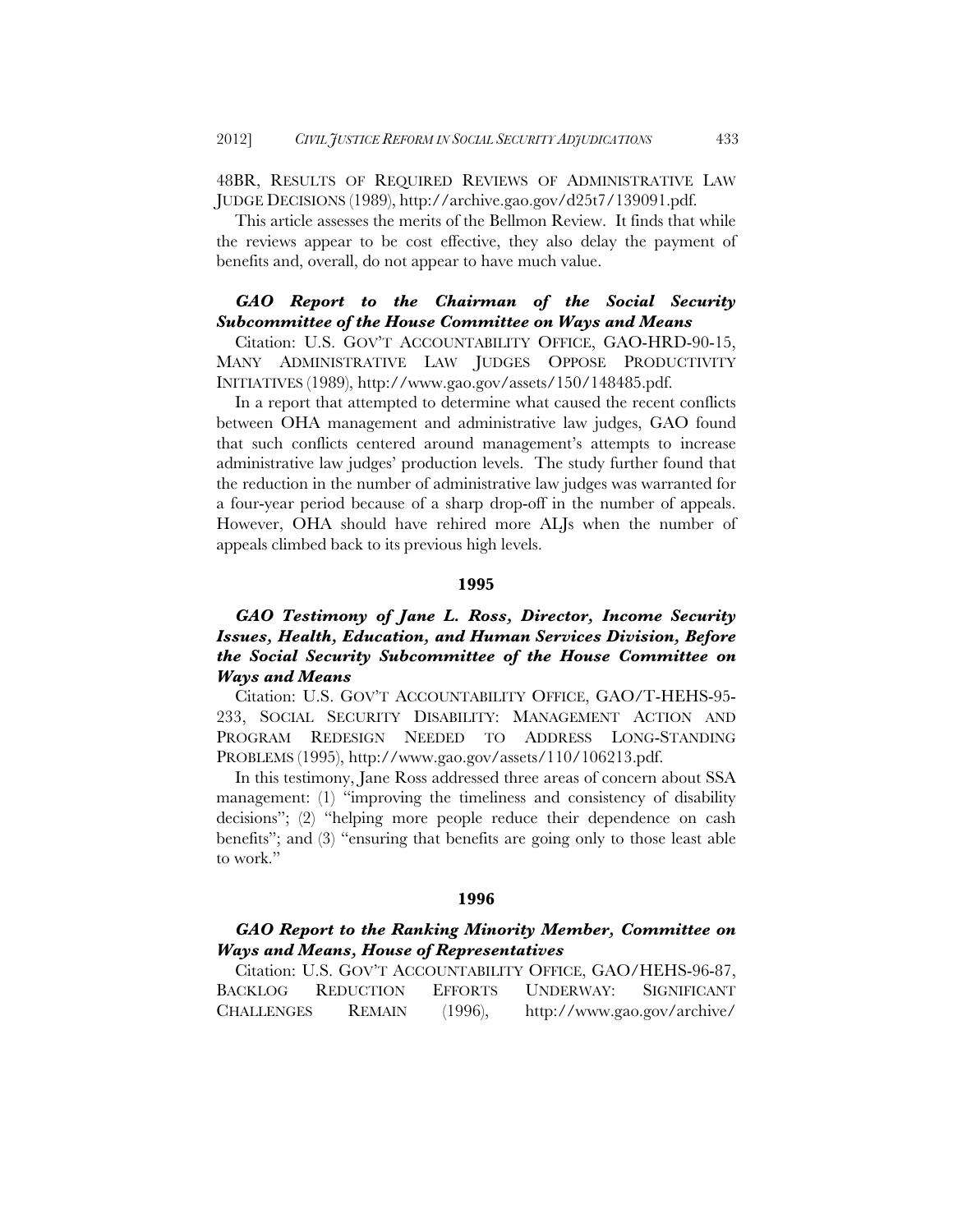48BR, RESULTS OF REQUIRED REVIEWS OF ADMINISTRATIVE LAW JUDGE DECISIONS (1989), http://archive.gao.gov/d25t7/139091.pdf.

This article assesses the merits of the Bellmon Review. It finds that while the reviews appear to be cost effective, they also delay the payment of benefits and, overall, do not appear to have much value.

***GAO Report to the Chairman of the Social Security Subcommittee of the House Committee on Ways and Means***

Citation: U.S. GOV'T ACCOUNTABILITY OFFICE, GAO-HRD-90-15, MANY ADMINISTRATIVE LAW JUDGES OPPOSE PRODUCTIVITY INITIATIVES (1989), http://www.gao.gov/assets/150/148485.pdf.

In a report that attempted to determine what caused the recent conflicts between OHA management and administrative law judges, GAO found that such conflicts centered around management's attempts to increase administrative law judges' production levels. The study further found that the reduction in the number of administrative law judges was warranted for a four-year period because of a sharp drop-off in the number of appeals. However, OHA should have rehired more ALJs when the number of appeals climbed back to its previous high levels.

**1995**

***GAO Testimony of Jane L. Ross, Director, Income Security Issues, Health, Education, and Human Services Division, Before the Social Security Subcommittee of the House Committee on Ways and Means***

Citation: U.S. GOV'T ACCOUNTABILITY OFFICE, GAO/T-HEHS-95-233, SOCIAL SECURITY DISABILITY: MANAGEMENT ACTION AND PROGRAM REDESIGN NEEDED TO ADDRESS LONG-STANDING PROBLEMS (1995), http://www.gao.gov/assets/110/106213.pdf.

In this testimony, Jane Ross addressed three areas of concern about SSA management: (1) "improving the timeliness and consistency of disability decisions"; (2) "helping more people reduce their dependence on cash benefits"; and (3) "ensuring that benefits are going only to those least able to work."

**1996**

***GAO Report to the Ranking Minority Member, Committee on Ways and Means, House of Representatives***

Citation: U.S. GOV'T ACCOUNTABILITY OFFICE, GAO/HEHS-96-87, BACKLOG REDUCTION EFFORTS UNDERWAY: SIGNIFICANT CHALLENGES REMAIN (1996), http://www.gao.gov/archive/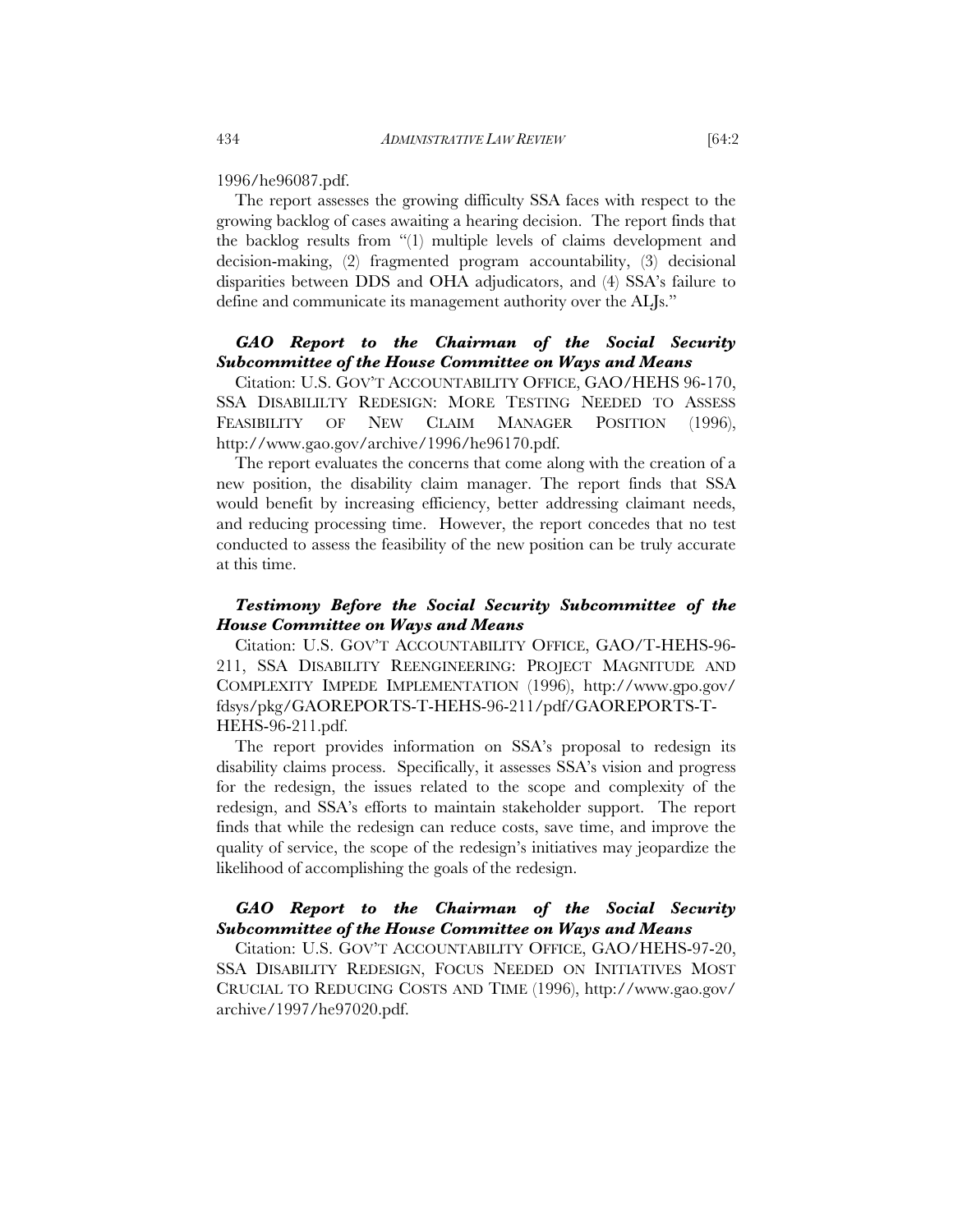1996/he96087.pdf.

The report assesses the growing difficulty SSA faces with respect to the growing backlog of cases awaiting a hearing decision. The report finds that the backlog results from "(1) multiple levels of claims development and decision-making, (2) fragmented program accountability, (3) decisional disparities between DDS and OHA adjudicators, and (4) SSA's failure to define and communicate its management authority over the ALJs."

### *GAO Report to the Chairman of the Social Security Subcommittee of the House Committee on Ways and Means*

Citation: U.S. GOV'T ACCOUNTABILITY OFFICE, GAO/HEHS 96-170, SSA DISABILILTY REDESIGN: MORE TESTING NEEDED TO ASSESS FEASIBILITY OF NEW CLAIM MANAGER POSITION (1996), http://www.gao.gov/archive/1996/he96170.pdf.

The report evaluates the concerns that come along with the creation of a new position, the disability claim manager. The report finds that SSA would benefit by increasing efficiency, better addressing claimant needs, and reducing processing time. However, the report concedes that no test conducted to assess the feasibility of the new position can be truly accurate at this time.

### *Testimony Before the Social Security Subcommittee of the House Committee on Ways and Means*

Citation: U.S. GOV'T ACCOUNTABILITY OFFICE, GAO/T-HEHS-96-211, SSA DISABILITY REENGINEERING: PROJECT MAGNITUDE AND COMPLEXITY IMPEDE IMPLEMENTATION (1996), http://www.gpo.gov/fdsys/pkg/GAOREPORTS-T-HEHS-96-211/pdf/GAOREPORTS-T-HEHS-96-211.pdf.

The report provides information on SSA's proposal to redesign its disability claims process. Specifically, it assesses SSA's vision and progress for the redesign, the issues related to the scope and complexity of the redesign, and SSA's efforts to maintain stakeholder support. The report finds that while the redesign can reduce costs, save time, and improve the quality of service, the scope of the redesign's initiatives may jeopardize the likelihood of accomplishing the goals of the redesign.

### *GAO Report to the Chairman of the Social Security Subcommittee of the House Committee on Ways and Means*

Citation: U.S. GOV'T ACCOUNTABILITY OFFICE, GAO/HEHS-97-20, SSA DISABILITY REDESIGN, FOCUS NEEDED ON INITIATIVES MOST CRUCIAL TO REDUCING COSTS AND TIME (1996), http://www.gao.gov/archive/1997/he97020.pdf.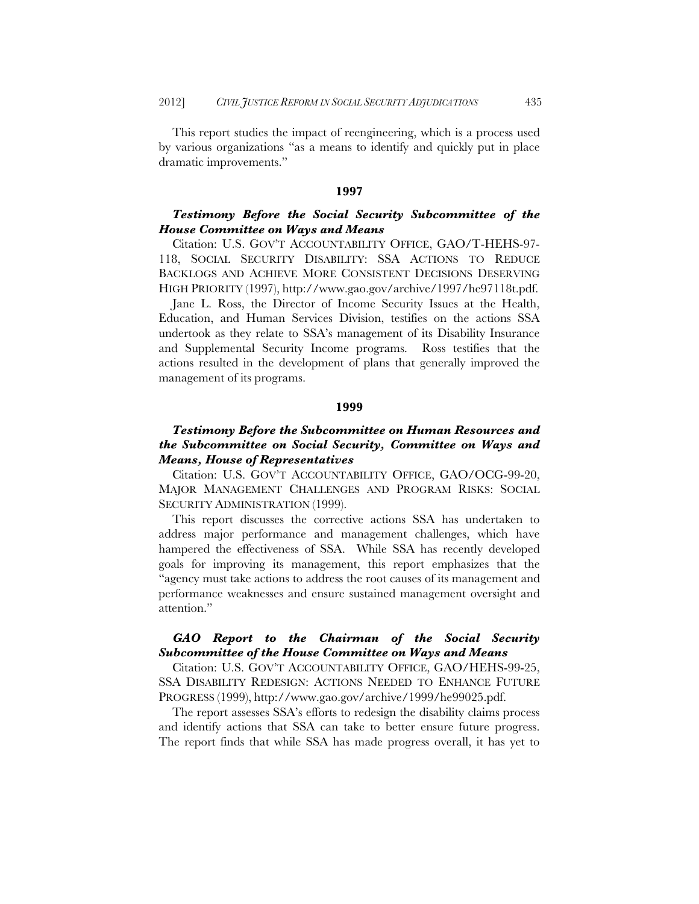This report studies the impact of reengineering, which is a process used by various organizations "as a means to identify and quickly put in place dramatic improvements."

### 1997

***Testimony Before the Social Security Subcommittee of the House Committee on Ways and Means***

Citation: U.S. GOV'T ACCOUNTABILITY OFFICE, GAO/T-HEHS-97-118, SOCIAL SECURITY DISABILITY: SSA ACTIONS TO REDUCE BACKLOGS AND ACHIEVE MORE CONSISTENT DECISIONS DESERVING HIGH PRIORITY (1997), http://www.gao.gov/archive/1997/he97118t.pdf.

Jane L. Ross, the Director of Income Security Issues at the Health, Education, and Human Services Division, testifies on the actions SSA undertook as they relate to SSA's management of its Disability Insurance and Supplemental Security Income programs. Ross testifies that the actions resulted in the development of plans that generally improved the management of its programs.

### 1999

***Testimony Before the Subcommittee on Human Resources and the Subcommittee on Social Security, Committee on Ways and Means, House of Representatives***

Citation: U.S. GOV'T ACCOUNTABILITY OFFICE, GAO/OCG-99-20, MAJOR MANAGEMENT CHALLENGES AND PROGRAM RISKS: SOCIAL SECURITY ADMINISTRATION (1999).

This report discusses the corrective actions SSA has undertaken to address major performance and management challenges, which have hampered the effectiveness of SSA. While SSA has recently developed goals for improving its management, this report emphasizes that the "agency must take actions to address the root causes of its management and performance weaknesses and ensure sustained management oversight and attention."

***GAO Report to the Chairman of the Social Security Subcommittee of the House Committee on Ways and Means***

Citation: U.S. GOV'T ACCOUNTABILITY OFFICE, GAO/HEHS-99-25, SSA DISABILITY REDESIGN: ACTIONS NEEDED TO ENHANCE FUTURE PROGRESS (1999), http://www.gao.gov/archive/1999/he99025.pdf.

The report assesses SSA's efforts to redesign the disability claims process and identify actions that SSA can take to better ensure future progress. The report finds that while SSA has made progress overall, it has yet to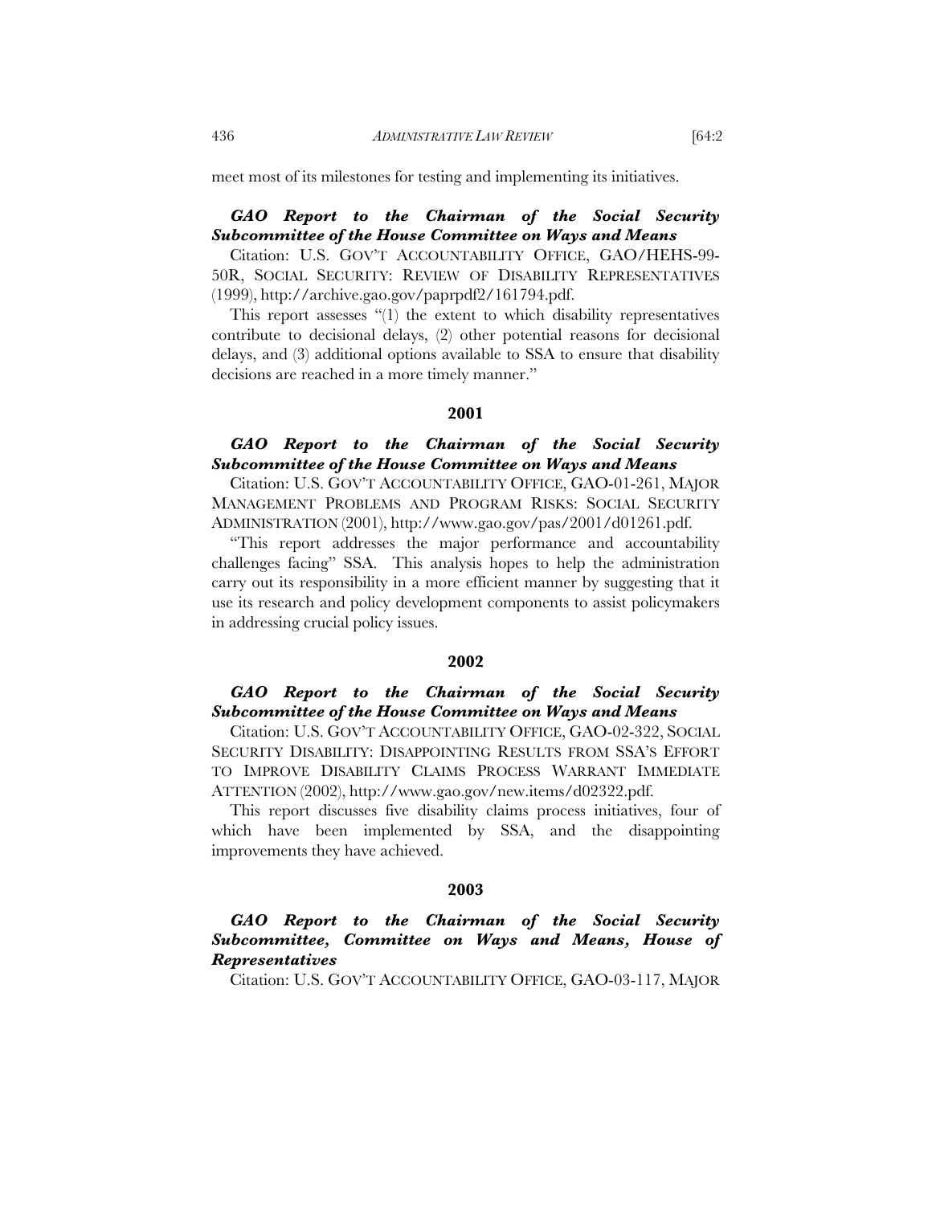meet most of its milestones for testing and implementing its initiatives.

***GAO Report to the Chairman of the Social Security Subcommittee of the House Committee on Ways and Means***

Citation: U.S. GOV'T ACCOUNTABILITY OFFICE, GAO/HEHS-99-50R, SOCIAL SECURITY: REVIEW OF DISABILITY REPRESENTATIVES (1999), http://archive.gao.gov/paprpdf2/161794.pdf.

This report assesses "(1) the extent to which disability representatives contribute to decisional delays, (2) other potential reasons for decisional delays, and (3) additional options available to SSA to ensure that disability decisions are reached in a more timely manner."

**2001**

***GAO Report to the Chairman of the Social Security Subcommittee of the House Committee on Ways and Means***

Citation: U.S. GOV'T ACCOUNTABILITY OFFICE, GAO-01-261, MAJOR MANAGEMENT PROBLEMS AND PROGRAM RISKS: SOCIAL SECURITY ADMINISTRATION (2001), http://www.gao.gov/pas/2001/d01261.pdf.

"This report addresses the major performance and accountability challenges facing" SSA. This analysis hopes to help the administration carry out its responsibility in a more efficient manner by suggesting that it use its research and policy development components to assist policymakers in addressing crucial policy issues.

**2002**

***GAO Report to the Chairman of the Social Security Subcommittee of the House Committee on Ways and Means***

Citation: U.S. GOV'T ACCOUNTABILITY OFFICE, GAO-02-322, SOCIAL SECURITY DISABILITY: DISAPPOINTING RESULTS FROM SSA'S EFFORT TO IMPROVE DISABILITY CLAIMS PROCESS WARRANT IMMEDIATE ATTENTION (2002), http://www.gao.gov/new.items/d02322.pdf.

This report discusses five disability claims process initiatives, four of which have been implemented by SSA, and the disappointing improvements they have achieved.

**2003**

***GAO Report to the Chairman of the Social Security Subcommittee, Committee on Ways and Means, House of Representatives***

Citation: U.S. GOV'T ACCOUNTABILITY OFFICE, GAO-03-117, MAJOR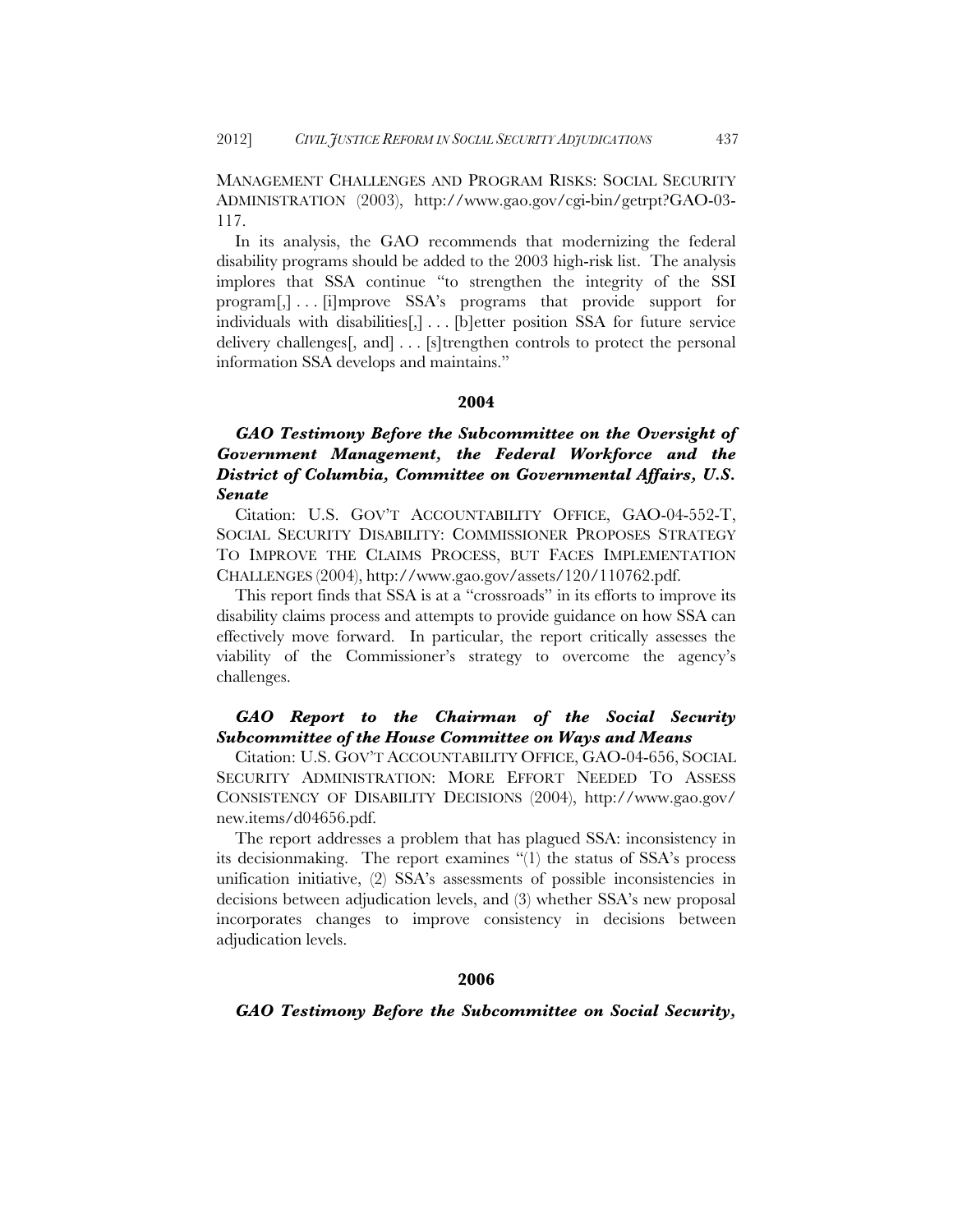MANAGEMENT CHALLENGES AND PROGRAM RISKS: SOCIAL SECURITY ADMINISTRATION (2003), http://www.gao.gov/cgi-bin/getrpt?GAO-03-117.

In its analysis, the GAO recommends that modernizing the federal disability programs should be added to the 2003 high-risk list. The analysis implores that SSA continue "to strengthen the integrity of the SSI program[,] . . . [i]mprove SSA's programs that provide support for individuals with disabilities[,] . . . [b]etter position SSA for future service delivery challenges[, and] . . . [s]trengthen controls to protect the personal information SSA develops and maintains."

## 2004

### *GAO Testimony Before the Subcommittee on the Oversight of Government Management, the Federal Workforce and the District of Columbia, Committee on Governmental Affairs, U.S. Senate*

Citation: U.S. GOV'T ACCOUNTABILITY OFFICE, GAO-04-552-T, SOCIAL SECURITY DISABILITY: COMMISSIONER PROPOSES STRATEGY TO IMPROVE THE CLAIMS PROCESS, BUT FACES IMPLEMENTATION CHALLENGES (2004), http://www.gao.gov/assets/120/110762.pdf.

This report finds that SSA is at a "crossroads" in its efforts to improve its disability claims process and attempts to provide guidance on how SSA can effectively move forward. In particular, the report critically assesses the viability of the Commissioner's strategy to overcome the agency's challenges.

### *GAO Report to the Chairman of the Social Security Subcommittee of the House Committee on Ways and Means*

Citation: U.S. GOV'T ACCOUNTABILITY OFFICE, GAO-04-656, SOCIAL SECURITY ADMINISTRATION: MORE EFFORT NEEDED TO ASSESS CONSISTENCY OF DISABILITY DECISIONS (2004), http://www.gao.gov/new.items/d04656.pdf.

The report addresses a problem that has plagued SSA: inconsistency in its decisionmaking. The report examines "(1) the status of SSA's process unification initiative, (2) SSA's assessments of possible inconsistencies in decisions between adjudication levels, and (3) whether SSA's new proposal incorporates changes to improve consistency in decisions between adjudication levels.

## 2006

### *GAO Testimony Before the Subcommittee on Social Security,*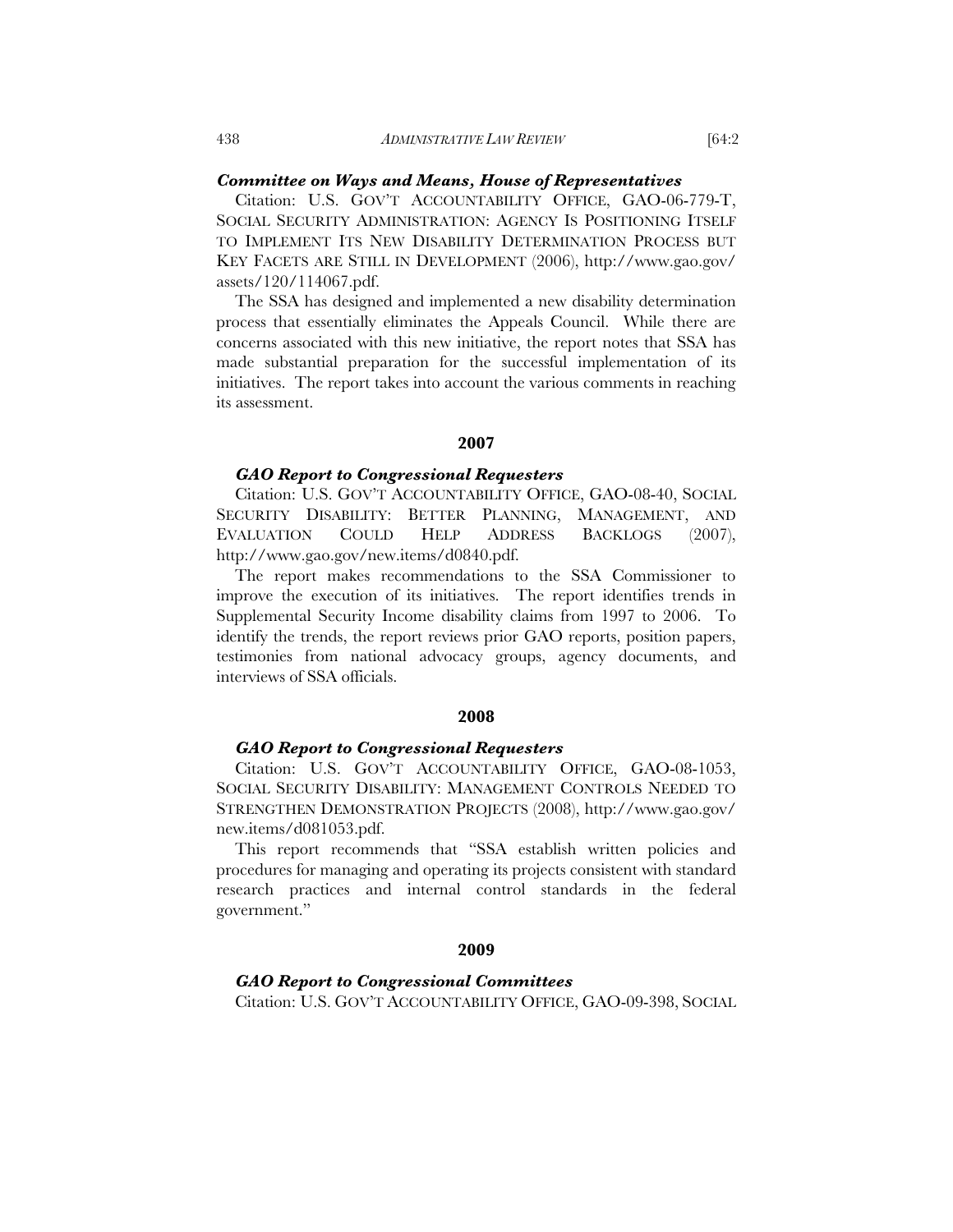***Committee on Ways and Means, House of Representatives***

Citation: U.S. GOV'T ACCOUNTABILITY OFFICE, GAO-06-779-T, SOCIAL SECURITY ADMINISTRATION: AGENCY IS POSITIONING ITSELF TO IMPLEMENT ITS NEW DISABILITY DETERMINATION PROCESS BUT KEY FACETS ARE STILL IN DEVELOPMENT (2006), http://www.gao.gov/assets/120/114067.pdf.

The SSA has designed and implemented a new disability determination process that essentially eliminates the Appeals Council. While there are concerns associated with this new initiative, the report notes that SSA has made substantial preparation for the successful implementation of its initiatives. The report takes into account the various comments in reaching its assessment.

**2007**

***GAO Report to Congressional Requesters***

Citation: U.S. GOV'T ACCOUNTABILITY OFFICE, GAO-08-40, SOCIAL SECURITY DISABILITY: BETTER PLANNING, MANAGEMENT, AND EVALUATION COULD HELP ADDRESS BACKLOGS (2007), http://www.gao.gov/new.items/d0840.pdf.

The report makes recommendations to the SSA Commissioner to improve the execution of its initiatives. The report identifies trends in Supplemental Security Income disability claims from 1997 to 2006. To identify the trends, the report reviews prior GAO reports, position papers, testimonies from national advocacy groups, agency documents, and interviews of SSA officials.

**2008**

***GAO Report to Congressional Requesters***

Citation: U.S. GOV'T ACCOUNTABILITY OFFICE, GAO-08-1053, SOCIAL SECURITY DISABILITY: MANAGEMENT CONTROLS NEEDED TO STRENGTHEN DEMONSTRATION PROJECTS (2008), http://www.gao.gov/new.items/d081053.pdf.

This report recommends that "SSA establish written policies and procedures for managing and operating its projects consistent with standard research practices and internal control standards in the federal government."

**2009**

***GAO Report to Congressional Committees***

Citation: U.S. GOV'T ACCOUNTABILITY OFFICE, GAO-09-398, SOCIAL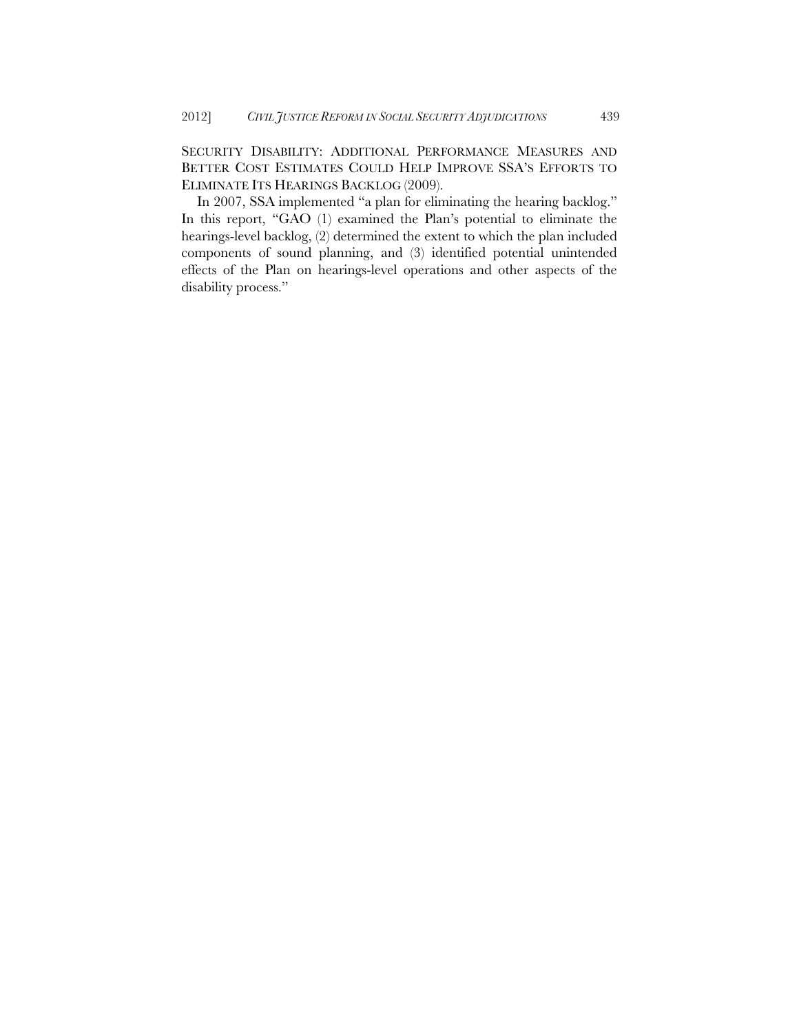SECURITY DISABILITY: ADDITIONAL PERFORMANCE MEASURES AND BETTER COST ESTIMATES COULD HELP IMPROVE SSA'S EFFORTS TO ELIMINATE ITS HEARINGS BACKLOG (2009).

In 2007, SSA implemented "a plan for eliminating the hearing backlog." In this report, "GAO (1) examined the Plan's potential to eliminate the hearings-level backlog, (2) determined the extent to which the plan included components of sound planning, and (3) identified potential unintended effects of the Plan on hearings-level operations and other aspects of the disability process."